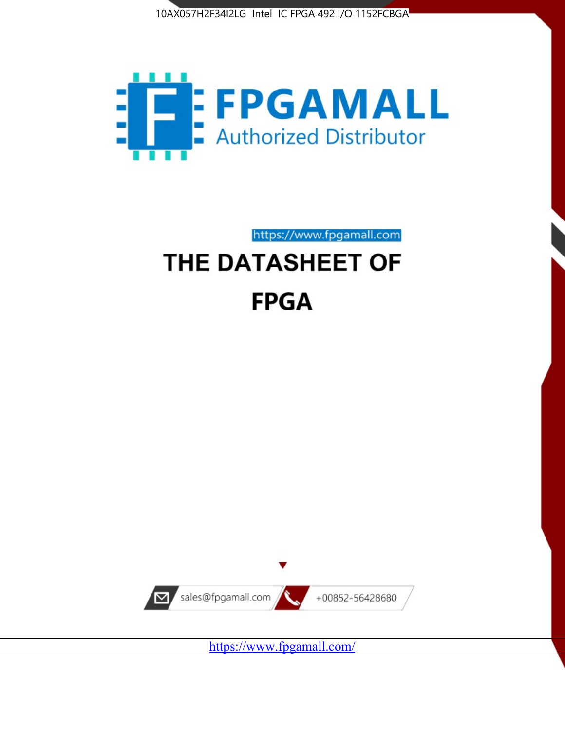10AX057H2F34I2LG Intel IC FPGA 492 I/O 1152FCBGA

FPGAMALL

Authorized Distributor

https://www.fpgamall.com

# THE DATASHEET OF

# FPGA

sales@fpgamall.com

+00852-56428680

https://www.fpgamall.com/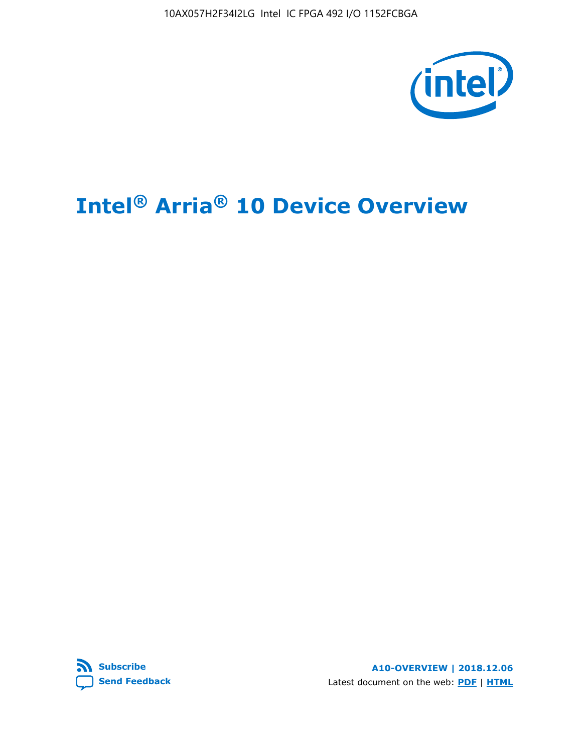# Intel® Arria® 10 Device Overview

Subscribe

Send Feedback

A10-OVERVIEW | 2018.12.06

Latest document on the web: PDF | HTML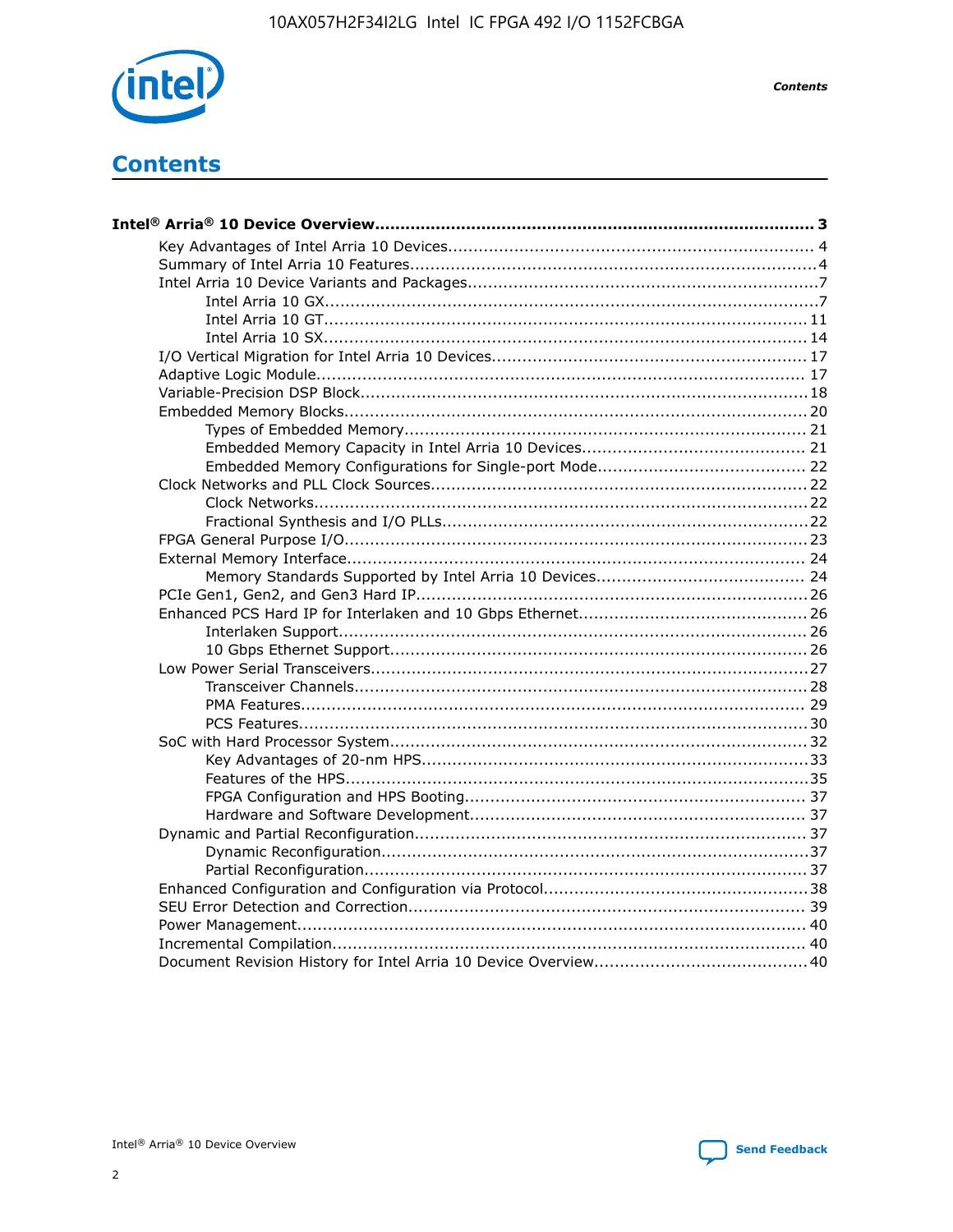# Contents

**Intel® Arria® 10 Device Overview....................................................................................... 3**

- Key Advantages of Intel Arria 10 Devices....................................................................... 4
- Summary of Intel Arria 10 Features................................................................................4
- Intel Arria 10 Device Variants and Packages.....................................................................7
  - Intel Arria 10 GX.................................................................................................7
  - Intel Arria 10 GT............................................................................................... 11
  - Intel Arria 10 SX............................................................................................... 14
- I/O Vertical Migration for Intel Arria 10 Devices.............................................................. 17
- Adaptive Logic Module................................................................................................ 17
- Variable-Precision DSP Block.......................................................................................18
- Embedded Memory Blocks...........................................................................................20
  - Types of Embedded Memory............................................................................... 21
  - Embedded Memory Capacity in Intel Arria 10 Devices............................................ 21
  - Embedded Memory Configurations for Single-port Mode......................................... 22
- Clock Networks and PLL Clock Sources.........................................................................22
  - Clock Networks.................................................................................................22
  - Fractional Synthesis and I/O PLLs........................................................................22
- FPGA General Purpose I/O..........................................................................................23
- External Memory Interface.......................................................................................... 24
  - Memory Standards Supported by Intel Arria 10 Devices......................................... 24
- PCIe Gen1, Gen2, and Gen3 Hard IP.............................................................................26
- Enhanced PCS Hard IP for Interlaken and 10 Gbps Ethernet.............................................26
  - Interlaken Support............................................................................................ 26
  - 10 Gbps Ethernet Support.................................................................................. 26
- Low Power Serial Transceivers.....................................................................................27
  - Transceiver Channels.........................................................................................28
  - PMA Features................................................................................................... 29
  - PCS Features....................................................................................................30
- SoC with Hard Processor System.................................................................................. 32
  - Key Advantages of 20-nm HPS............................................................................33
  - Features of the HPS...........................................................................................35
  - FPGA Configuration and HPS Booting................................................................... 37
  - Hardware and Software Development.................................................................. 37
- Dynamic and Partial Reconfiguration............................................................................. 37
  - Dynamic Reconfiguration....................................................................................37
  - Partial Reconfiguration.......................................................................................37
- Enhanced Configuration and Configuration via Protocol....................................................38
- SEU Error Detection and Correction.............................................................................. 39
- Power Management.................................................................................................... 40
- Incremental Compilation............................................................................................. 40
- Document Revision History for Intel Arria 10 Device Overview.......................................... 40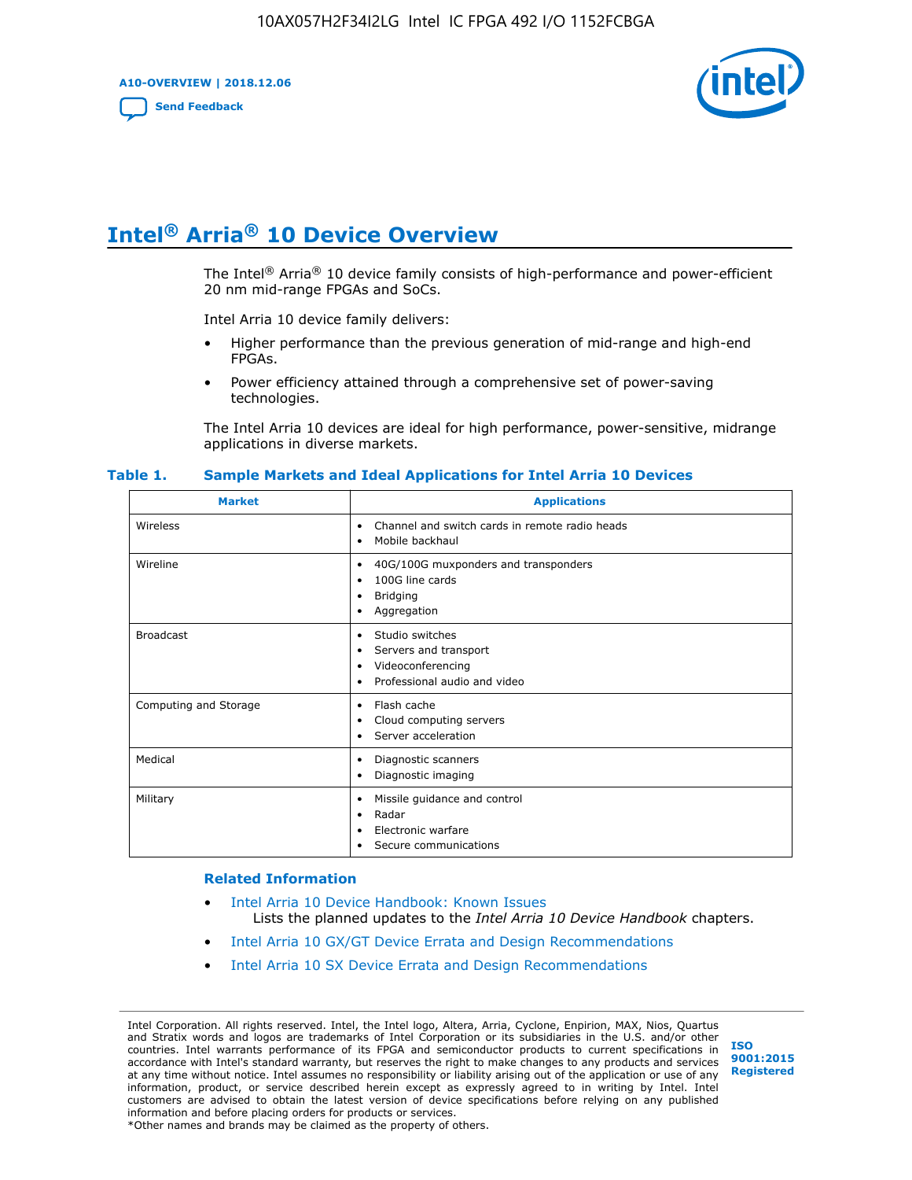# Intel® Arria® 10 Device Overview

The Intel® Arria® 10 device family consists of high-performance and power-efficient 20 nm mid-range FPGAs and SoCs.

Intel Arria 10 device family delivers:

- Higher performance than the previous generation of mid-range and high-end FPGAs.
- Power efficiency attained through a comprehensive set of power-saving technologies.

The Intel Arria 10 devices are ideal for high performance, power-sensitive, midrange applications in diverse markets.

**Table 1. Sample Markets and Ideal Applications for Intel Arria 10 Devices**

| Market | Applications |
|---|---|
| Wireless | • Channel and switch cards in remote radio heads<br>• Mobile backhaul |
| Wireline | • 40G/100G muxponders and transponders<br>• 100G line cards<br>• Bridging<br>• Aggregation |
| Broadcast | • Studio switches<br>• Servers and transport<br>• Videoconferencing<br>• Professional audio and video |
| Computing and Storage | • Flash cache<br>• Cloud computing servers<br>• Server acceleration |
| Medical | • Diagnostic scanners<br>• Diagnostic imaging |
| Military | • Missile guidance and control<br>• Radar<br>• Electronic warfare<br>• Secure communications |

**Related Information**

- Intel Arria 10 Device Handbook: Known Issues
  Lists the planned updates to the *Intel Arria 10 Device Handbook* chapters.
- Intel Arria 10 GX/GT Device Errata and Design Recommendations
- Intel Arria 10 SX Device Errata and Design Recommendations

Intel Corporation. All rights reserved. Intel, the Intel logo, Altera, Arria, Cyclone, Enpirion, MAX, Nios, Quartus and Stratix words and logos are trademarks of Intel Corporation or its subsidiaries in the U.S. and/or other countries. Intel warrants performance of its FPGA and semiconductor products to current specifications in accordance with Intel's standard warranty, but reserves the right to make changes to any products and services at any time without notice. Intel assumes no responsibility or liability arising out of the application or use of any information, product, or service described herein except as expressly agreed to in writing by Intel. Intel customers are advised to obtain the latest version of device specifications before relying on any published information and before placing orders for products or services.
*Other names and brands may be claimed as the property of others.

ISO 9001:2015 Registered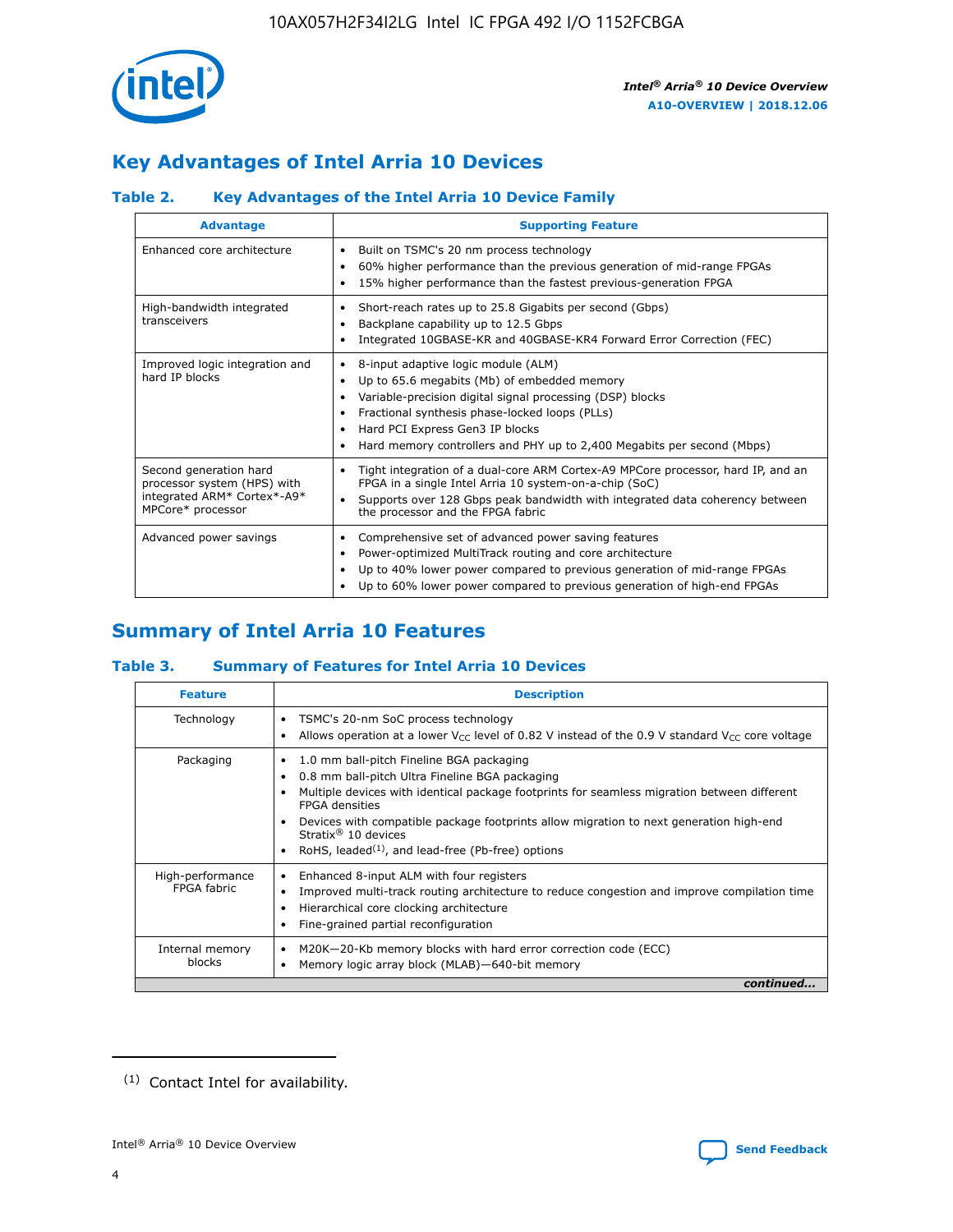## Key Advantages of Intel Arria 10 Devices

### Table 2. Key Advantages of the Intel Arria 10 Device Family

| Advantage | Supporting Feature |
|---|---|
| Enhanced core architecture | • Built on TSMC's 20 nm process technology<br>• 60% higher performance than the previous generation of mid-range FPGAs<br>• 15% higher performance than the fastest previous-generation FPGA |
| High-bandwidth integrated transceivers | • Short-reach rates up to 25.8 Gigabits per second (Gbps)<br>• Backplane capability up to 12.5 Gbps<br>• Integrated 10GBASE-KR and 40GBASE-KR4 Forward Error Correction (FEC) |
| Improved logic integration and hard IP blocks | • 8-input adaptive logic module (ALM)<br>• Up to 65.6 megabits (Mb) of embedded memory<br>• Variable-precision digital signal processing (DSP) blocks<br>• Fractional synthesis phase-locked loops (PLLs)<br>• Hard PCI Express Gen3 IP blocks<br>• Hard memory controllers and PHY up to 2,400 Megabits per second (Mbps) |
| Second generation hard processor system (HPS) with integrated ARM* Cortex*-A9* MPCore* processor | • Tight integration of a dual-core ARM Cortex-A9 MPCore processor, hard IP, and an FPGA in a single Intel Arria 10 system-on-a-chip (SoC)<br>• Supports over 128 Gbps peak bandwidth with integrated data coherency between the processor and the FPGA fabric |
| Advanced power savings | • Comprehensive set of advanced power saving features<br>• Power-optimized MultiTrack routing and core architecture<br>• Up to 40% lower power compared to previous generation of mid-range FPGAs<br>• Up to 60% lower power compared to previous generation of high-end FPGAs |

## Summary of Intel Arria 10 Features

### Table 3. Summary of Features for Intel Arria 10 Devices

| Feature | Description |
|---|---|
| Technology | • TSMC's 20-nm SoC process technology<br>• Allows operation at a lower $V_{CC}$ level of 0.82 V instead of the 0.9 V standard $V_{CC}$ core voltage |
| Packaging | • 1.0 mm ball-pitch Fineline BGA packaging<br>• 0.8 mm ball-pitch Ultra Fineline BGA packaging<br>• Multiple devices with identical package footprints for seamless migration between different FPGA densities<br>• Devices with compatible package footprints allow migration to next generation high-end Stratix® 10 devices<br>• RoHS, leaded[(1)], and lead-free (Pb-free) options |
| High-performance FPGA fabric | • Enhanced 8-input ALM with four registers<br>• Improved multi-track routing architecture to reduce congestion and improve compilation time<br>• Hierarchical core clocking architecture<br>• Fine-grained partial reconfiguration |
| Internal memory blocks | • M20K—20-Kb memory blocks with hard error correction code (ECC)<br>• Memory logic array block (MLAB)—640-bit memory |

*continued...*

(1) Contact Intel for availability.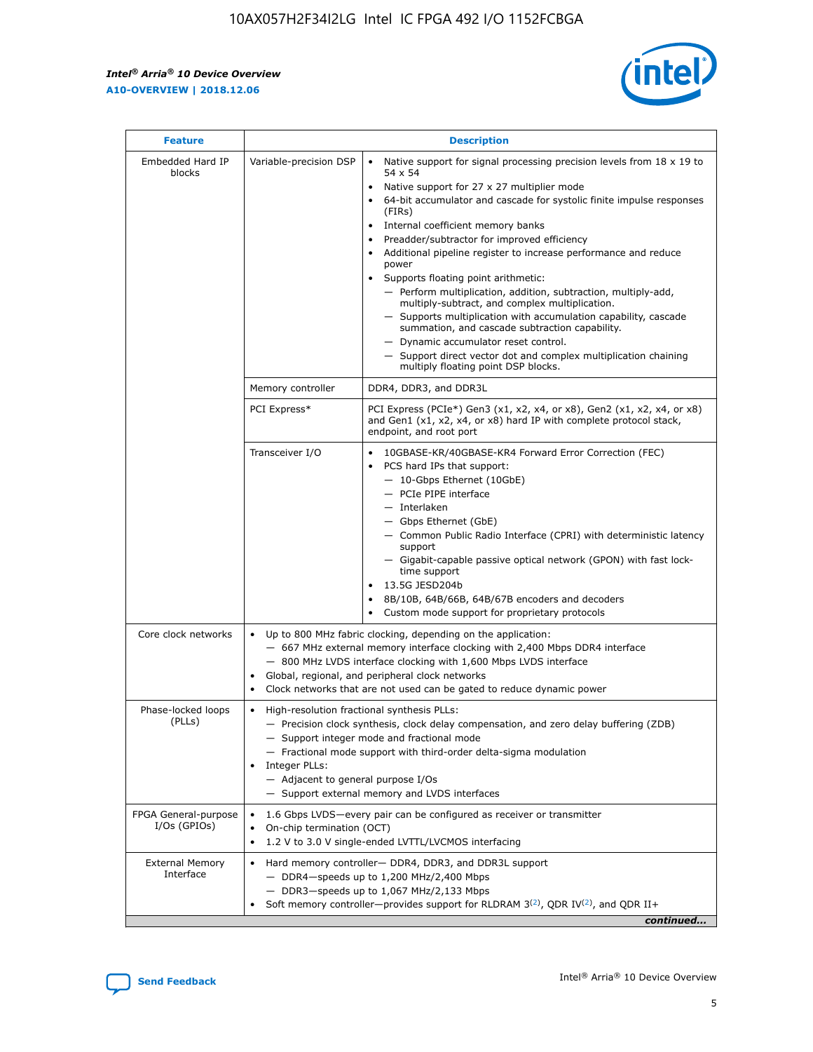| Feature | Description | |
|---|---|---|
| Embedded Hard IP blocks | Variable-precision DSP | • Native support for signal processing precision levels from 18 x 19 to 54 x 54<br>• Native support for 27 x 27 multiplier mode<br>• 64-bit accumulator and cascade for systolic finite impulse responses (FIRs)<br>• Internal coefficient memory banks<br>• Preadder/subtractor for improved efficiency<br>• Additional pipeline register to increase performance and reduce power<br>• Supports floating point arithmetic:<br>— Perform multiplication, addition, subtraction, multiply-add, multiply-subtract, and complex multiplication.<br>— Supports multiplication with accumulation capability, cascade summation, and cascade subtraction capability.<br>— Dynamic accumulator reset control.<br>— Support direct vector dot and complex multiplication chaining multiply floating point DSP blocks. |
| | Memory controller | DDR4, DDR3, and DDR3L |
| | PCI Express* | PCI Express (PCIe*) Gen3 (x1, x2, x4, or x8), Gen2 (x1, x2, x4, or x8) and Gen1 (x1, x2, x4, or x8) hard IP with complete protocol stack, endpoint, and root port |
| | Transceiver I/O | • 10GBASE-KR/40GBASE-KR4 Forward Error Correction (FEC)<br>• PCS hard IPs that support:<br>— 10-Gbps Ethernet (10GbE)<br>— PCIe PIPE interface<br>— Interlaken<br>— Gbps Ethernet (GbE)<br>— Common Public Radio Interface (CPRI) with deterministic latency support<br>— Gigabit-capable passive optical network (GPON) with fast lock-time support<br>• 13.5G JESD204b<br>• 8B/10B, 64B/66B, 64B/67B encoders and decoders<br>• Custom mode support for proprietary protocols |
| Core clock networks | • Up to 800 MHz fabric clocking, depending on the application:<br>— 667 MHz external memory interface clocking with 2,400 Mbps DDR4 interface<br>— 800 MHz LVDS interface clocking with 1,600 Mbps LVDS interface<br>• Global, regional, and peripheral clock networks<br>• Clock networks that are not used can be gated to reduce dynamic power | |
| Phase-locked loops (PLLs) | • High-resolution fractional synthesis PLLs:<br>— Precision clock synthesis, clock delay compensation, and zero delay buffering (ZDB)<br>— Support integer mode and fractional mode<br>— Fractional mode support with third-order delta-sigma modulation<br>• Integer PLLs:<br>— Adjacent to general purpose I/Os<br>— Support external memory and LVDS interfaces | |
| FPGA General-purpose I/Os (GPIOs) | • 1.6 Gbps LVDS—every pair can be configured as receiver or transmitter<br>• On-chip termination (OCT)<br>• 1.2 V to 3.0 V single-ended LVTTL/LVCMOS interfacing | |
| External Memory Interface | • Hard memory controller— DDR4, DDR3, and DDR3L support<br>— DDR4—speeds up to 1,200 MHz/2,400 Mbps<br>— DDR3—speeds up to 1,067 MHz/2,133 Mbps<br>• Soft memory controller—provides support for RLDRAM 3[(2)], QDR IV[(2)], and QDR II+ | |

*continued...*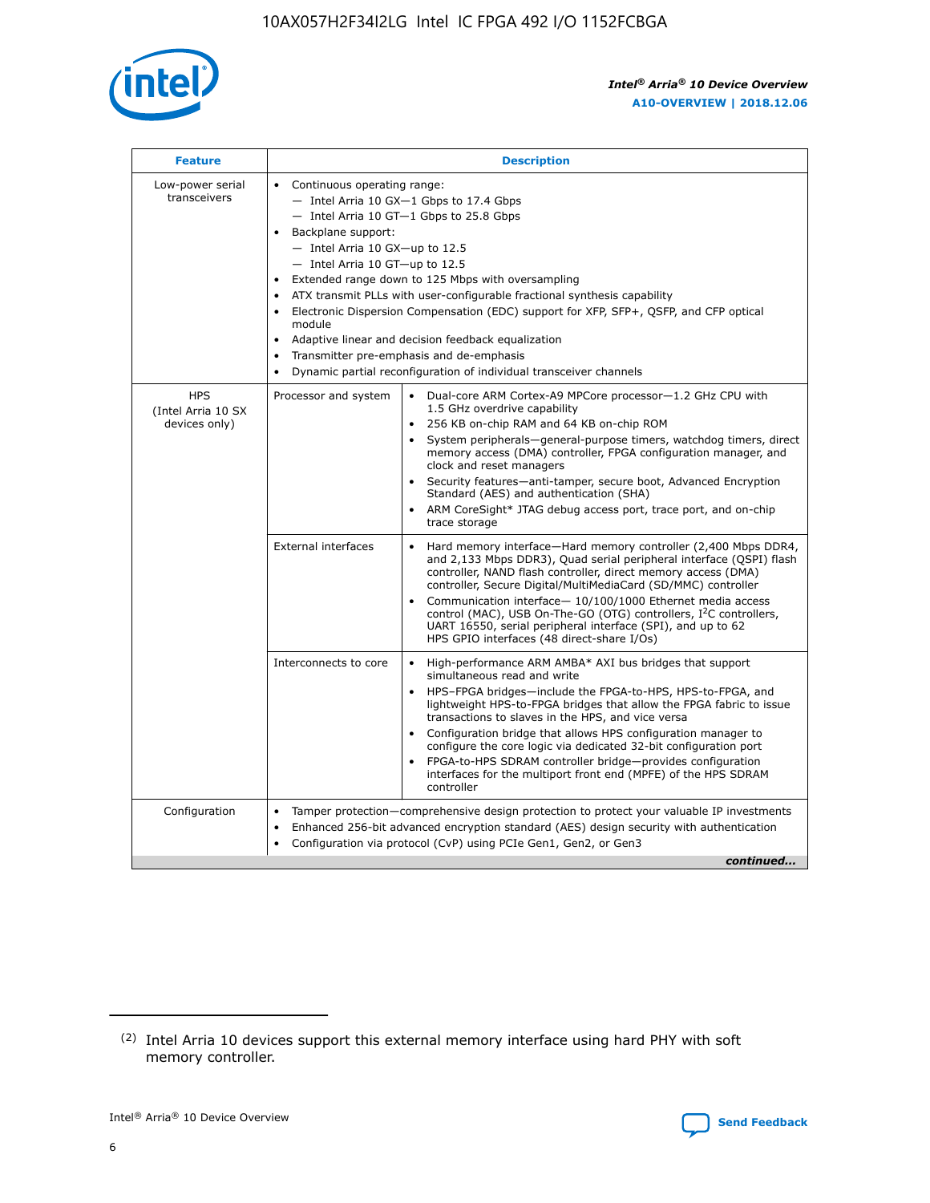| Feature | Description | |
|---|---|---|
| Low-power serial transceivers | • Continuous operating range:<br>— Intel Arria 10 GX—1 Gbps to 17.4 Gbps<br>— Intel Arria 10 GT—1 Gbps to 25.8 Gbps<br>• Backplane support:<br>— Intel Arria 10 GX—up to 12.5<br>— Intel Arria 10 GT—up to 12.5<br>• Extended range down to 125 Mbps with oversampling<br>• ATX transmit PLLs with user-configurable fractional synthesis capability<br>• Electronic Dispersion Compensation (EDC) support for XFP, SFP+, QSFP, and CFP optical module<br>• Adaptive linear and decision feedback equalization<br>• Transmitter pre-emphasis and de-emphasis<br>• Dynamic partial reconfiguration of individual transceiver channels | |
| HPS (Intel Arria 10 SX devices only) | Processor and system | • Dual-core ARM Cortex-A9 MPCore processor—1.2 GHz CPU with 1.5 GHz overdrive capability<br>• 256 KB on-chip RAM and 64 KB on-chip ROM<br>• System peripherals—general-purpose timers, watchdog timers, direct memory access (DMA) controller, FPGA configuration manager, and clock and reset managers<br>• Security features—anti-tamper, secure boot, Advanced Encryption Standard (AES) and authentication (SHA)<br>• ARM CoreSight* JTAG debug access port, trace port, and on-chip trace storage |
| | External interfaces | • Hard memory interface—Hard memory controller (2,400 Mbps DDR4, and 2,133 Mbps DDR3), Quad serial peripheral interface (QSPI) flash controller, NAND flash controller, direct memory access (DMA) controller, Secure Digital/MultiMediaCard (SD/MMC) controller<br>• Communication interface— 10/100/1000 Ethernet media access control (MAC), USB On-The-GO (OTG) controllers, I²C controllers, UART 16550, serial peripheral interface (SPI), and up to 62 HPS GPIO interfaces (48 direct-share I/Os) |
| | Interconnects to core | • High-performance ARM AMBA* AXI bus bridges that support simultaneous read and write<br>• HPS–FPGA bridges—include the FPGA-to-HPS, HPS-to-FPGA, and lightweight HPS-to-FPGA bridges that allow the FPGA fabric to issue transactions to slaves in the HPS, and vice versa<br>• Configuration bridge that allows HPS configuration manager to configure the core logic via dedicated 32-bit configuration port<br>• FPGA-to-HPS SDRAM controller bridge—provides configuration interfaces for the multiport front end (MPFE) of the HPS SDRAM controller |
| Configuration | • Tamper protection—comprehensive design protection to protect your valuable IP investments<br>• Enhanced 256-bit advanced encryption standard (AES) design security with authentication<br>• Configuration via protocol (CvP) using PCIe Gen1, Gen2, or Gen3 | |

*continued...*

(2) Intel Arria 10 devices support this external memory interface using hard PHY with soft memory controller.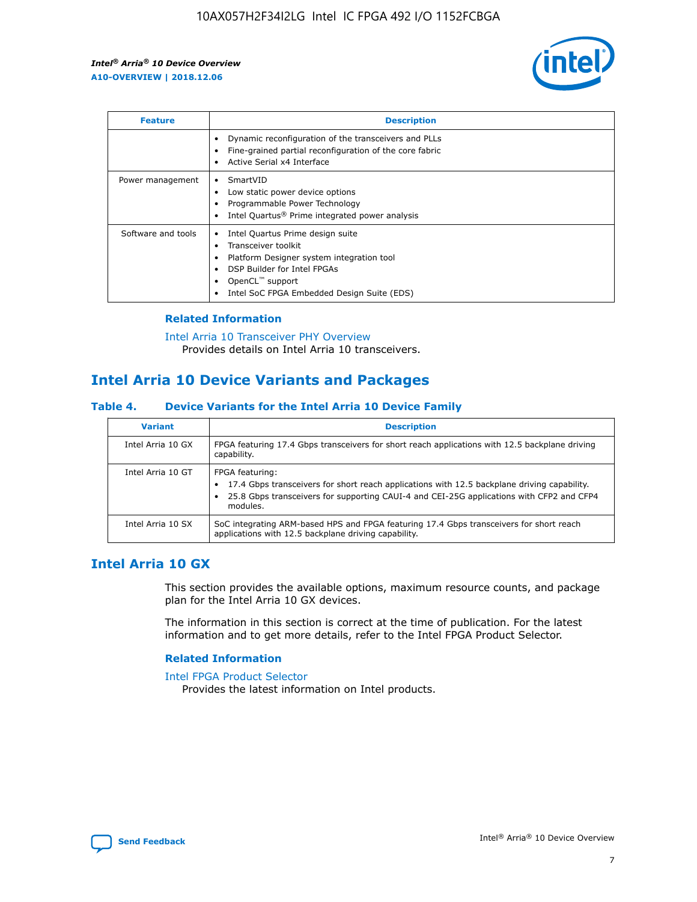| Feature | Description |
| --- | --- |
| | • Dynamic reconfiguration of the transceivers and PLLs<br>• Fine-grained partial reconfiguration of the core fabric<br>• Active Serial x4 Interface |
| Power management | • SmartVID<br>• Low static power device options<br>• Programmable Power Technology<br>• Intel Quartus® Prime integrated power analysis |
| Software and tools | • Intel Quartus Prime design suite<br>• Transceiver toolkit<br>• Platform Designer system integration tool<br>• DSP Builder for Intel FPGAs<br>• OpenCL™ support<br>• Intel SoC FPGA Embedded Design Suite (EDS) |

### Related Information

Intel Arria 10 Transceiver PHY Overview
Provides details on Intel Arria 10 transceivers.

## Intel Arria 10 Device Variants and Packages

#### Table 4. Device Variants for the Intel Arria 10 Device Family

| Variant | Description |
| --- | --- |
| Intel Arria 10 GX | FPGA featuring 17.4 Gbps transceivers for short reach applications with 12.5 backplane driving capability. |
| Intel Arria 10 GT | FPGA featuring:<br>• 17.4 Gbps transceivers for short reach applications with 12.5 backplane driving capability.<br>• 25.8 Gbps transceivers for supporting CAUI-4 and CEI-25G applications with CFP2 and CFP4 modules. |
| Intel Arria 10 SX | SoC integrating ARM-based HPS and FPGA featuring 17.4 Gbps transceivers for short reach applications with 12.5 backplane driving capability. |

## Intel Arria 10 GX

This section provides the available options, maximum resource counts, and package plan for the Intel Arria 10 GX devices.

The information in this section is correct at the time of publication. For the latest information and to get more details, refer to the Intel FPGA Product Selector.

### Related Information

Intel FPGA Product Selector
Provides the latest information on Intel products.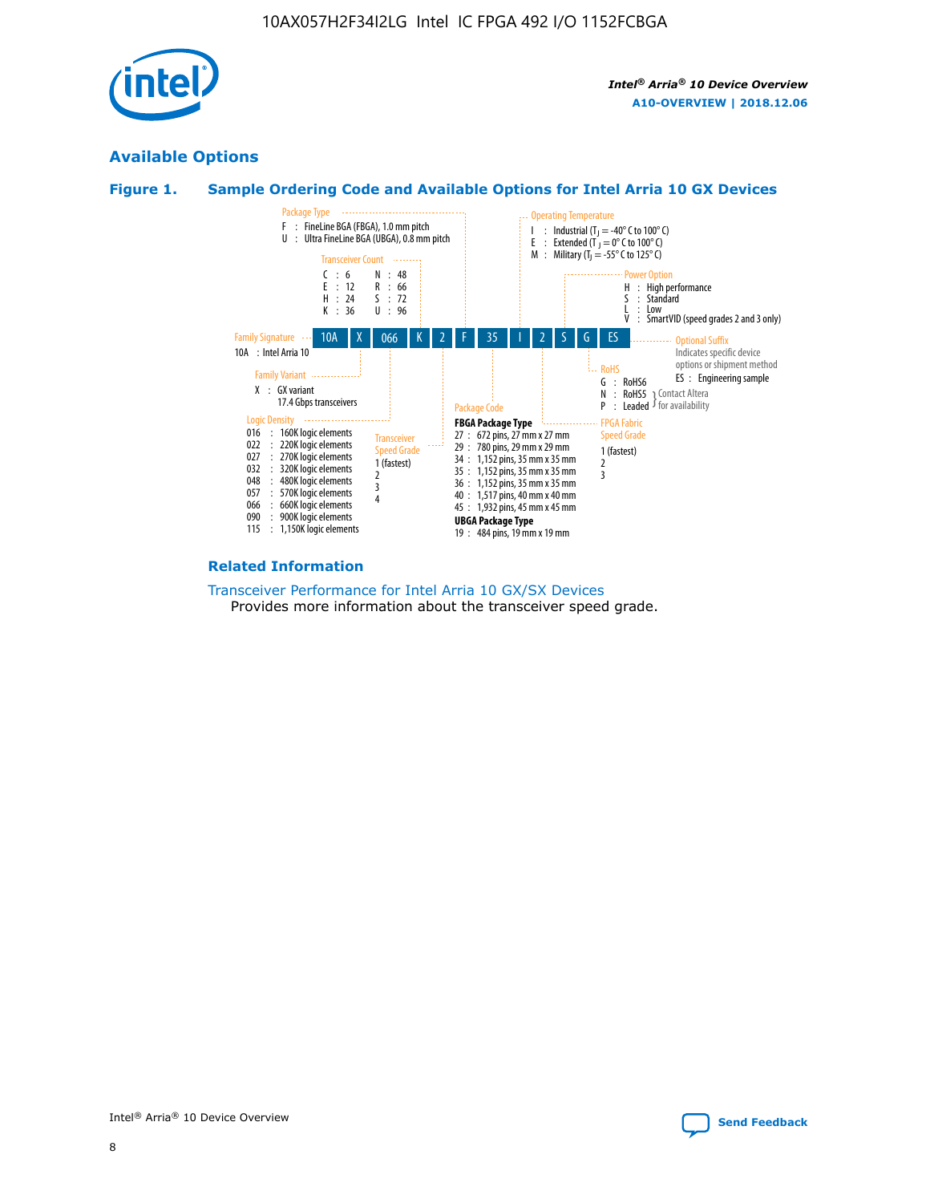## Available Options

### Figure 1. Sample Ordering Code and Available Options for Intel Arria 10 GX Devices

| 10A | X | 066 | K | 2 | F | 35 | I | 2 | S | G | ES |
|---|---|---|---|---|---|---|---|---|---|---|---|

**Family Signature**
- 10A : Intel Arria 10

**Family Variant**
- X : GX variant
  17.4 Gbps transceivers

**Logic Density**
- 016 : 160K logic elements
- 022 : 220K logic elements
- 027 : 270K logic elements
- 032 : 320K logic elements
- 048 : 480K logic elements
- 057 : 570K logic elements
- 066 : 660K logic elements
- 090 : 900K logic elements
- 115 : 1,150K logic elements

**Transceiver Count**
- C : 6
- E : 12
- H : 24
- K : 36
- N : 48
- R : 66
- S : 72
- U : 96

**Transceiver Speed Grade**
- 1 (fastest)
- 2
- 3
- 4

**Package Type**
- F : FineLine BGA (FBGA), 1.0 mm pitch
- U : Ultra FineLine BGA (UBGA), 0.8 mm pitch

**Package Code**

**FBGA Package Type**
- 27 : 672 pins, 27 mm x 27 mm
- 29 : 780 pins, 29 mm x 29 mm
- 34 : 1,152 pins, 35 mm x 35 mm
- 35 : 1,152 pins, 35 mm x 35 mm
- 36 : 1,152 pins, 35 mm x 35 mm
- 40 : 1,517 pins, 40 mm x 40 mm
- 45 : 1,932 pins, 45 mm x 45 mm

**UBGA Package Type**
- 19 : 484 pins, 19 mm x 19 mm

**Operating Temperature**
- I : Industrial ($T_J$ = -40° C to 100° C)
- E : Extended ($T_J$ = 0° C to 100° C)
- M : Military ($T_J$ = -55° C to 125° C)

**FPGA Fabric Speed Grade**
- 1 (fastest)
- 2
- 3

**Power Option**
- H : High performance
- S : Standard
- L : Low
- V : SmartVID (speed grades 2 and 3 only)

**RoHS**
- G : RoHS6
- N : RoHS5 (Contact Altera for availability)
- P : Leaded (Contact Altera for availability)

**Optional Suffix**
Indicates specific device options or shipment method
- ES : Engineering sample

### Related Information

Transceiver Performance for Intel Arria 10 GX/SX Devices
Provides more information about the transceiver speed grade.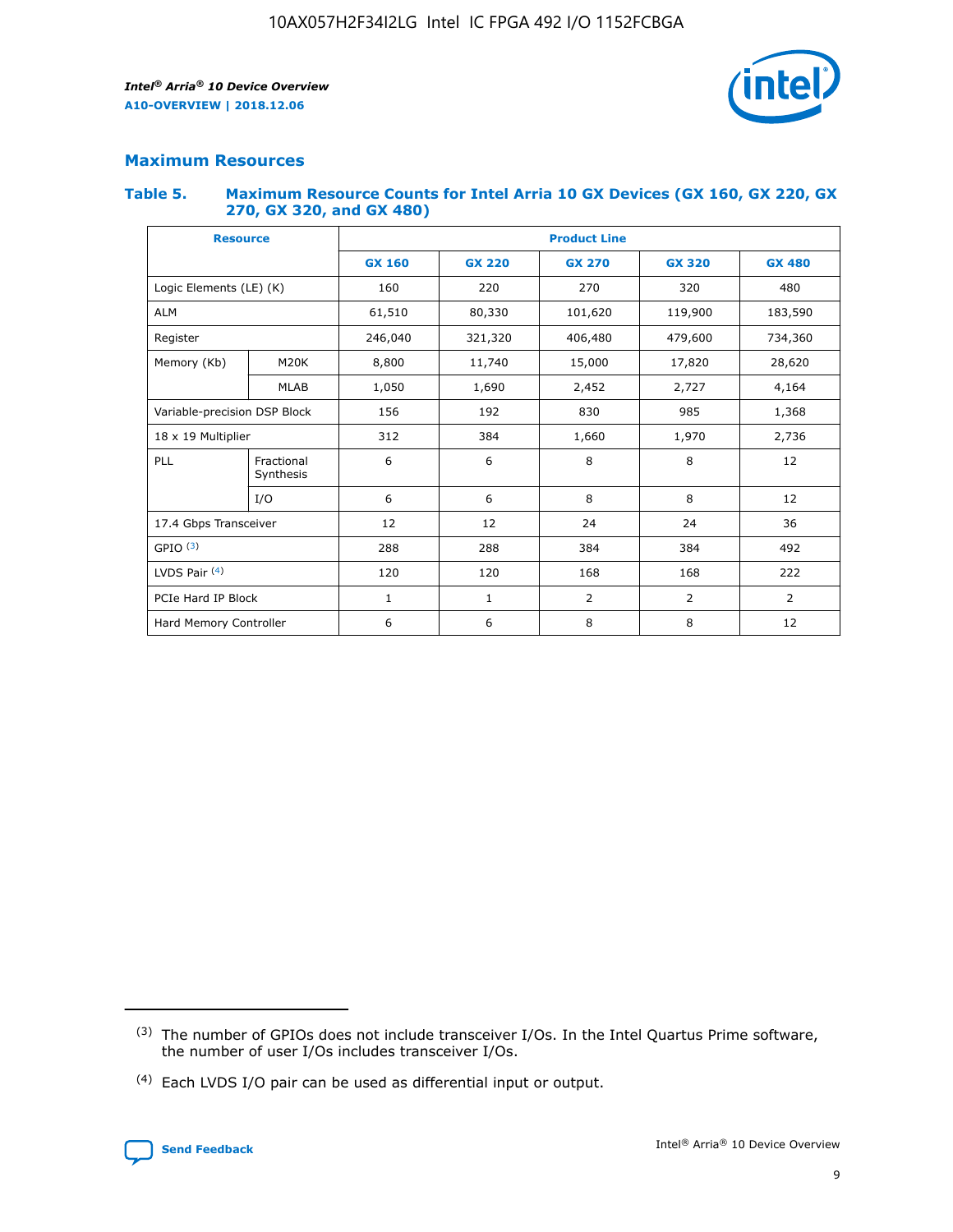## Maximum Resources

### Table 5. Maximum Resource Counts for Intel Arria 10 GX Devices (GX 160, GX 220, GX 270, GX 320, and GX 480)

| Resource | | Product Line | | | | |
|---|---|---|---|---|---|---|
| | | GX 160 | GX 220 | GX 270 | GX 320 | GX 480 |
| Logic Elements (LE) (K) | | 160 | 220 | 270 | 320 | 480 |
| ALM | | 61,510 | 80,330 | 101,620 | 119,900 | 183,590 |
| Register | | 246,040 | 321,320 | 406,480 | 479,600 | 734,360 |
| Memory (Kb) | M20K | 8,800 | 11,740 | 15,000 | 17,820 | 28,620 |
| | MLAB | 1,050 | 1,690 | 2,452 | 2,727 | 4,164 |
| Variable-precision DSP Block | | 156 | 192 | 830 | 985 | 1,368 |
| 18 x 19 Multiplier | | 312 | 384 | 1,660 | 1,970 | 2,736 |
| PLL | Fractional Synthesis | 6 | 6 | 8 | 8 | 12 |
| | I/O | 6 | 6 | 8 | 8 | 12 |
| 17.4 Gbps Transceiver | | 12 | 12 | 24 | 24 | 36 |
| GPIO [3] | | 288 | 288 | 384 | 384 | 492 |
| LVDS Pair [4] | | 120 | 120 | 168 | 168 | 222 |
| PCIe Hard IP Block | | 1 | 1 | 2 | 2 | 2 |
| Hard Memory Controller | | 6 | 6 | 8 | 8 | 12 |

(3) The number of GPIOs does not include transceiver I/Os. In the Intel Quartus Prime software, the number of user I/Os includes transceiver I/Os.

(4) Each LVDS I/O pair can be used as differential input or output.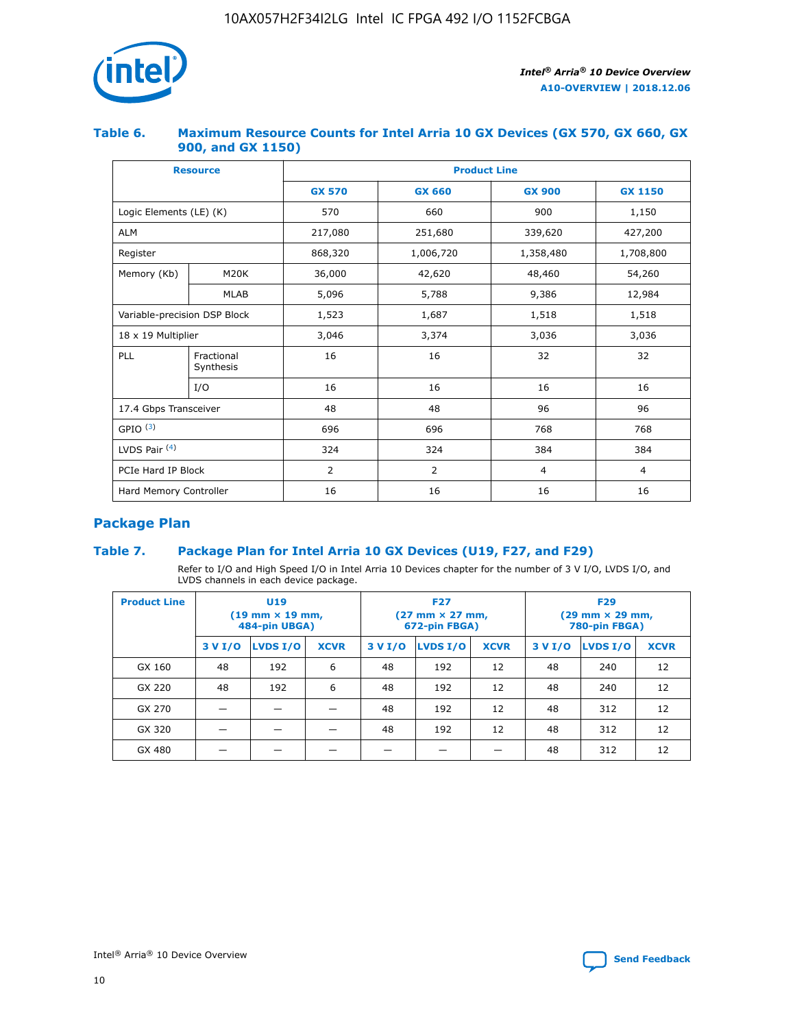### Table 6. Maximum Resource Counts for Intel Arria 10 GX Devices (GX 570, GX 660, GX 900, and GX 1150)

| Resource | | Product Line | | | |
|---|---|---|---|---|---|
| | | GX 570 | GX 660 | GX 900 | GX 1150 |
| Logic Elements (LE) (K) | | 570 | 660 | 900 | 1,150 |
| ALM | | 217,080 | 251,680 | 339,620 | 427,200 |
| Register | | 868,320 | 1,006,720 | 1,358,480 | 1,708,800 |
| Memory (Kb) | M20K | 36,000 | 42,620 | 48,460 | 54,260 |
| | MLAB | 5,096 | 5,788 | 9,386 | 12,984 |
| Variable-precision DSP Block | | 1,523 | 1,687 | 1,518 | 1,518 |
| 18 x 19 Multiplier | | 3,046 | 3,374 | 3,036 | 3,036 |
| PLL | Fractional Synthesis | 16 | 16 | 32 | 32 |
| | I/O | 16 | 16 | 16 | 16 |
| 17.4 Gbps Transceiver | | 48 | 48 | 96 | 96 |
| GPIO [(3)] | | 696 | 696 | 768 | 768 |
| LVDS Pair [(4)] | | 324 | 324 | 384 | 384 |
| PCIe Hard IP Block | | 2 | 2 | 4 | 4 |
| Hard Memory Controller | | 16 | 16 | 16 | 16 |

## Package Plan

### Table 7. Package Plan for Intel Arria 10 GX Devices (U19, F27, and F29)

Refer to I/O and High Speed I/O in Intel Arria 10 Devices chapter for the number of 3 V I/O, LVDS I/O, and LVDS channels in each device package.

| Product Line | U19 (19 mm × 19 mm, 484-pin UBGA) | | | F27 (27 mm × 27 mm, 672-pin FBGA) | | | F29 (29 mm × 29 mm, 780-pin FBGA) | | |
|---|---|---|---|---|---|---|---|---|---|
| | 3 V I/O | LVDS I/O | XCVR | 3 V I/O | LVDS I/O | XCVR | 3 V I/O | LVDS I/O | XCVR |
| GX 160 | 48 | 192 | 6 | 48 | 192 | 12 | 48 | 240 | 12 |
| GX 220 | 48 | 192 | 6 | 48 | 192 | 12 | 48 | 240 | 12 |
| GX 270 | — | — | — | 48 | 192 | 12 | 48 | 312 | 12 |
| GX 320 | — | — | — | 48 | 192 | 12 | 48 | 312 | 12 |
| GX 480 | — | — | — | — | — | — | 48 | 312 | 12 |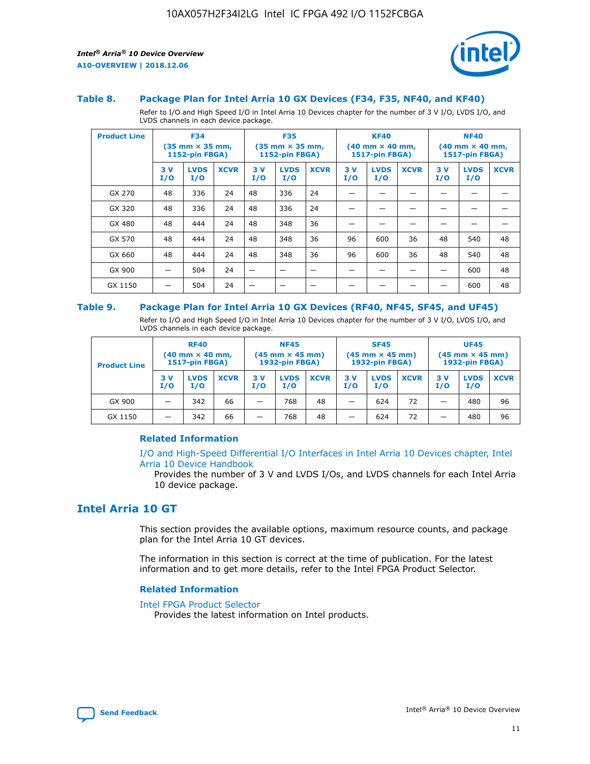### Table 8. Package Plan for Intel Arria 10 GX Devices (F34, F35, NF40, and KF40)

Refer to I/O and High Speed I/O in Intel Arria 10 Devices chapter for the number of 3 V I/O, LVDS I/O, and LVDS channels in each device package.

| Product Line | F34 (35 mm × 35 mm, 1152-pin FBGA) | | | F35 (35 mm × 35 mm, 1152-pin FBGA) | | | KF40 (40 mm × 40 mm, 1517-pin FBGA) | | | NF40 (40 mm × 40 mm, 1517-pin FBGA) | | |
|---|---|---|---|---|---|---|---|---|---|---|---|---|
| | 3 V I/O | LVDS I/O | XCVR | 3 V I/O | LVDS I/O | XCVR | 3 V I/O | LVDS I/O | XCVR | 3 V I/O | LVDS I/O | XCVR |
| GX 270 | 48 | 336 | 24 | 48 | 336 | 24 | — | — | — | — | — | — |
| GX 320 | 48 | 336 | 24 | 48 | 336 | 24 | — | — | — | — | — | — |
| GX 480 | 48 | 444 | 24 | 48 | 348 | 36 | — | — | — | — | — | — |
| GX 570 | 48 | 444 | 24 | 48 | 348 | 36 | 96 | 600 | 36 | 48 | 540 | 48 |
| GX 660 | 48 | 444 | 24 | 48 | 348 | 36 | 96 | 600 | 36 | 48 | 540 | 48 |
| GX 900 | — | 504 | 24 | — | — | — | — | — | — | — | 600 | 48 |
| GX 1150 | — | 504 | 24 | — | — | — | — | — | — | — | 600 | 48 |

### Table 9. Package Plan for Intel Arria 10 GX Devices (RF40, NF45, SF45, and UF45)

Refer to I/O and High Speed I/O in Intel Arria 10 Devices chapter for the number of 3 V I/O, LVDS I/O, and LVDS channels in each device package.

| Product Line | RF40 (40 mm × 40 mm, 1517-pin FBGA) | | | NF45 (45 mm × 45 mm) 1932-pin FBGA) | | | SF45 (45 mm × 45 mm) 1932-pin FBGA) | | | UF45 (45 mm × 45 mm) 1932-pin FBGA) | | |
|---|---|---|---|---|---|---|---|---|---|---|---|---|
| | 3 V I/O | LVDS I/O | XCVR | 3 V I/O | LVDS I/O | XCVR | 3 V I/O | LVDS I/O | XCVR | 3 V I/O | LVDS I/O | XCVR |
| GX 900 | — | 342 | 66 | — | 768 | 48 | — | 624 | 72 | — | 480 | 96 |
| GX 1150 | — | 342 | 66 | — | 768 | 48 | — | 624 | 72 | — | 480 | 96 |

#### Related Information

I/O and High-Speed Differential I/O Interfaces in Intel Arria 10 Devices chapter, Intel Arria 10 Device Handbook
Provides the number of 3 V and LVDS I/Os, and LVDS channels for each Intel Arria 10 device package.

## Intel Arria 10 GT

This section provides the available options, maximum resource counts, and package plan for the Intel Arria 10 GT devices.

The information in this section is correct at the time of publication. For the latest information and to get more details, refer to the Intel FPGA Product Selector.

#### Related Information

Intel FPGA Product Selector
Provides the latest information on Intel products.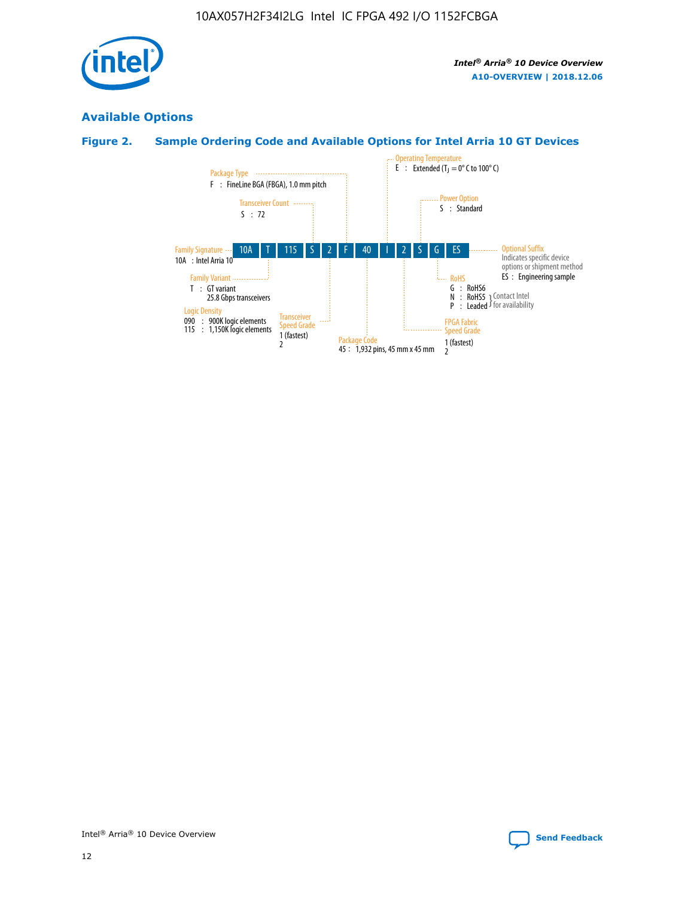## Available Options

### Figure 2. Sample Ordering Code and Available Options for Intel Arria 10 GT Devices

| 10A | T | 115 | S | 2 | F | 40 | I | 2 | S | G | ES |
|---|---|---|---|---|---|---|---|---|---|---|---|

**Family Signature**
10A : Intel Arria 10

**Family Variant**
T : GT variant
25.8 Gbps transceivers

**Logic Density**
090 : 900K logic elements
115 : 1,150K logic elements

**Transceiver Count**
S : 72

**Transceiver Speed Grade**
1 (fastest)
2

**Package Type**
F : FineLine BGA (FBGA), 1.0 mm pitch

**Package Code**
45 : 1,932 pins, 45 mm x 45 mm

**Operating Temperature**
E : Extended ($T_J$ = 0° C to 100° C)

**FPGA Fabric Speed Grade**
1 (fastest)
2

**Power Option**
S : Standard

**RoHS**
G : RoHS6
N : RoHS5 } Contact Intel for availability
P : Leaded } Contact Intel for availability

**Optional Suffix**
Indicates specific device options or shipment method
ES : Engineering sample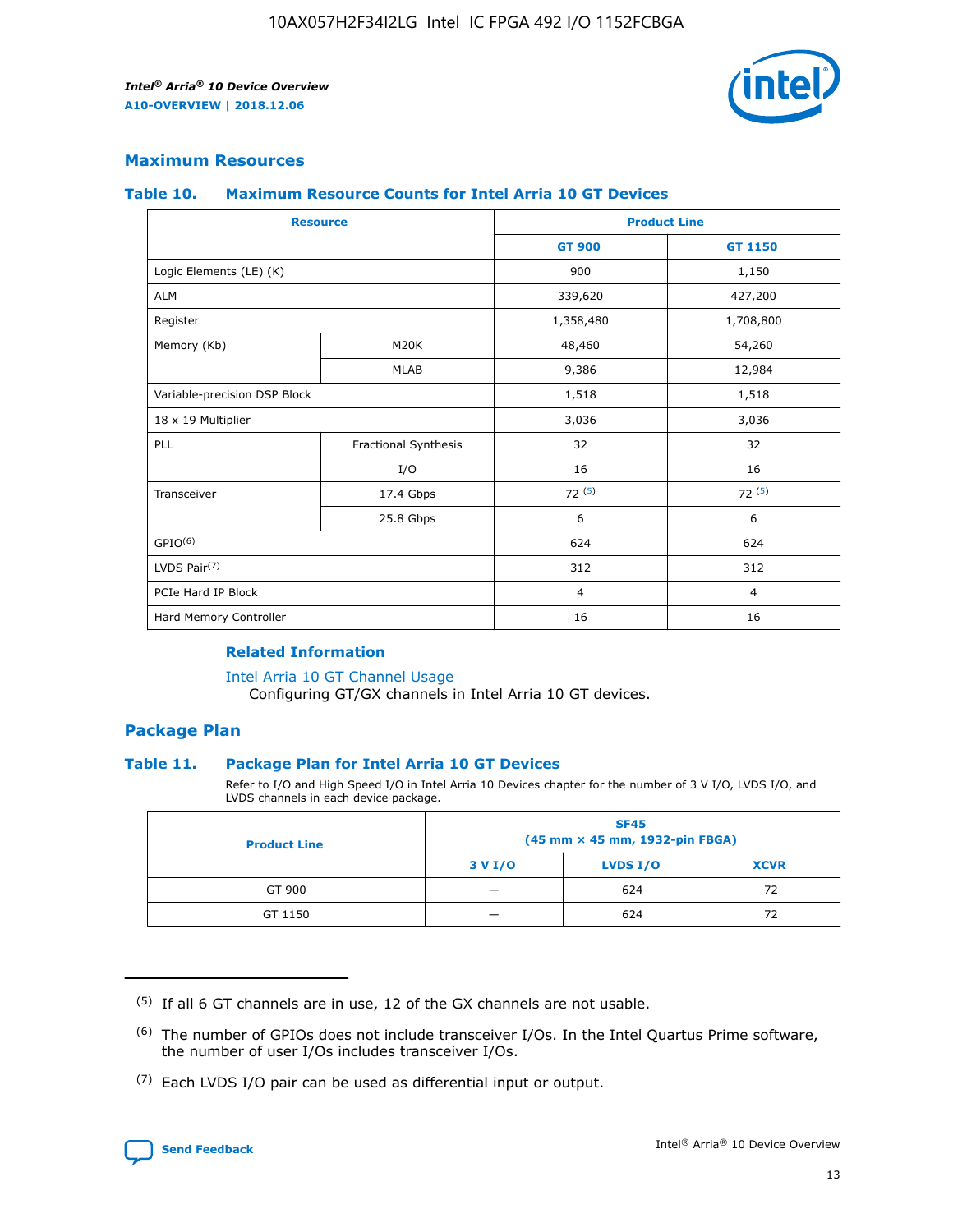## Maximum Resources

### Table 10. Maximum Resource Counts for Intel Arria 10 GT Devices

| Resource | | Product Line | |
|---|---|---|---|
| | | GT 900 | GT 1150 |
| Logic Elements (LE) (K) | | 900 | 1,150 |
| ALM | | 339,620 | 427,200 |
| Register | | 1,358,480 | 1,708,800 |
| Memory (Kb) | M20K | 48,460 | 54,260 |
| | MLAB | 9,386 | 12,984 |
| Variable-precision DSP Block | | 1,518 | 1,518 |
| 18 x 19 Multiplier | | 3,036 | 3,036 |
| PLL | Fractional Synthesis | 32 | 32 |
| | I/O | 16 | 16 |
| Transceiver | 17.4 Gbps | 72 [5] | 72 [5] |
| | 25.8 Gbps | 6 | 6 |
| GPIO[6] | | 624 | 624 |
| LVDS Pair[7] | | 312 | 312 |
| PCIe Hard IP Block | | 4 | 4 |
| Hard Memory Controller | | 16 | 16 |

#### Related Information

Intel Arria 10 GT Channel Usage
Configuring GT/GX channels in Intel Arria 10 GT devices.

## Package Plan

### Table 11. Package Plan for Intel Arria 10 GT Devices

Refer to I/O and High Speed I/O in Intel Arria 10 Devices chapter for the number of 3 V I/O, LVDS I/O, and LVDS channels in each device package.

| Product Line | SF45 (45 mm × 45 mm, 1932-pin FBGA) | | |
|---|---|---|---|
| | 3 V I/O | LVDS I/O | XCVR |
| GT 900 | — | 624 | 72 |
| GT 1150 | — | 624 | 72 |

(5) If all 6 GT channels are in use, 12 of the GX channels are not usable.

(6) The number of GPIOs does not include transceiver I/Os. In the Intel Quartus Prime software, the number of user I/Os includes transceiver I/Os.

(7) Each LVDS I/O pair can be used as differential input or output.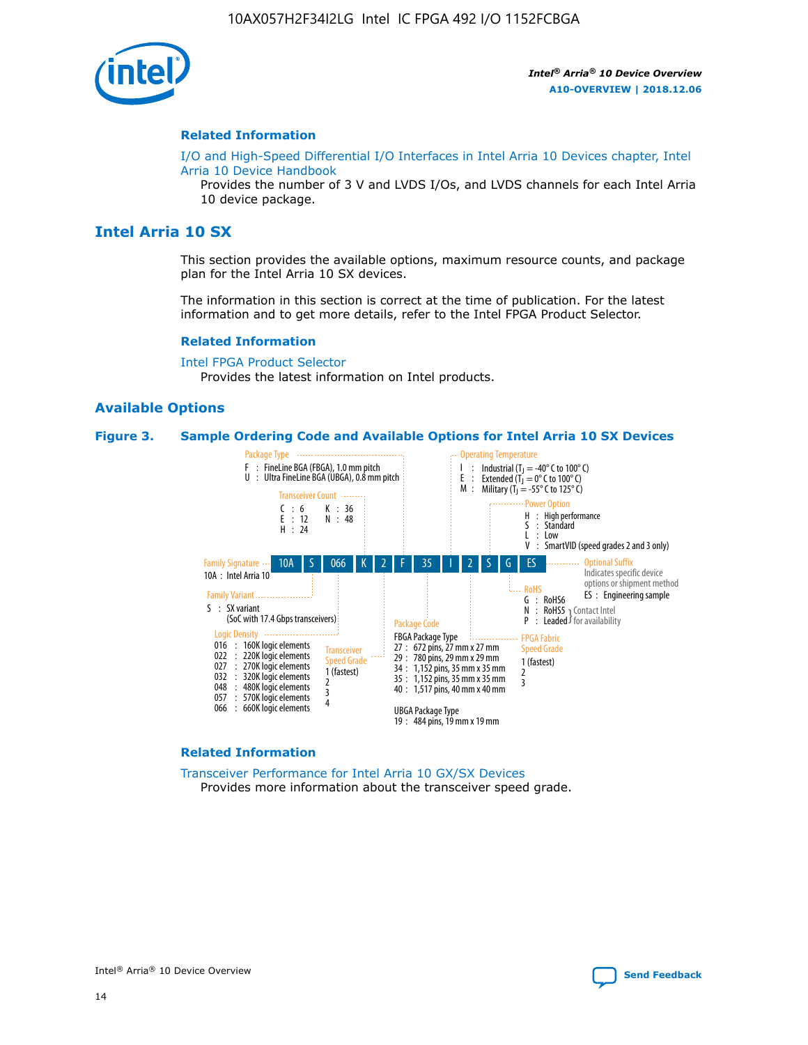## Related Information

I/O and High-Speed Differential I/O Interfaces in Intel Arria 10 Devices chapter, Intel Arria 10 Device Handbook
Provides the number of 3 V and LVDS I/Os, and LVDS channels for each Intel Arria 10 device package.

# Intel Arria 10 SX

This section provides the available options, maximum resource counts, and package plan for the Intel Arria 10 SX devices.

The information in this section is correct at the time of publication. For the latest information and to get more details, refer to the Intel FPGA Product Selector.

## Related Information

Intel FPGA Product Selector
Provides the latest information on Intel products.

## Available Options

**Figure 3. Sample Ordering Code and Available Options for Intel Arria 10 SX Devices**

Sample ordering code: 10A S 066 K 2 F 35 I 2 S G ES

**Family Signature**
- 10A : Intel Arria 10

**Family Variant**
- S : SX variant (SoC with 17.4 Gbps transceivers)

**Logic Density**
- 016 : 160K logic elements
- 022 : 220K logic elements
- 027 : 270K logic elements
- 032 : 320K logic elements
- 048 : 480K logic elements
- 057 : 570K logic elements
- 066 : 660K logic elements

**Transceiver Count**
- C : 6
- E : 12
- H : 24
- K : 36
- N : 48

**Transceiver Speed Grade**
- 1 (fastest)
- 2
- 3
- 4

**Package Type**
- F : FineLine BGA (FBGA), 1.0 mm pitch
- U : Ultra FineLine BGA (UBGA), 0.8 mm pitch

**Package Code**

FBGA Package Type
- 27 : 672 pins, 27 mm x 27 mm
- 29 : 780 pins, 29 mm x 29 mm
- 34 : 1,152 pins, 35 mm x 35 mm
- 35 : 1,152 pins, 35 mm x 35 mm
- 40 : 1,517 pins, 40 mm x 40 mm

UBGA Package Type
- 19 : 484 pins, 19 mm x 19 mm

**Operating Temperature**
- I : Industrial ($T_J$ = -40° C to 100° C)
- E : Extended ($T_J$ = 0° C to 100° C)
- M : Military ($T_J$ = -55° C to 125° C)

**FPGA Fabric Speed Grade**
- 1 (fastest)
- 2
- 3

**Power Option**
- H : High performance
- S : Standard
- L : Low
- V : SmartVID (speed grades 2 and 3 only)

**RoHS**
- G : RoHS6
- N : RoHS5 (Contact Intel for availability)
- P : Leaded (Contact Intel for availability)

**Optional Suffix**
Indicates specific device options or shipment method
- ES : Engineering sample

## Related Information

Transceiver Performance for Intel Arria 10 GX/SX Devices
Provides more information about the transceiver speed grade.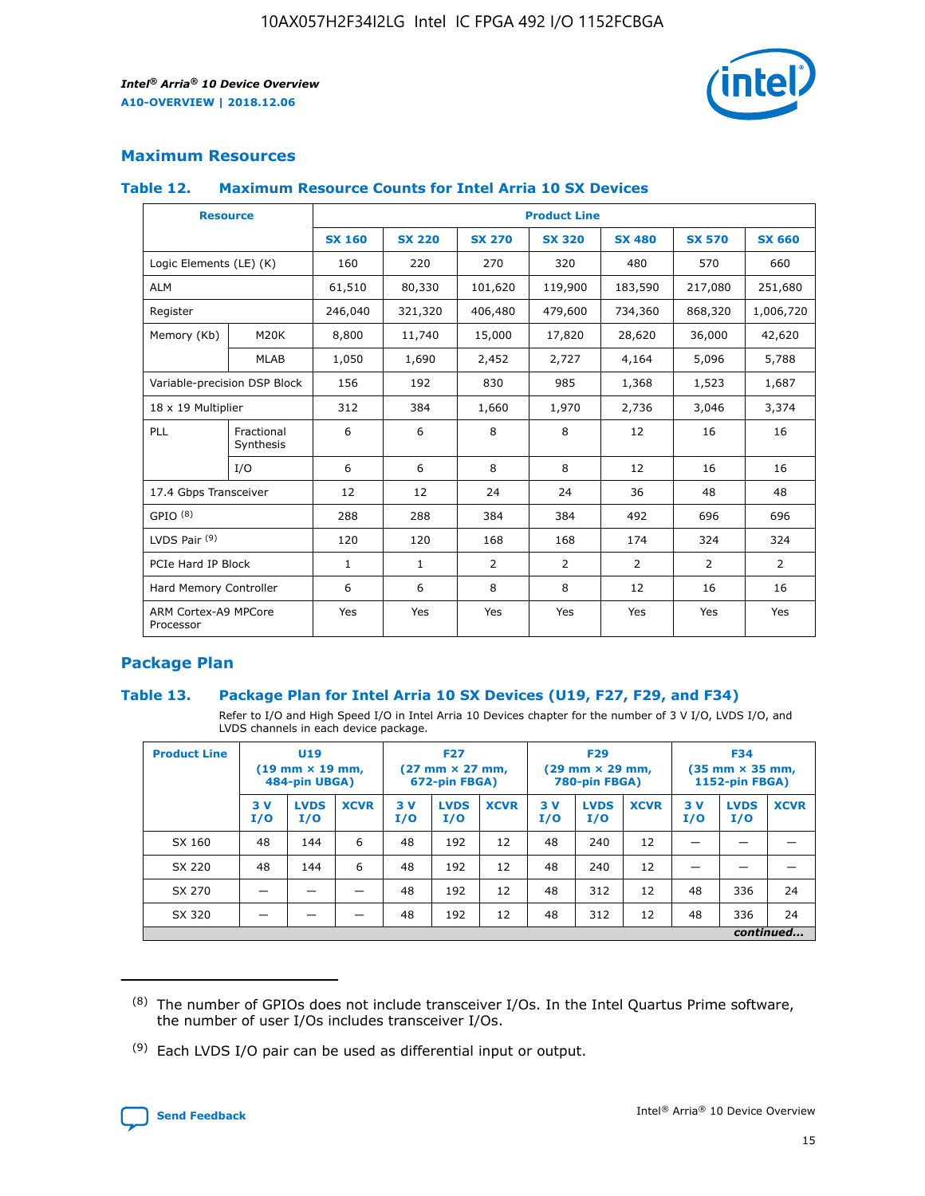## Maximum Resources

### Table 12. Maximum Resource Counts for Intel Arria 10 SX Devices

| Resource | | Product Line | | | | | | |
|---|---|---|---|---|---|---|---|---|
| | | SX 160 | SX 220 | SX 270 | SX 320 | SX 480 | SX 570 | SX 660 |
| Logic Elements (LE) (K) | | 160 | 220 | 270 | 320 | 480 | 570 | 660 |
| ALM | | 61,510 | 80,330 | 101,620 | 119,900 | 183,590 | 217,080 | 251,680 |
| Register | | 246,040 | 321,320 | 406,480 | 479,600 | 734,360 | 868,320 | 1,006,720 |
| Memory (Kb) | M20K | 8,800 | 11,740 | 15,000 | 17,820 | 28,620 | 36,000 | 42,620 |
| | MLAB | 1,050 | 1,690 | 2,452 | 2,727 | 4,164 | 5,096 | 5,788 |
| Variable-precision DSP Block | | 156 | 192 | 830 | 985 | 1,368 | 1,523 | 1,687 |
| 18 x 19 Multiplier | | 312 | 384 | 1,660 | 1,970 | 2,736 | 3,046 | 3,374 |
| PLL | Fractional Synthesis | 6 | 6 | 8 | 8 | 12 | 16 | 16 |
| | I/O | 6 | 6 | 8 | 8 | 12 | 16 | 16 |
| 17.4 Gbps Transceiver | | 12 | 12 | 24 | 24 | 36 | 48 | 48 |
| GPIO [8] | | 288 | 288 | 384 | 384 | 492 | 696 | 696 |
| LVDS Pair [9] | | 120 | 120 | 168 | 168 | 174 | 324 | 324 |
| PCIe Hard IP Block | | 1 | 1 | 2 | 2 | 2 | 2 | 2 |
| Hard Memory Controller | | 6 | 6 | 8 | 8 | 12 | 16 | 16 |
| ARM Cortex-A9 MPCore Processor | | Yes | Yes | Yes | Yes | Yes | Yes | Yes |

## Package Plan

### Table 13. Package Plan for Intel Arria 10 SX Devices (U19, F27, F29, and F34)

Refer to I/O and High Speed I/O in Intel Arria 10 Devices chapter for the number of 3 V I/O, LVDS I/O, and LVDS channels in each device package.

| Product Line | U19 (19 mm × 19 mm, 484-pin UBGA) | | | F27 (27 mm × 27 mm, 672-pin FBGA) | | | F29 (29 mm × 29 mm, 780-pin FBGA) | | | F34 (35 mm × 35 mm, 1152-pin FBGA) | | |
|---|---|---|---|---|---|---|---|---|---|---|---|---|
| | 3 V I/O | LVDS I/O | XCVR | 3 V I/O | LVDS I/O | XCVR | 3 V I/O | LVDS I/O | XCVR | 3 V I/O | LVDS I/O | XCVR |
| SX 160 | 48 | 144 | 6 | 48 | 192 | 12 | 48 | 240 | 12 | — | — | — |
| SX 220 | 48 | 144 | 6 | 48 | 192 | 12 | 48 | 240 | 12 | — | — | — |
| SX 270 | — | — | — | 48 | 192 | 12 | 48 | 312 | 12 | 48 | 336 | 24 |
| SX 320 | — | — | — | 48 | 192 | 12 | 48 | 312 | 12 | 48 | 336 | 24 |

*continued...*

(8) The number of GPIOs does not include transceiver I/Os. In the Intel Quartus Prime software, the number of user I/Os includes transceiver I/Os.

(9) Each LVDS I/O pair can be used as differential input or output.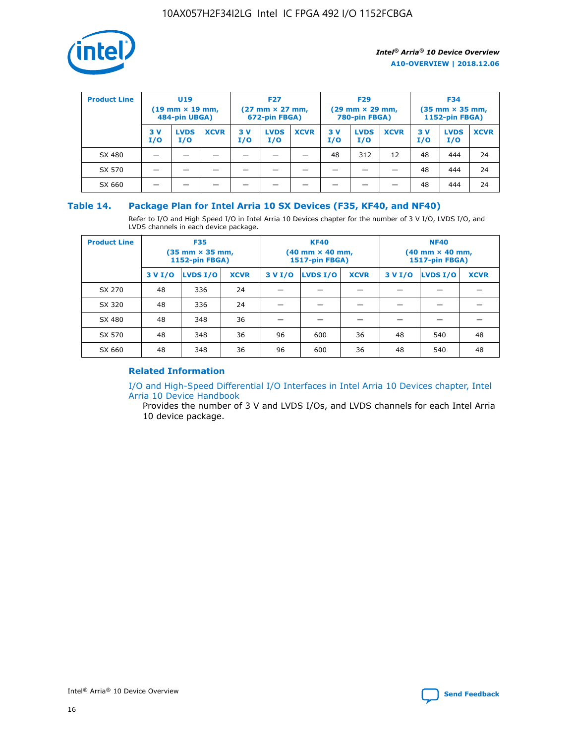| Product Line | U19 (19 mm × 19 mm, 484-pin UBGA) | | | F27 (27 mm × 27 mm, 672-pin FBGA) | | | F29 (29 mm × 29 mm, 780-pin FBGA) | | | F34 (35 mm × 35 mm, 1152-pin FBGA) | | |
|---|---|---|---|---|---|---|---|---|---|---|---|---|
| | 3 V I/O | LVDS I/O | XCVR | 3 V I/O | LVDS I/O | XCVR | 3 V I/O | LVDS I/O | XCVR | 3 V I/O | LVDS I/O | XCVR |
| SX 480 | — | — | — | — | — | — | 48 | 312 | 12 | 48 | 444 | 24 |
| SX 570 | — | — | — | — | — | — | — | — | — | 48 | 444 | 24 |
| SX 660 | — | — | — | — | — | — | — | — | — | 48 | 444 | 24 |

## Table 14. Package Plan for Intel Arria 10 SX Devices (F35, KF40, and NF40)

Refer to I/O and High Speed I/O in Intel Arria 10 Devices chapter for the number of 3 V I/O, LVDS I/O, and LVDS channels in each device package.

| Product Line | F35 (35 mm × 35 mm, 1152-pin FBGA) | | | KF40 (40 mm × 40 mm, 1517-pin FBGA) | | | NF40 (40 mm × 40 mm, 1517-pin FBGA) | | |
|---|---|---|---|---|---|---|---|---|---|
| | 3 V I/O | LVDS I/O | XCVR | 3 V I/O | LVDS I/O | XCVR | 3 V I/O | LVDS I/O | XCVR |
| SX 270 | 48 | 336 | 24 | — | — | — | — | — | — |
| SX 320 | 48 | 336 | 24 | — | — | — | — | — | — |
| SX 480 | 48 | 348 | 36 | — | — | — | — | — | — |
| SX 570 | 48 | 348 | 36 | 96 | 600 | 36 | 48 | 540 | 48 |
| SX 660 | 48 | 348 | 36 | 96 | 600 | 36 | 48 | 540 | 48 |

### Related Information

I/O and High-Speed Differential I/O Interfaces in Intel Arria 10 Devices chapter, Intel Arria 10 Device Handbook

Provides the number of 3 V and LVDS I/Os, and LVDS channels for each Intel Arria 10 device package.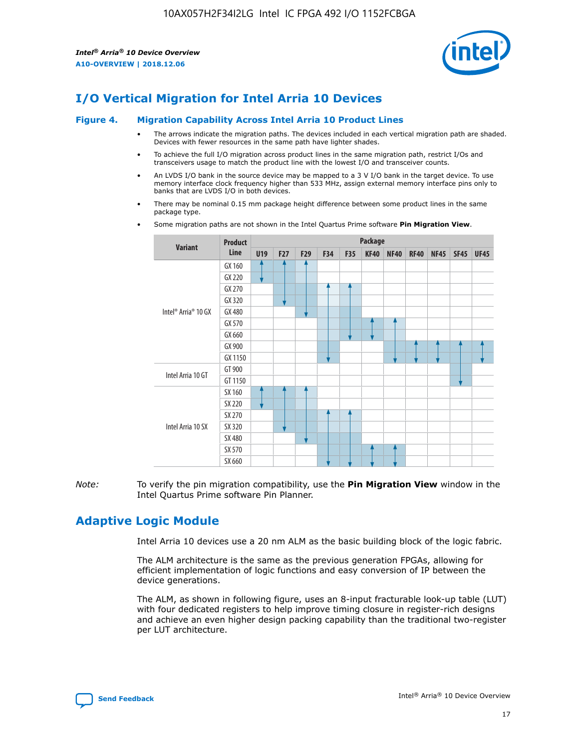## I/O Vertical Migration for Intel Arria 10 Devices

**Figure 4. Migration Capability Across Intel Arria 10 Product Lines**

- The arrows indicate the migration paths. The devices included in each vertical migration path are shaded. Devices with fewer resources in the same path have lighter shades.
- To achieve the full I/O migration across product lines in the same migration path, restrict I/Os and transceivers usage to match the product line with the lowest I/O and transceiver counts.
- An LVDS I/O bank in the source device may be mapped to a 3 V I/O bank in the target device. To use memory interface clock frequency higher than 533 MHz, assign external memory interface pins only to banks that are LVDS I/O in both devices.
- There may be nominal 0.15 mm package height difference between some product lines in the same package type.
- Some migration paths are not shown in the Intel Quartus Prime software **Pin Migration View**.

| Variant | Product Line | U19 | F27 | F29 | F34 | F35 | KF40 | NF40 | RF40 | NF45 | SF45 | UF45 |
|---|---|---|---|---|---|---|---|---|---|---|---|---|
| Intel® Arria® 10 GX | GX 160 | | | | | | | | | | | |
| | GX 220 | | | | | | | | | | | |
| | GX 270 | | | | | | | | | | | |
| | GX 320 | | | | | | | | | | | |
| | GX 480 | | | | | | | | | | | |
| | GX 570 | | | | | | | | | | | |
| | GX 660 | | | | | | | | | | | |
| | GX 900 | | | | | | | | | | | |
| | GX 1150 | | | | | | | | | | | |
| Intel Arria 10 GT | GT 900 | | | | | | | | | | | |
| | GT 1150 | | | | | | | | | | | |
| Intel Arria 10 SX | SX 160 | | | | | | | | | | | |
| | SX 220 | | | | | | | | | | | |
| | SX 270 | | | | | | | | | | | |
| | SX 320 | | | | | | | | | | | |
| | SX 480 | | | | | | | | | | | |
| | SX 570 | | | | | | | | | | | |
| | SX 660 | | | | | | | | | | | |

*Note:* To verify the pin migration compatibility, use the **Pin Migration View** window in the Intel Quartus Prime software Pin Planner.

## Adaptive Logic Module

Intel Arria 10 devices use a 20 nm ALM as the basic building block of the logic fabric.

The ALM architecture is the same as the previous generation FPGAs, allowing for efficient implementation of logic functions and easy conversion of IP between the device generations.

The ALM, as shown in following figure, uses an 8-input fracturable look-up table (LUT) with four dedicated registers to help improve timing closure in register-rich designs and achieve an even higher design packing capability than the traditional two-register per LUT architecture.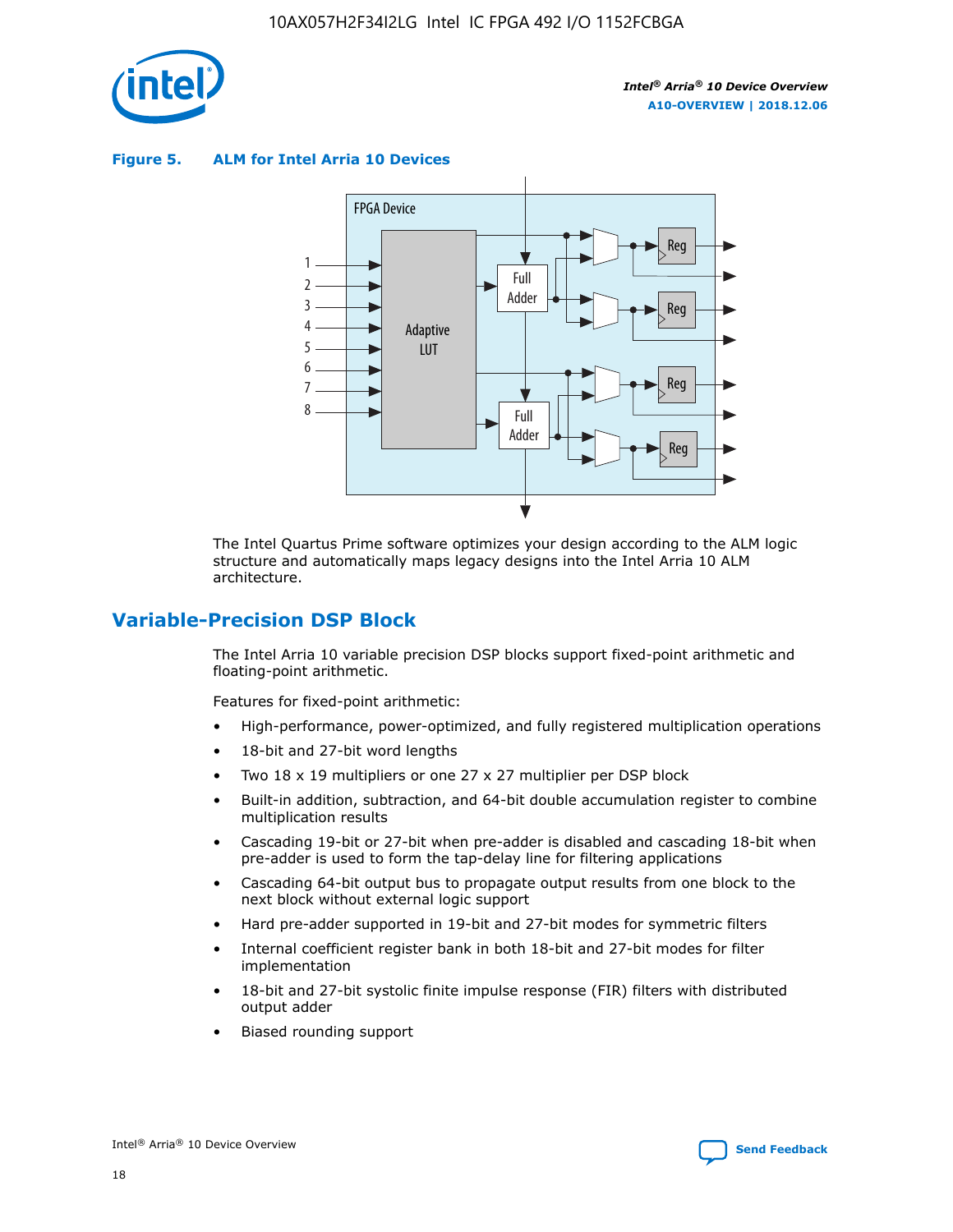**Figure 5. ALM for Intel Arria 10 Devices**

The Intel Quartus Prime software optimizes your design according to the ALM logic structure and automatically maps legacy designs into the Intel Arria 10 ALM architecture.

## Variable-Precision DSP Block

The Intel Arria 10 variable precision DSP blocks support fixed-point arithmetic and floating-point arithmetic.

Features for fixed-point arithmetic:

- High-performance, power-optimized, and fully registered multiplication operations
- 18-bit and 27-bit word lengths
- Two 18 x 19 multipliers or one 27 x 27 multiplier per DSP block
- Built-in addition, subtraction, and 64-bit double accumulation register to combine multiplication results
- Cascading 19-bit or 27-bit when pre-adder is disabled and cascading 18-bit when pre-adder is used to form the tap-delay line for filtering applications
- Cascading 64-bit output bus to propagate output results from one block to the next block without external logic support
- Hard pre-adder supported in 19-bit and 27-bit modes for symmetric filters
- Internal coefficient register bank in both 18-bit and 27-bit modes for filter implementation
- 18-bit and 27-bit systolic finite impulse response (FIR) filters with distributed output adder
- Biased rounding support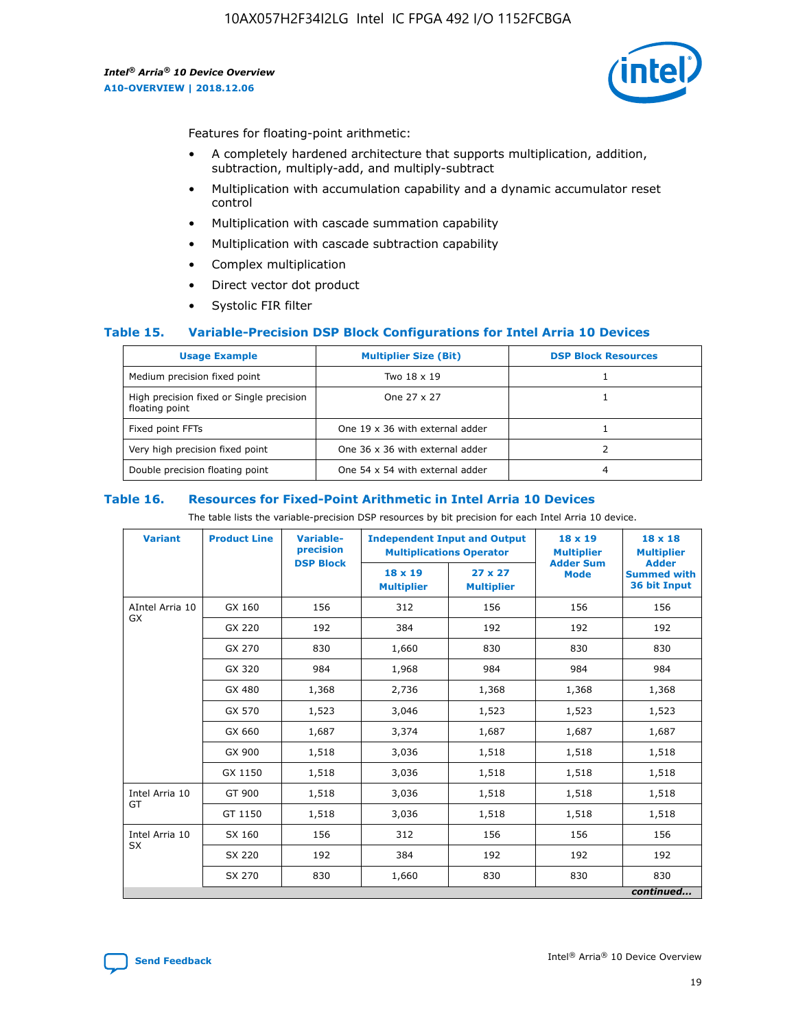Features for floating-point arithmetic:

- A completely hardened architecture that supports multiplication, addition, subtraction, multiply-add, and multiply-subtract
- Multiplication with accumulation capability and a dynamic accumulator reset control
- Multiplication with cascade summation capability
- Multiplication with cascade subtraction capability
- Complex multiplication
- Direct vector dot product
- Systolic FIR filter

### Table 15. Variable-Precision DSP Block Configurations for Intel Arria 10 Devices

| Usage Example | Multiplier Size (Bit) | DSP Block Resources |
|---|---|---|
| Medium precision fixed point | Two 18 x 19 | 1 |
| High precision fixed or Single precision floating point | One 27 x 27 | 1 |
| Fixed point FFTs | One 19 x 36 with external adder | 1 |
| Very high precision fixed point | One 36 x 36 with external adder | 2 |
| Double precision floating point | One 54 x 54 with external adder | 4 |

### Table 16. Resources for Fixed-Point Arithmetic in Intel Arria 10 Devices

The table lists the variable-precision DSP resources by bit precision for each Intel Arria 10 device.

| Variant | Product Line | Variable-precision DSP Block | Independent Input and Output Multiplications Operator | | 18 x 19 Multiplier Adder Sum Mode | 18 x 18 Multiplier Adder Summed with 36 bit Input |
|---|---|---|---|---|---|---|
| | | | 18 x 19 Multiplier | 27 x 27 Multiplier | | |
| AIntel Arria 10 GX | GX 160 | 156 | 312 | 156 | 156 | 156 |
| | GX 220 | 192 | 384 | 192 | 192 | 192 |
| | GX 270 | 830 | 1,660 | 830 | 830 | 830 |
| | GX 320 | 984 | 1,968 | 984 | 984 | 984 |
| | GX 480 | 1,368 | 2,736 | 1,368 | 1,368 | 1,368 |
| | GX 570 | 1,523 | 3,046 | 1,523 | 1,523 | 1,523 |
| | GX 660 | 1,687 | 3,374 | 1,687 | 1,687 | 1,687 |
| | GX 900 | 1,518 | 3,036 | 1,518 | 1,518 | 1,518 |
| | GX 1150 | 1,518 | 3,036 | 1,518 | 1,518 | 1,518 |
| Intel Arria 10 GT | GT 900 | 1,518 | 3,036 | 1,518 | 1,518 | 1,518 |
| | GT 1150 | 1,518 | 3,036 | 1,518 | 1,518 | 1,518 |
| Intel Arria 10 SX | SX 160 | 156 | 312 | 156 | 156 | 156 |
| | SX 220 | 192 | 384 | 192 | 192 | 192 |
| | SX 270 | 830 | 1,660 | 830 | 830 | 830 |

*continued...*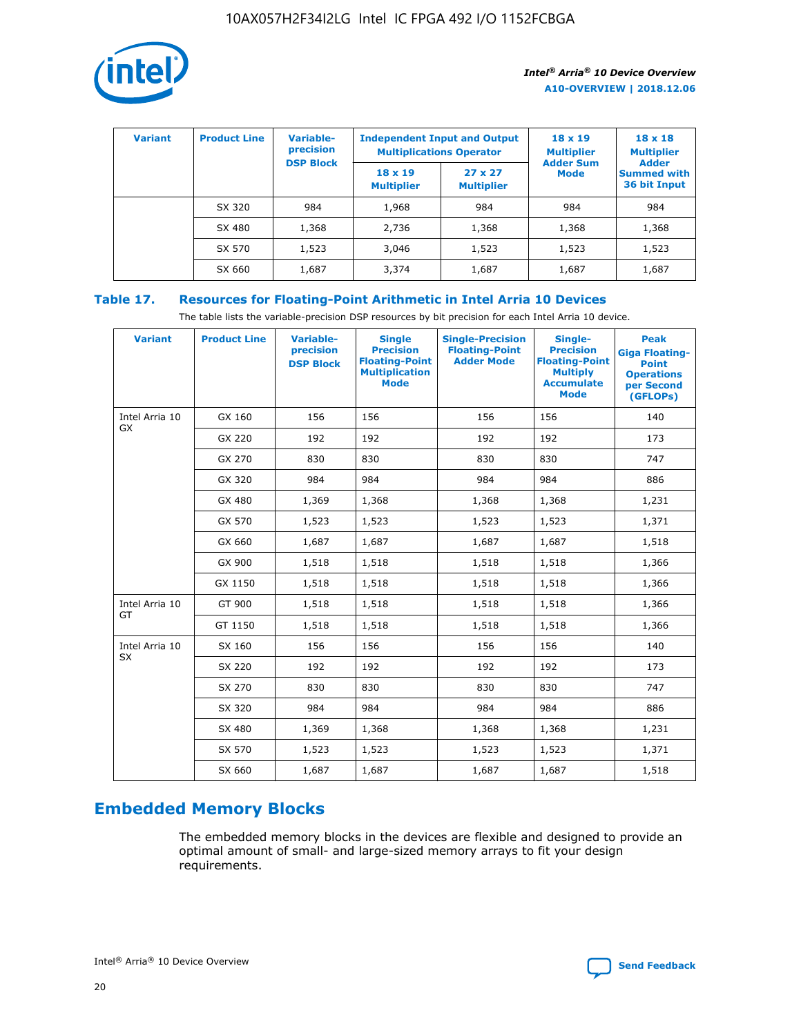| Variant | Product Line | Variable-precision DSP Block | Independent Input and Output Multiplications Operator | | 18 x 19 Multiplier Adder Sum Mode | 18 x 18 Multiplier Adder Summed with 36 bit Input |
|---|---|---|---|---|---|---|
| | | | 18 x 19 Multiplier | 27 x 27 Multiplier | | |
| | SX 320 | 984 | 1,968 | 984 | 984 | 984 |
| | SX 480 | 1,368 | 2,736 | 1,368 | 1,368 | 1,368 |
| | SX 570 | 1,523 | 3,046 | 1,523 | 1,523 | 1,523 |
| | SX 660 | 1,687 | 3,374 | 1,687 | 1,687 | 1,687 |

### Table 17. Resources for Floating-Point Arithmetic in Intel Arria 10 Devices

The table lists the variable-precision DSP resources by bit precision for each Intel Arria 10 device.

| Variant | Product Line | Variable-precision DSP Block | Single Precision Floating-Point Multiplication Mode | Single-Precision Floating-Point Adder Mode | Single-Precision Floating-Point Multiply Accumulate Mode | Peak Giga Floating-Point Operations per Second (GFLOPs) |
|---|---|---|---|---|---|---|
| Intel Arria 10 GX | GX 160 | 156 | 156 | 156 | 156 | 140 |
| | GX 220 | 192 | 192 | 192 | 192 | 173 |
| | GX 270 | 830 | 830 | 830 | 830 | 747 |
| | GX 320 | 984 | 984 | 984 | 984 | 886 |
| | GX 480 | 1,369 | 1,368 | 1,368 | 1,368 | 1,231 |
| | GX 570 | 1,523 | 1,523 | 1,523 | 1,523 | 1,371 |
| | GX 660 | 1,687 | 1,687 | 1,687 | 1,687 | 1,518 |
| | GX 900 | 1,518 | 1,518 | 1,518 | 1,518 | 1,366 |
| | GX 1150 | 1,518 | 1,518 | 1,518 | 1,518 | 1,366 |
| Intel Arria 10 GT | GT 900 | 1,518 | 1,518 | 1,518 | 1,518 | 1,366 |
| | GT 1150 | 1,518 | 1,518 | 1,518 | 1,518 | 1,366 |
| Intel Arria 10 SX | SX 160 | 156 | 156 | 156 | 156 | 140 |
| | SX 220 | 192 | 192 | 192 | 192 | 173 |
| | SX 270 | 830 | 830 | 830 | 830 | 747 |
| | SX 320 | 984 | 984 | 984 | 984 | 886 |
| | SX 480 | 1,369 | 1,368 | 1,368 | 1,368 | 1,231 |
| | SX 570 | 1,523 | 1,523 | 1,523 | 1,523 | 1,371 |
| | SX 660 | 1,687 | 1,687 | 1,687 | 1,687 | 1,518 |

## Embedded Memory Blocks

The embedded memory blocks in the devices are flexible and designed to provide an optimal amount of small- and large-sized memory arrays to fit your design requirements.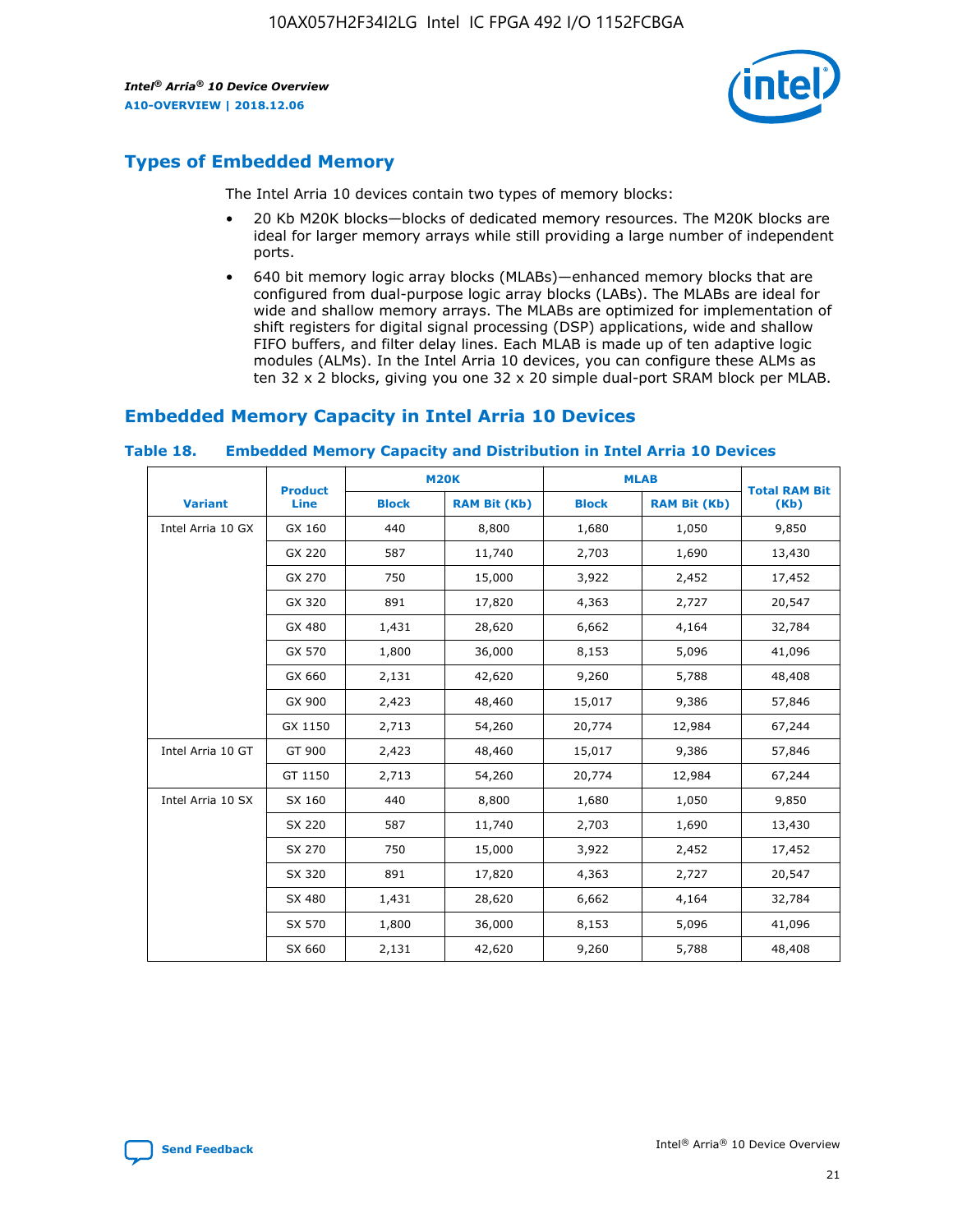## Types of Embedded Memory

The Intel Arria 10 devices contain two types of memory blocks:

- 20 Kb M20K blocks—blocks of dedicated memory resources. The M20K blocks are ideal for larger memory arrays while still providing a large number of independent ports.
- 640 bit memory logic array blocks (MLABs)—enhanced memory blocks that are configured from dual-purpose logic array blocks (LABs). The MLABs are ideal for wide and shallow memory arrays. The MLABs are optimized for implementation of shift registers for digital signal processing (DSP) applications, wide and shallow FIFO buffers, and filter delay lines. Each MLAB is made up of ten adaptive logic modules (ALMs). In the Intel Arria 10 devices, you can configure these ALMs as ten 32 x 2 blocks, giving you one 32 x 20 simple dual-port SRAM block per MLAB.

## Embedded Memory Capacity in Intel Arria 10 Devices

**Table 18. Embedded Memory Capacity and Distribution in Intel Arria 10 Devices**

| Variant | Product Line | M20K | | MLAB | | Total RAM Bit (Kb) |
|---|---|---|---|---|---|---|
| | | Block | RAM Bit (Kb) | Block | RAM Bit (Kb) | |
| Intel Arria 10 GX | GX 160 | 440 | 8,800 | 1,680 | 1,050 | 9,850 |
| | GX 220 | 587 | 11,740 | 2,703 | 1,690 | 13,430 |
| | GX 270 | 750 | 15,000 | 3,922 | 2,452 | 17,452 |
| | GX 320 | 891 | 17,820 | 4,363 | 2,727 | 20,547 |
| | GX 480 | 1,431 | 28,620 | 6,662 | 4,164 | 32,784 |
| | GX 570 | 1,800 | 36,000 | 8,153 | 5,096 | 41,096 |
| | GX 660 | 2,131 | 42,620 | 9,260 | 5,788 | 48,408 |
| | GX 900 | 2,423 | 48,460 | 15,017 | 9,386 | 57,846 |
| | GX 1150 | 2,713 | 54,260 | 20,774 | 12,984 | 67,244 |
| Intel Arria 10 GT | GT 900 | 2,423 | 48,460 | 15,017 | 9,386 | 57,846 |
| | GT 1150 | 2,713 | 54,260 | 20,774 | 12,984 | 67,244 |
| Intel Arria 10 SX | SX 160 | 440 | 8,800 | 1,680 | 1,050 | 9,850 |
| | SX 220 | 587 | 11,740 | 2,703 | 1,690 | 13,430 |
| | SX 270 | 750 | 15,000 | 3,922 | 2,452 | 17,452 |
| | SX 320 | 891 | 17,820 | 4,363 | 2,727 | 20,547 |
| | SX 480 | 1,431 | 28,620 | 6,662 | 4,164 | 32,784 |
| | SX 570 | 1,800 | 36,000 | 8,153 | 5,096 | 41,096 |
| | SX 660 | 2,131 | 42,620 | 9,260 | 5,788 | 48,408 |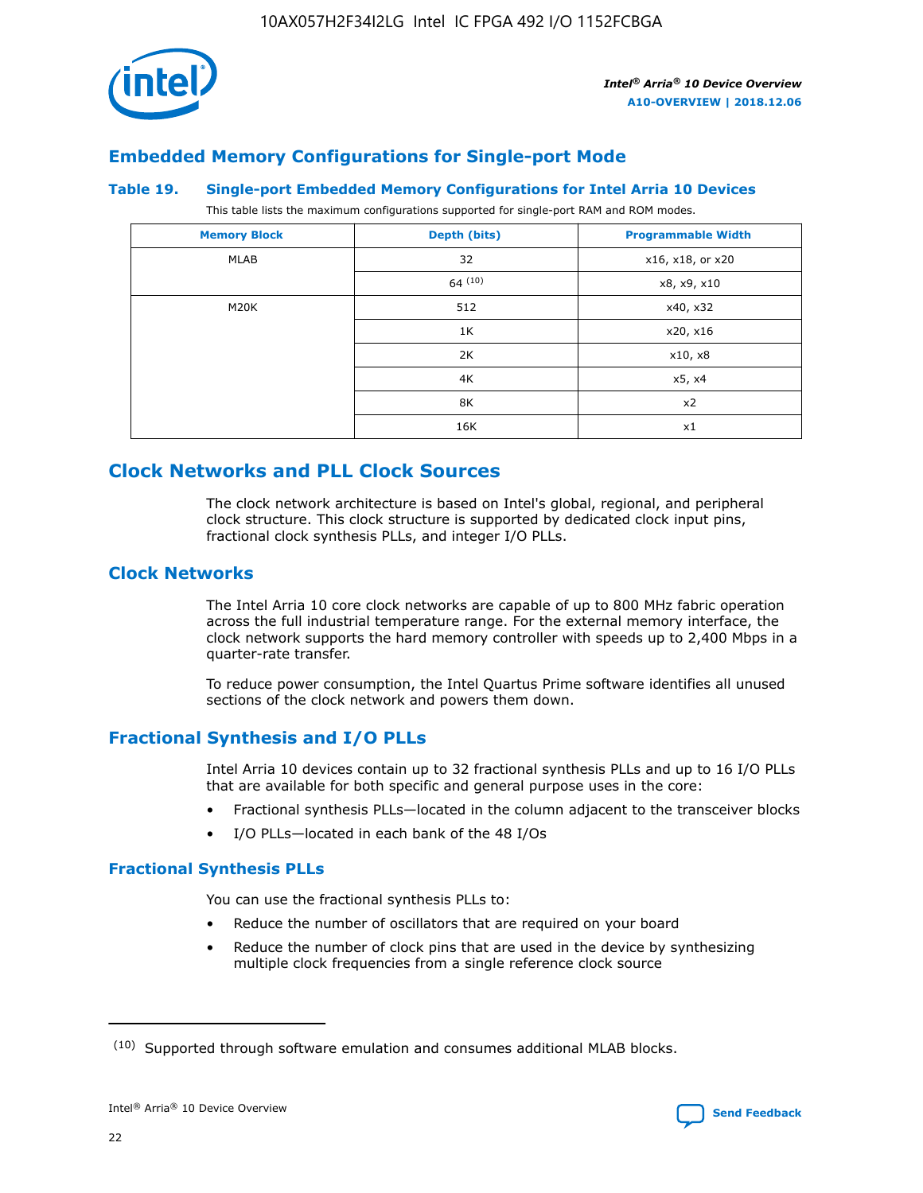## Embedded Memory Configurations for Single-port Mode

### Table 19. Single-port Embedded Memory Configurations for Intel Arria 10 Devices

This table lists the maximum configurations supported for single-port RAM and ROM modes.

| Memory Block | Depth (bits) | Programmable Width |
|---|---|---|
| MLAB | 32 | x16, x18, or x20 |
| | 64 [10] | x8, x9, x10 |
| M20K | 512 | x40, x32 |
| | 1K | x20, x16 |
| | 2K | x10, x8 |
| | 4K | x5, x4 |
| | 8K | x2 |
| | 16K | x1 |

## Clock Networks and PLL Clock Sources

The clock network architecture is based on Intel's global, regional, and peripheral clock structure. This clock structure is supported by dedicated clock input pins, fractional clock synthesis PLLs, and integer I/O PLLs.

## Clock Networks

The Intel Arria 10 core clock networks are capable of up to 800 MHz fabric operation across the full industrial temperature range. For the external memory interface, the clock network supports the hard memory controller with speeds up to 2,400 Mbps in a quarter-rate transfer.

To reduce power consumption, the Intel Quartus Prime software identifies all unused sections of the clock network and powers them down.

## Fractional Synthesis and I/O PLLs

Intel Arria 10 devices contain up to 32 fractional synthesis PLLs and up to 16 I/O PLLs that are available for both specific and general purpose uses in the core:

- Fractional synthesis PLLs—located in the column adjacent to the transceiver blocks
- I/O PLLs—located in each bank of the 48 I/Os

### Fractional Synthesis PLLs

You can use the fractional synthesis PLLs to:

- Reduce the number of oscillators that are required on your board
- Reduce the number of clock pins that are used in the device by synthesizing multiple clock frequencies from a single reference clock source

(10) Supported through software emulation and consumes additional MLAB blocks.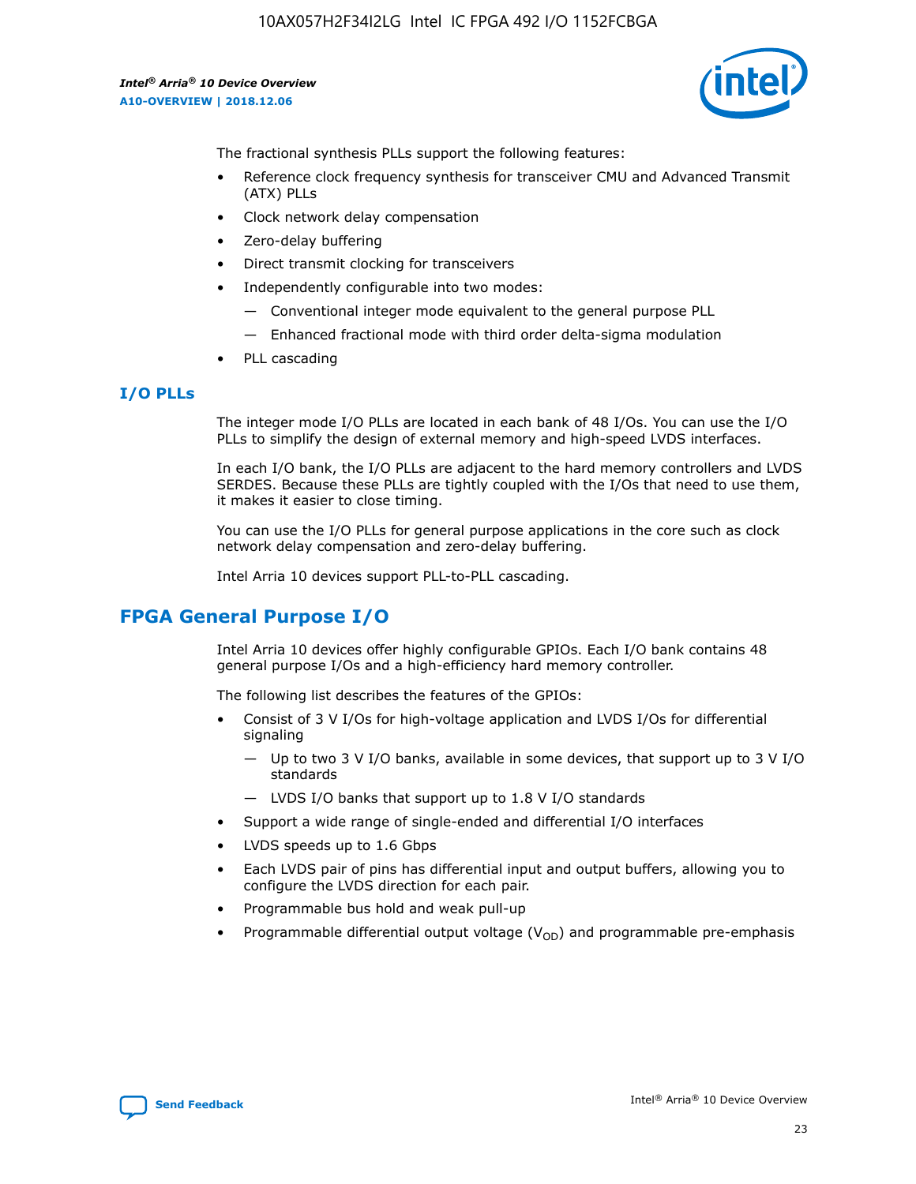The fractional synthesis PLLs support the following features:

- Reference clock frequency synthesis for transceiver CMU and Advanced Transmit (ATX) PLLs
- Clock network delay compensation
- Zero-delay buffering
- Direct transmit clocking for transceivers
- Independently configurable into two modes:
  - Conventional integer mode equivalent to the general purpose PLL
  - Enhanced fractional mode with third order delta-sigma modulation
- PLL cascading

### I/O PLLs

The integer mode I/O PLLs are located in each bank of 48 I/Os. You can use the I/O PLLs to simplify the design of external memory and high-speed LVDS interfaces.

In each I/O bank, the I/O PLLs are adjacent to the hard memory controllers and LVDS SERDES. Because these PLLs are tightly coupled with the I/Os that need to use them, it makes it easier to close timing.

You can use the I/O PLLs for general purpose applications in the core such as clock network delay compensation and zero-delay buffering.

Intel Arria 10 devices support PLL-to-PLL cascading.

## FPGA General Purpose I/O

Intel Arria 10 devices offer highly configurable GPIOs. Each I/O bank contains 48 general purpose I/Os and a high-efficiency hard memory controller.

The following list describes the features of the GPIOs:

- Consist of 3 V I/Os for high-voltage application and LVDS I/Os for differential signaling
  - Up to two 3 V I/O banks, available in some devices, that support up to 3 V I/O standards
  - LVDS I/O banks that support up to 1.8 V I/O standards
- Support a wide range of single-ended and differential I/O interfaces
- LVDS speeds up to 1.6 Gbps
- Each LVDS pair of pins has differential input and output buffers, allowing you to configure the LVDS direction for each pair.
- Programmable bus hold and weak pull-up
- Programmable differential output voltage ($V_{OD}$) and programmable pre-emphasis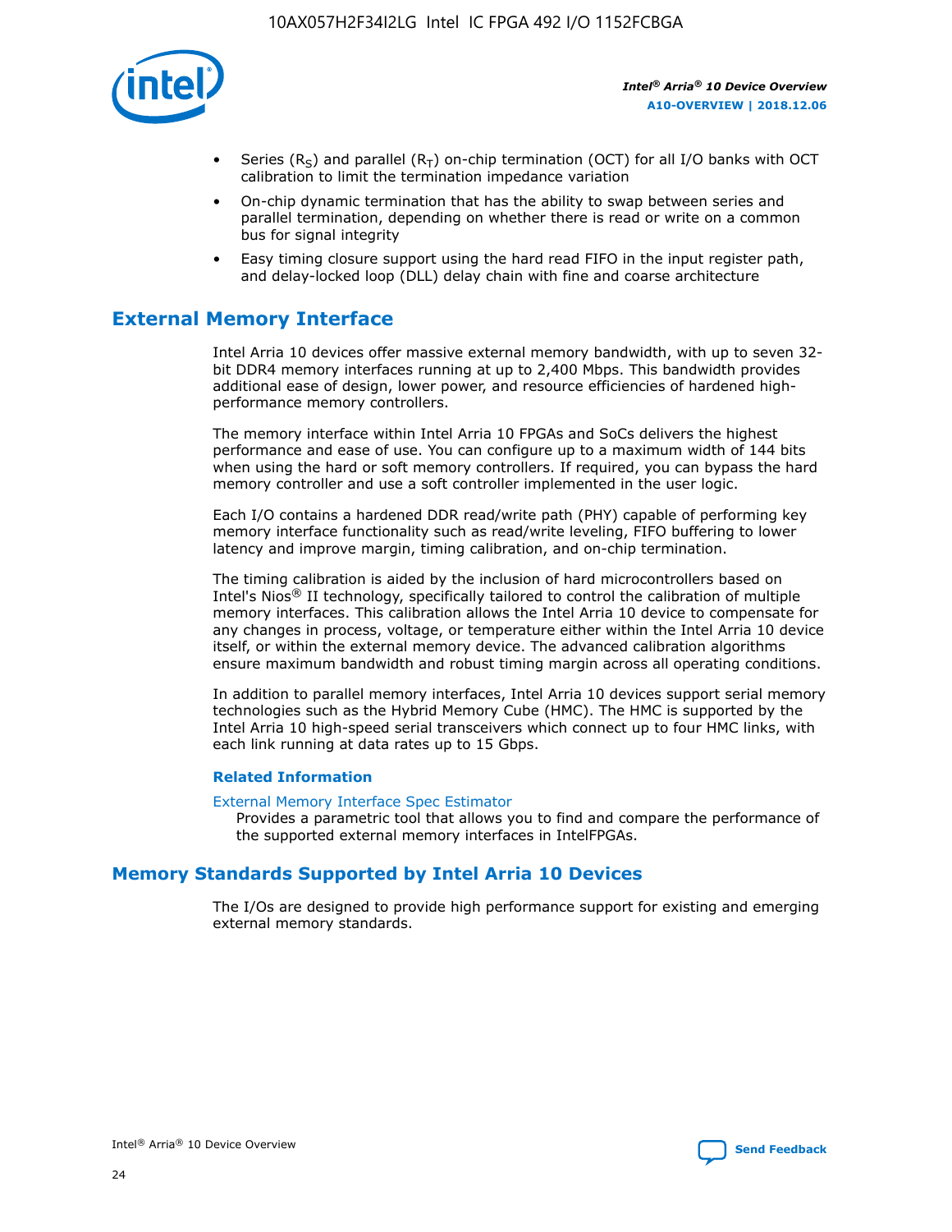- Series ($R_S$) and parallel ($R_T$) on-chip termination (OCT) for all I/O banks with OCT calibration to limit the termination impedance variation
- On-chip dynamic termination that has the ability to swap between series and parallel termination, depending on whether there is read or write on a common bus for signal integrity
- Easy timing closure support using the hard read FIFO in the input register path, and delay-locked loop (DLL) delay chain with fine and coarse architecture

## External Memory Interface

Intel Arria 10 devices offer massive external memory bandwidth, with up to seven 32-bit DDR4 memory interfaces running at up to 2,400 Mbps. This bandwidth provides additional ease of design, lower power, and resource efficiencies of hardened high-performance memory controllers.

The memory interface within Intel Arria 10 FPGAs and SoCs delivers the highest performance and ease of use. You can configure up to a maximum width of 144 bits when using the hard or soft memory controllers. If required, you can bypass the hard memory controller and use a soft controller implemented in the user logic.

Each I/O contains a hardened DDR read/write path (PHY) capable of performing key memory interface functionality such as read/write leveling, FIFO buffering to lower latency and improve margin, timing calibration, and on-chip termination.

The timing calibration is aided by the inclusion of hard microcontrollers based on Intel's Nios® II technology, specifically tailored to control the calibration of multiple memory interfaces. This calibration allows the Intel Arria 10 device to compensate for any changes in process, voltage, or temperature either within the Intel Arria 10 device itself, or within the external memory device. The advanced calibration algorithms ensure maximum bandwidth and robust timing margin across all operating conditions.

In addition to parallel memory interfaces, Intel Arria 10 devices support serial memory technologies such as the Hybrid Memory Cube (HMC). The HMC is supported by the Intel Arria 10 high-speed serial transceivers which connect up to four HMC links, with each link running at data rates up to 15 Gbps.

### Related Information

External Memory Interface Spec Estimator
Provides a parametric tool that allows you to find and compare the performance of the supported external memory interfaces in IntelFPGAs.

## Memory Standards Supported by Intel Arria 10 Devices

The I/Os are designed to provide high performance support for existing and emerging external memory standards.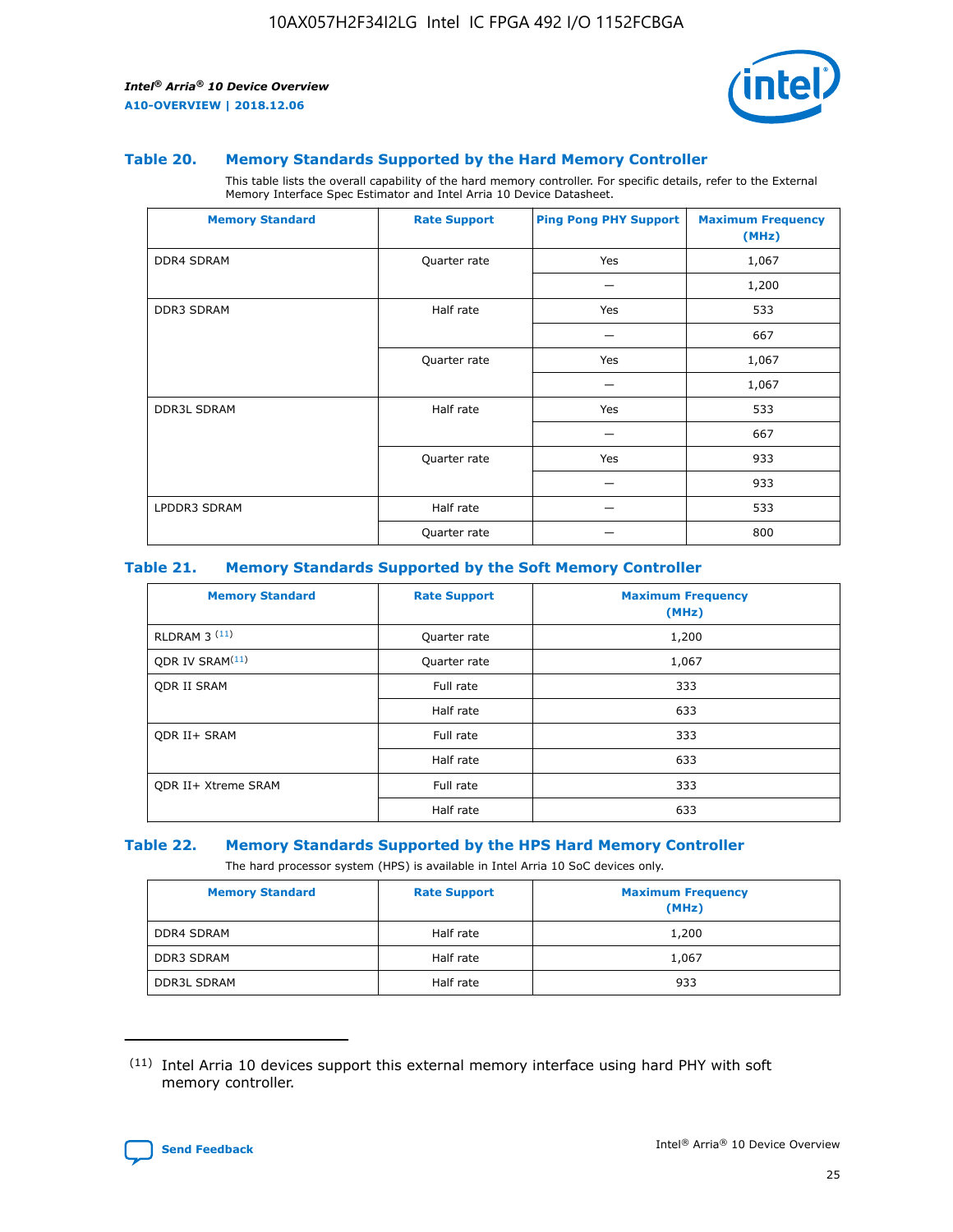### Table 20. Memory Standards Supported by the Hard Memory Controller

This table lists the overall capability of the hard memory controller. For specific details, refer to the External Memory Interface Spec Estimator and Intel Arria 10 Device Datasheet.

| Memory Standard | Rate Support | Ping Pong PHY Support | Maximum Frequency (MHz) |
|---|---|---|---|
| DDR4 SDRAM | Quarter rate | Yes | 1,067 |
| | | — | 1,200 |
| DDR3 SDRAM | Half rate | Yes | 533 |
| | | — | 667 |
| | Quarter rate | Yes | 1,067 |
| | | — | 1,067 |
| DDR3L SDRAM | Half rate | Yes | 533 |
| | | — | 667 |
| | Quarter rate | Yes | 933 |
| | | — | 933 |
| LPDDR3 SDRAM | Half rate | — | 533 |
| | Quarter rate | — | 800 |

### Table 21. Memory Standards Supported by the Soft Memory Controller

| Memory Standard | Rate Support | Maximum Frequency (MHz) |
|---|---|---|
| RLDRAM 3 [(11)] | Quarter rate | 1,200 |
| QDR IV SRAM[(11)] | Quarter rate | 1,067 |
| QDR II SRAM | Full rate | 333 |
| | Half rate | 633 |
| QDR II+ SRAM | Full rate | 333 |
| | Half rate | 633 |
| QDR II+ Xtreme SRAM | Full rate | 333 |
| | Half rate | 633 |

### Table 22. Memory Standards Supported by the HPS Hard Memory Controller

The hard processor system (HPS) is available in Intel Arria 10 SoC devices only.

| Memory Standard | Rate Support | Maximum Frequency (MHz) |
|---|---|---|
| DDR4 SDRAM | Half rate | 1,200 |
| DDR3 SDRAM | Half rate | 1,067 |
| DDR3L SDRAM | Half rate | 933 |

(11) Intel Arria 10 devices support this external memory interface using hard PHY with soft memory controller.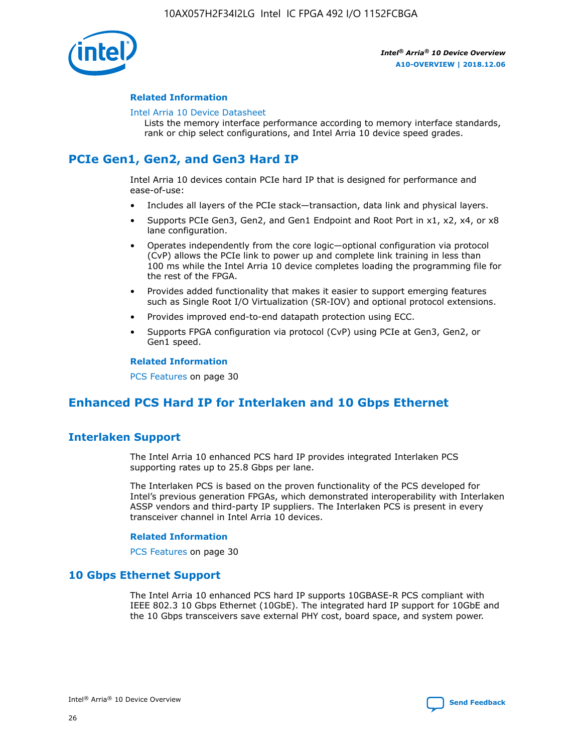#### Related Information

Intel Arria 10 Device Datasheet
Lists the memory interface performance according to memory interface standards, rank or chip select configurations, and Intel Arria 10 device speed grades.

## PCIe Gen1, Gen2, and Gen3 Hard IP

Intel Arria 10 devices contain PCIe hard IP that is designed for performance and ease-of-use:

- Includes all layers of the PCIe stack—transaction, data link and physical layers.
- Supports PCIe Gen3, Gen2, and Gen1 Endpoint and Root Port in x1, x2, x4, or x8 lane configuration.
- Operates independently from the core logic—optional configuration via protocol (CvP) allows the PCIe link to power up and complete link training in less than 100 ms while the Intel Arria 10 device completes loading the programming file for the rest of the FPGA.
- Provides added functionality that makes it easier to support emerging features such as Single Root I/O Virtualization (SR-IOV) and optional protocol extensions.
- Provides improved end-to-end datapath protection using ECC.
- Supports FPGA configuration via protocol (CvP) using PCIe at Gen3, Gen2, or Gen1 speed.

#### Related Information

PCS Features on page 30

## Enhanced PCS Hard IP for Interlaken and 10 Gbps Ethernet

### Interlaken Support

The Intel Arria 10 enhanced PCS hard IP provides integrated Interlaken PCS supporting rates up to 25.8 Gbps per lane.

The Interlaken PCS is based on the proven functionality of the PCS developed for Intel's previous generation FPGAs, which demonstrated interoperability with Interlaken ASSP vendors and third-party IP suppliers. The Interlaken PCS is present in every transceiver channel in Intel Arria 10 devices.

#### Related Information

PCS Features on page 30

### 10 Gbps Ethernet Support

The Intel Arria 10 enhanced PCS hard IP supports 10GBASE-R PCS compliant with IEEE 802.3 10 Gbps Ethernet (10GbE). The integrated hard IP support for 10GbE and the 10 Gbps transceivers save external PHY cost, board space, and system power.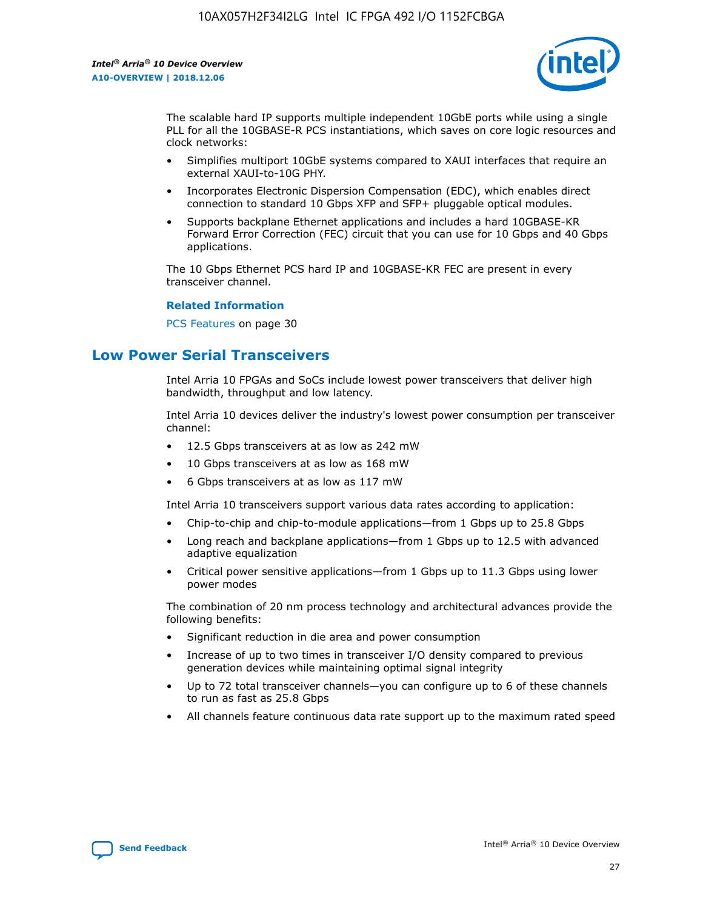The scalable hard IP supports multiple independent 10GbE ports while using a single PLL for all the 10GBASE-R PCS instantiations, which saves on core logic resources and clock networks:

- Simplifies multiport 10GbE systems compared to XAUI interfaces that require an external XAUI-to-10G PHY.
- Incorporates Electronic Dispersion Compensation (EDC), which enables direct connection to standard 10 Gbps XFP and SFP+ pluggable optical modules.
- Supports backplane Ethernet applications and includes a hard 10GBASE-KR Forward Error Correction (FEC) circuit that you can use for 10 Gbps and 40 Gbps applications.

The 10 Gbps Ethernet PCS hard IP and 10GBASE-KR FEC are present in every transceiver channel.

**Related Information**

PCS Features on page 30

## Low Power Serial Transceivers

Intel Arria 10 FPGAs and SoCs include lowest power transceivers that deliver high bandwidth, throughput and low latency.

Intel Arria 10 devices deliver the industry's lowest power consumption per transceiver channel:

- 12.5 Gbps transceivers at as low as 242 mW
- 10 Gbps transceivers at as low as 168 mW
- 6 Gbps transceivers at as low as 117 mW

Intel Arria 10 transceivers support various data rates according to application:

- Chip-to-chip and chip-to-module applications—from 1 Gbps up to 25.8 Gbps
- Long reach and backplane applications—from 1 Gbps up to 12.5 with advanced adaptive equalization
- Critical power sensitive applications—from 1 Gbps up to 11.3 Gbps using lower power modes

The combination of 20 nm process technology and architectural advances provide the following benefits:

- Significant reduction in die area and power consumption
- Increase of up to two times in transceiver I/O density compared to previous generation devices while maintaining optimal signal integrity
- Up to 72 total transceiver channels—you can configure up to 6 of these channels to run as fast as 25.8 Gbps
- All channels feature continuous data rate support up to the maximum rated speed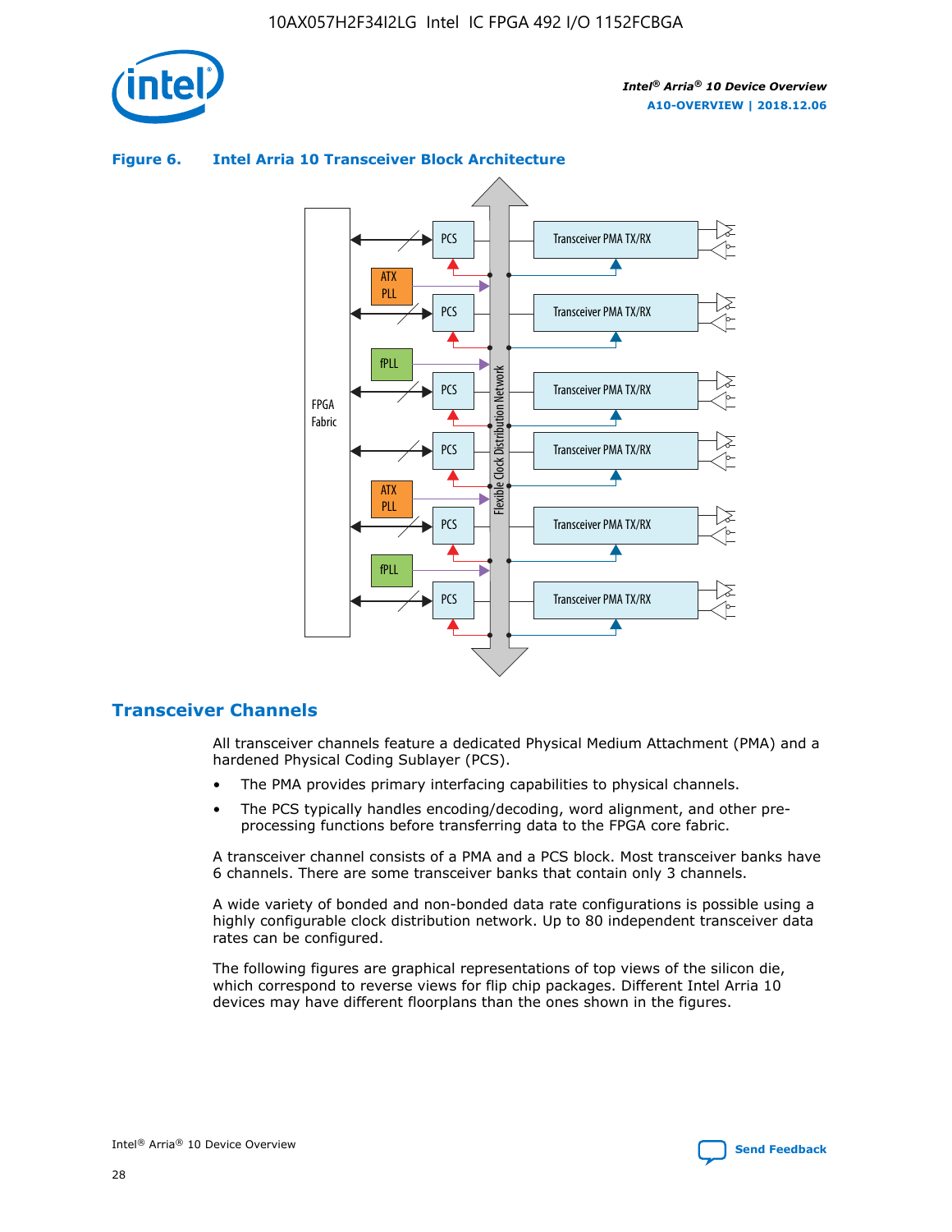**Figure 6. Intel Arria 10 Transceiver Block Architecture**

## Transceiver Channels

All transceiver channels feature a dedicated Physical Medium Attachment (PMA) and a hardened Physical Coding Sublayer (PCS).

- The PMA provides primary interfacing capabilities to physical channels.
- The PCS typically handles encoding/decoding, word alignment, and other pre-processing functions before transferring data to the FPGA core fabric.

A transceiver channel consists of a PMA and a PCS block. Most transceiver banks have 6 channels. There are some transceiver banks that contain only 3 channels.

A wide variety of bonded and non-bonded data rate configurations is possible using a highly configurable clock distribution network. Up to 80 independent transceiver data rates can be configured.

The following figures are graphical representations of top views of the silicon die, which correspond to reverse views for flip chip packages. Different Intel Arria 10 devices may have different floorplans than the ones shown in the figures.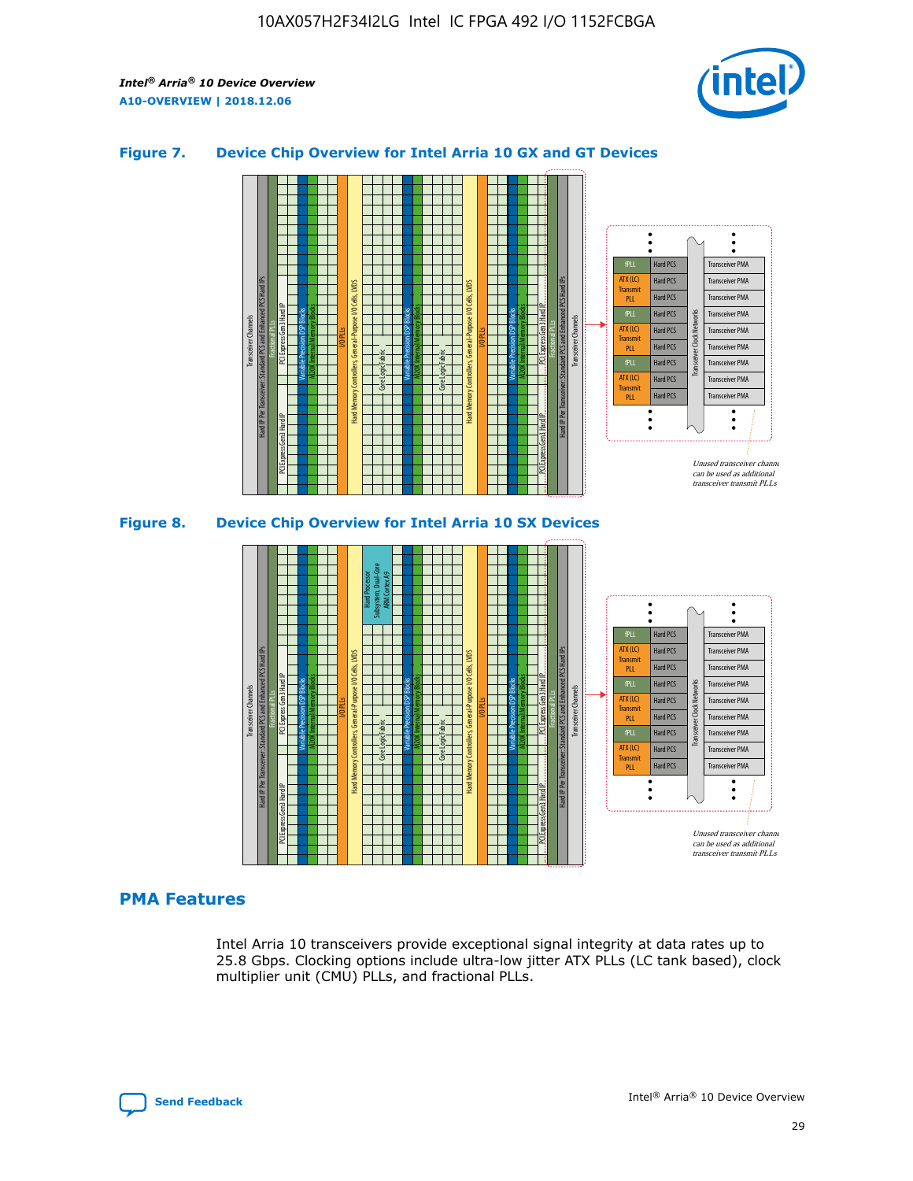**Figure 7. Device Chip Overview for Intel Arria 10 GX and GT Devices**

**Figure 8. Device Chip Overview for Intel Arria 10 SX Devices**

## PMA Features

Intel Arria 10 transceivers provide exceptional signal integrity at data rates up to 25.8 Gbps. Clocking options include ultra-low jitter ATX PLLs (LC tank based), clock multiplier unit (CMU) PLLs, and fractional PLLs.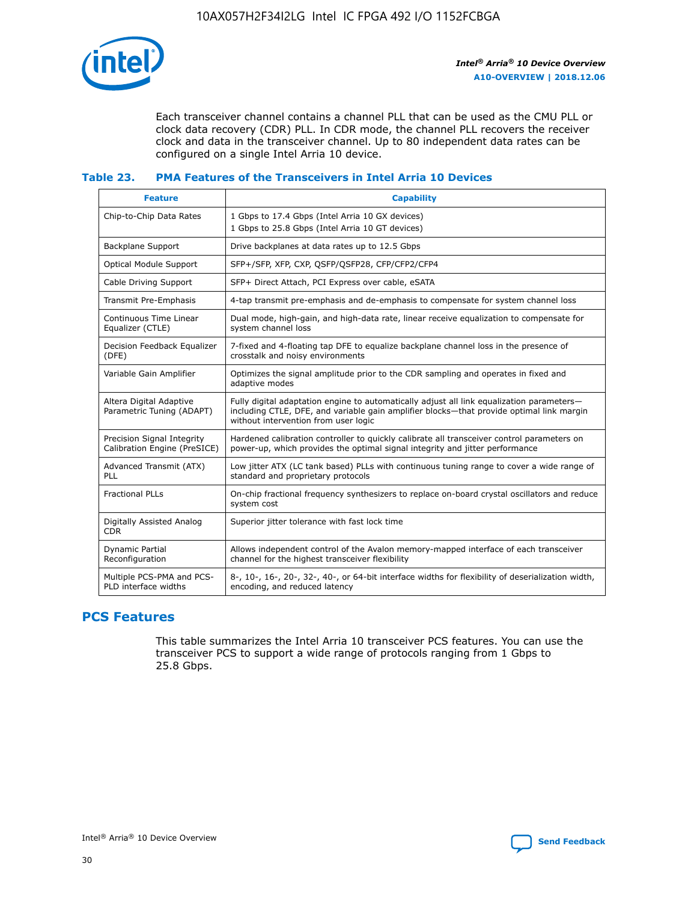Each transceiver channel contains a channel PLL that can be used as the CMU PLL or clock data recovery (CDR) PLL. In CDR mode, the channel PLL recovers the receiver clock and data in the transceiver channel. Up to 80 independent data rates can be configured on a single Intel Arria 10 device.

### Table 23. PMA Features of the Transceivers in Intel Arria 10 Devices

| Feature | Capability |
| --- | --- |
| Chip-to-Chip Data Rates | 1 Gbps to 17.4 Gbps (Intel Arria 10 GX devices)<br>1 Gbps to 25.8 Gbps (Intel Arria 10 GT devices) |
| Backplane Support | Drive backplanes at data rates up to 12.5 Gbps |
| Optical Module Support | SFP+/SFP, XFP, CXP, QSFP/QSFP28, CFP/CFP2/CFP4 |
| Cable Driving Support | SFP+ Direct Attach, PCI Express over cable, eSATA |
| Transmit Pre-Emphasis | 4-tap transmit pre-emphasis and de-emphasis to compensate for system channel loss |
| Continuous Time Linear Equalizer (CTLE) | Dual mode, high-gain, and high-data rate, linear receive equalization to compensate for system channel loss |
| Decision Feedback Equalizer (DFE) | 7-fixed and 4-floating tap DFE to equalize backplane channel loss in the presence of crosstalk and noisy environments |
| Variable Gain Amplifier | Optimizes the signal amplitude prior to the CDR sampling and operates in fixed and adaptive modes |
| Altera Digital Adaptive Parametric Tuning (ADAPT) | Fully digital adaptation engine to automatically adjust all link equalization parameters—including CTLE, DFE, and variable gain amplifier blocks—that provide optimal link margin without intervention from user logic |
| Precision Signal Integrity Calibration Engine (PreSICE) | Hardened calibration controller to quickly calibrate all transceiver control parameters on power-up, which provides the optimal signal integrity and jitter performance |
| Advanced Transmit (ATX) PLL | Low jitter ATX (LC tank based) PLLs with continuous tuning range to cover a wide range of standard and proprietary protocols |
| Fractional PLLs | On-chip fractional frequency synthesizers to replace on-board crystal oscillators and reduce system cost |
| Digitally Assisted Analog CDR | Superior jitter tolerance with fast lock time |
| Dynamic Partial Reconfiguration | Allows independent control of the Avalon memory-mapped interface of each transceiver channel for the highest transceiver flexibility |
| Multiple PCS-PMA and PCS-PLD interface widths | 8-, 10-, 16-, 20-, 32-, 40-, or 64-bit interface widths for flexibility of deserialization width, encoding, and reduced latency |

## PCS Features

This table summarizes the Intel Arria 10 transceiver PCS features. You can use the transceiver PCS to support a wide range of protocols ranging from 1 Gbps to 25.8 Gbps.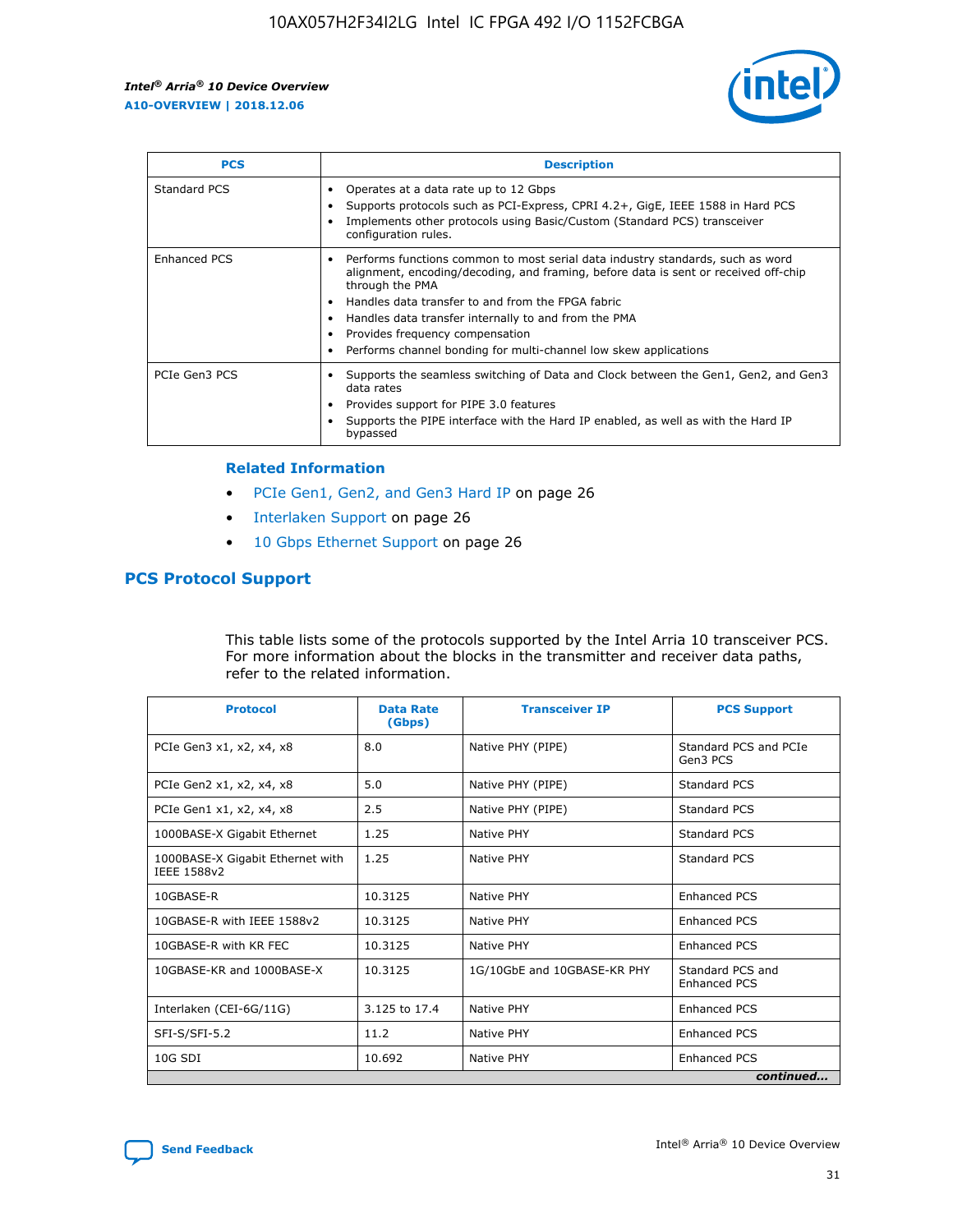| PCS | Description |
| --- | --- |
| Standard PCS | • Operates at a data rate up to 12 Gbps<br>• Supports protocols such as PCI-Express, CPRI 4.2+, GigE, IEEE 1588 in Hard PCS<br>• Implements other protocols using Basic/Custom (Standard PCS) transceiver configuration rules. |
| Enhanced PCS | • Performs functions common to most serial data industry standards, such as word alignment, encoding/decoding, and framing, before data is sent or received off-chip through the PMA<br>• Handles data transfer to and from the FPGA fabric<br>• Handles data transfer internally to and from the PMA<br>• Provides frequency compensation<br>• Performs channel bonding for multi-channel low skew applications |
| PCIe Gen3 PCS | • Supports the seamless switching of Data and Clock between the Gen1, Gen2, and Gen3 data rates<br>• Provides support for PIPE 3.0 features<br>• Supports the PIPE interface with the Hard IP enabled, as well as with the Hard IP bypassed |

### Related Information

- PCIe Gen1, Gen2, and Gen3 Hard IP on page 26
- Interlaken Support on page 26
- 10 Gbps Ethernet Support on page 26

## PCS Protocol Support

This table lists some of the protocols supported by the Intel Arria 10 transceiver PCS. For more information about the blocks in the transmitter and receiver data paths, refer to the related information.

| Protocol | Data Rate (Gbps) | Transceiver IP | PCS Support |
| --- | --- | --- | --- |
| PCIe Gen3 x1, x2, x4, x8 | 8.0 | Native PHY (PIPE) | Standard PCS and PCIe Gen3 PCS |
| PCIe Gen2 x1, x2, x4, x8 | 5.0 | Native PHY (PIPE) | Standard PCS |
| PCIe Gen1 x1, x2, x4, x8 | 2.5 | Native PHY (PIPE) | Standard PCS |
| 1000BASE-X Gigabit Ethernet | 1.25 | Native PHY | Standard PCS |
| 1000BASE-X Gigabit Ethernet with IEEE 1588v2 | 1.25 | Native PHY | Standard PCS |
| 10GBASE-R | 10.3125 | Native PHY | Enhanced PCS |
| 10GBASE-R with IEEE 1588v2 | 10.3125 | Native PHY | Enhanced PCS |
| 10GBASE-R with KR FEC | 10.3125 | Native PHY | Enhanced PCS |
| 10GBASE-KR and 1000BASE-X | 10.3125 | 1G/10GbE and 10GBASE-KR PHY | Standard PCS and Enhanced PCS |
| Interlaken (CEI-6G/11G) | 3.125 to 17.4 | Native PHY | Enhanced PCS |
| SFI-S/SFI-5.2 | 11.2 | Native PHY | Enhanced PCS |
| 10G SDI | 10.692 | Native PHY | Enhanced PCS |

*continued...*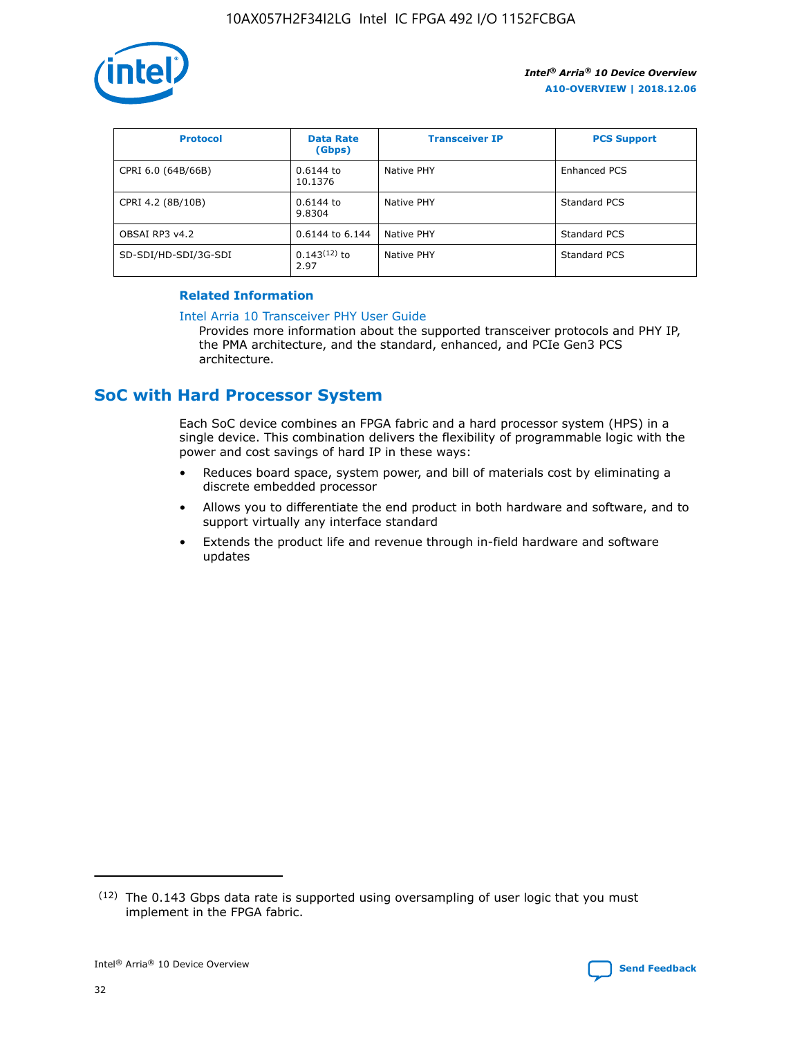| Protocol | Data Rate (Gbps) | Transceiver IP | PCS Support |
| --- | --- | --- | --- |
| CPRI 6.0 (64B/66B) | 0.6144 to 10.1376 | Native PHY | Enhanced PCS |
| CPRI 4.2 (8B/10B) | 0.6144 to 9.8304 | Native PHY | Standard PCS |
| OBSAI RP3 v4.2 | 0.6144 to 6.144 | Native PHY | Standard PCS |
| SD-SDI/HD-SDI/3G-SDI | 0.143[12] to 2.97 | Native PHY | Standard PCS |

**Related Information**

Intel Arria 10 Transceiver PHY User Guide

Provides more information about the supported transceiver protocols and PHY IP, the PMA architecture, and the standard, enhanced, and PCIe Gen3 PCS architecture.

## SoC with Hard Processor System

Each SoC device combines an FPGA fabric and a hard processor system (HPS) in a single device. This combination delivers the flexibility of programmable logic with the power and cost savings of hard IP in these ways:

- Reduces board space, system power, and bill of materials cost by eliminating a discrete embedded processor
- Allows you to differentiate the end product in both hardware and software, and to support virtually any interface standard
- Extends the product life and revenue through in-field hardware and software updates

(12) The 0.143 Gbps data rate is supported using oversampling of user logic that you must implement in the FPGA fabric.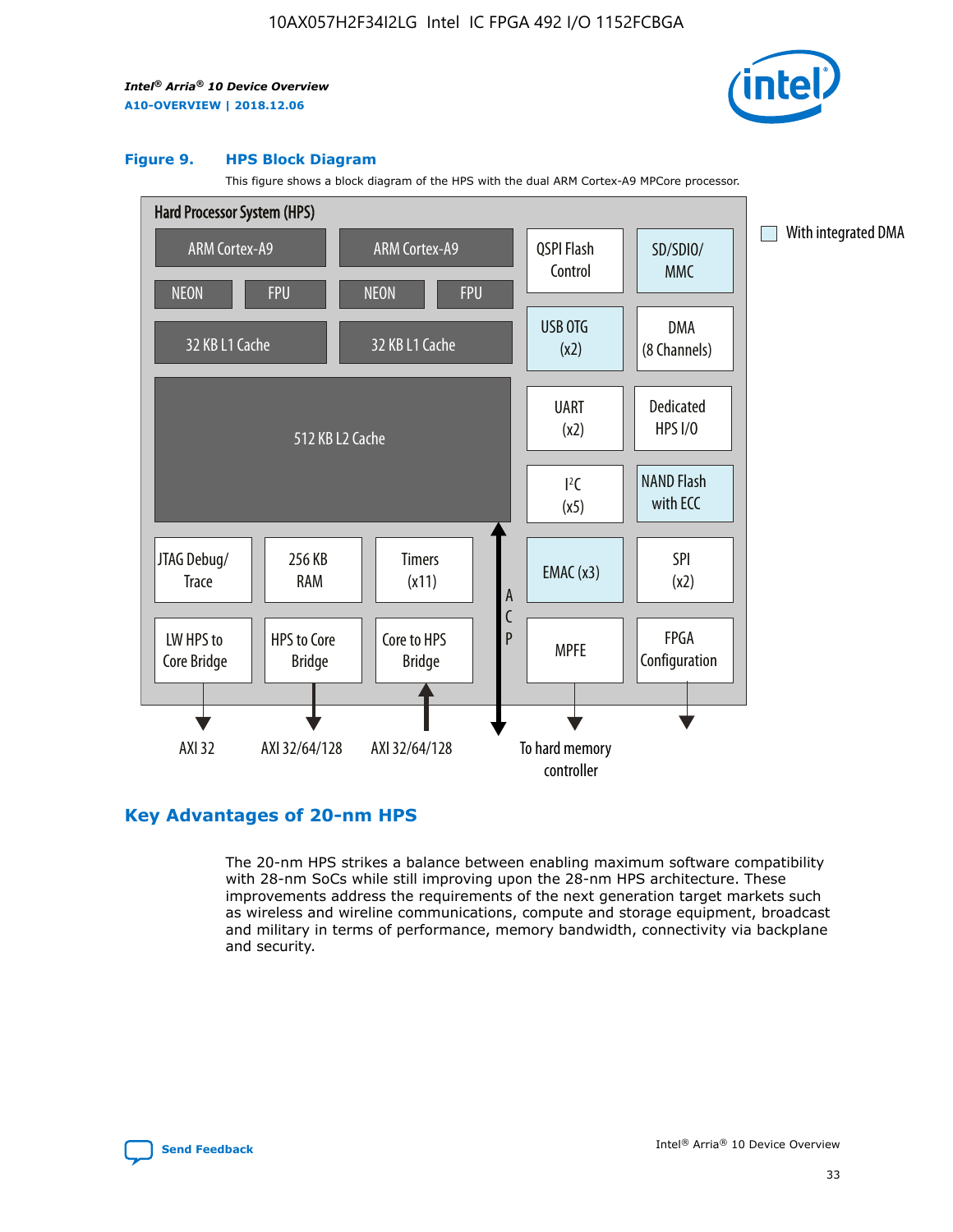**Figure 9. HPS Block Diagram**

This figure shows a block diagram of the HPS with the dual ARM Cortex-A9 MPCore processor.

Hard Processor System (HPS)

ARM Cortex-A9 | ARM Cortex-A9
NEON | FPU | NEON | FPU
32 KB L1 Cache | 32 KB L1 Cache
512 KB L2 Cache

QSPI Flash Control | SD/SDIO/MMC
USB OTG (x2) | DMA (8 Channels)
UART (x2) | Dedicated HPS I/O
I²C (x5) | NAND Flash with ECC
EMAC (x3) | SPI (x2)
MPFE | FPGA Configuration

JTAG Debug/Trace | 256 KB RAM | Timers (x11)
LW HPS to Core Bridge | HPS to Core Bridge | Core to HPS Bridge

ACP

AXI 32 | AXI 32/64/128 | AXI 32/64/128 | To hard memory controller

With integrated DMA

## Key Advantages of 20-nm HPS

The 20-nm HPS strikes a balance between enabling maximum software compatibility with 28-nm SoCs while still improving upon the 28-nm HPS architecture. These improvements address the requirements of the next generation target markets such as wireless and wireline communications, compute and storage equipment, broadcast and military in terms of performance, memory bandwidth, connectivity via backplane and security.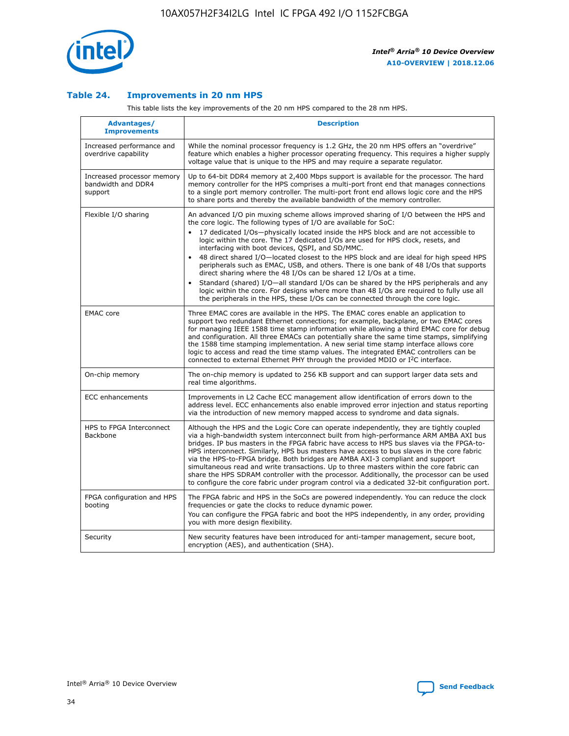### Table 24. Improvements in 20 nm HPS

This table lists the key improvements of the 20 nm HPS compared to the 28 nm HPS.

| Advantages/ Improvements | Description |
| --- | --- |
| Increased performance and overdrive capability | While the nominal processor frequency is 1.2 GHz, the 20 nm HPS offers an "overdrive" feature which enables a higher processor operating frequency. This requires a higher supply voltage value that is unique to the HPS and may require a separate regulator. |
| Increased processor memory bandwidth and DDR4 support | Up to 64-bit DDR4 memory at 2,400 Mbps support is available for the processor. The hard memory controller for the HPS comprises a multi-port front end that manages connections to a single port memory controller. The multi-port front end allows logic core and the HPS to share ports and thereby the available bandwidth of the memory controller. |
| Flexible I/O sharing | An advanced I/O pin muxing scheme allows improved sharing of I/O between the HPS and the core logic. The following types of I/O are available for SoC:<br>• 17 dedicated I/Os—physically located inside the HPS block and are not accessible to logic within the core. The 17 dedicated I/Os are used for HPS clock, resets, and interfacing with boot devices, QSPI, and SD/MMC.<br>• 48 direct shared I/O—located closest to the HPS block and are ideal for high speed HPS peripherals such as EMAC, USB, and others. There is one bank of 48 I/Os that supports direct sharing where the 48 I/Os can be shared 12 I/Os at a time.<br>• Standard (shared) I/O—all standard I/Os can be shared by the HPS peripherals and any logic within the core. For designs where more than 48 I/Os are required to fully use all the peripherals in the HPS, these I/Os can be connected through the core logic. |
| EMAC core | Three EMAC cores are available in the HPS. The EMAC cores enable an application to support two redundant Ethernet connections; for example, backplane, or two EMAC cores for managing IEEE 1588 time stamp information while allowing a third EMAC core for debug and configuration. All three EMACs can potentially share the same time stamps, simplifying the 1588 time stamping implementation. A new serial time stamp interface allows core logic to access and read the time stamp values. The integrated EMAC controllers can be connected to external Ethernet PHY through the provided MDIO or I²C interface. |
| On-chip memory | The on-chip memory is updated to 256 KB support and can support larger data sets and real time algorithms. |
| ECC enhancements | Improvements in L2 Cache ECC management allow identification of errors down to the address level. ECC enhancements also enable improved error injection and status reporting via the introduction of new memory mapped access to syndrome and data signals. |
| HPS to FPGA Interconnect Backbone | Although the HPS and the Logic Core can operate independently, they are tightly coupled via a high-bandwidth system interconnect built from high-performance ARM AMBA AXI bus bridges. IP bus masters in the FPGA fabric have access to HPS bus slaves via the FPGA-to-HPS interconnect. Similarly, HPS bus masters have access to bus slaves in the core fabric via the HPS-to-FPGA bridge. Both bridges are AMBA AXI-3 compliant and support simultaneous read and write transactions. Up to three masters within the core fabric can share the HPS SDRAM controller with the processor. Additionally, the processor can be used to configure the core fabric under program control via a dedicated 32-bit configuration port. |
| FPGA configuration and HPS booting | The FPGA fabric and HPS in the SoCs are powered independently. You can reduce the clock frequencies or gate the clocks to reduce dynamic power.<br>You can configure the FPGA fabric and boot the HPS independently, in any order, providing you with more design flexibility. |
| Security | New security features have been introduced for anti-tamper management, secure boot, encryption (AES), and authentication (SHA). |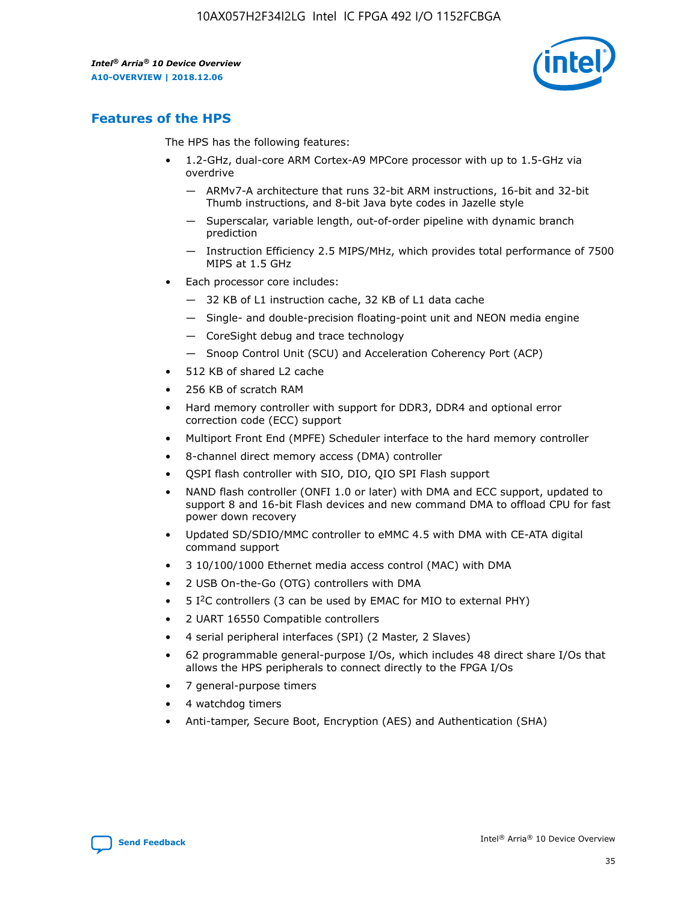## Features of the HPS

The HPS has the following features:

- 1.2-GHz, dual-core ARM Cortex-A9 MPCore processor with up to 1.5-GHz via overdrive
  - — ARMv7-A architecture that runs 32-bit ARM instructions, 16-bit and 32-bit Thumb instructions, and 8-bit Java byte codes in Jazelle style
  - — Superscalar, variable length, out-of-order pipeline with dynamic branch prediction
  - — Instruction Efficiency 2.5 MIPS/MHz, which provides total performance of 7500 MIPS at 1.5 GHz
- Each processor core includes:
  - — 32 KB of L1 instruction cache, 32 KB of L1 data cache
  - — Single- and double-precision floating-point unit and NEON media engine
  - — CoreSight debug and trace technology
  - — Snoop Control Unit (SCU) and Acceleration Coherency Port (ACP)
- 512 KB of shared L2 cache
- 256 KB of scratch RAM
- Hard memory controller with support for DDR3, DDR4 and optional error correction code (ECC) support
- Multiport Front End (MPFE) Scheduler interface to the hard memory controller
- 8-channel direct memory access (DMA) controller
- QSPI flash controller with SIO, DIO, QIO SPI Flash support
- NAND flash controller (ONFI 1.0 or later) with DMA and ECC support, updated to support 8 and 16-bit Flash devices and new command DMA to offload CPU for fast power down recovery
- Updated SD/SDIO/MMC controller to eMMC 4.5 with DMA with CE-ATA digital command support
- 3 10/100/1000 Ethernet media access control (MAC) with DMA
- 2 USB On-the-Go (OTG) controllers with DMA
- 5 I$^2$C controllers (3 can be used by EMAC for MIO to external PHY)
- 2 UART 16550 Compatible controllers
- 4 serial peripheral interfaces (SPI) (2 Master, 2 Slaves)
- 62 programmable general-purpose I/Os, which includes 48 direct share I/Os that allows the HPS peripherals to connect directly to the FPGA I/Os
- 7 general-purpose timers
- 4 watchdog timers
- Anti-tamper, Secure Boot, Encryption (AES) and Authentication (SHA)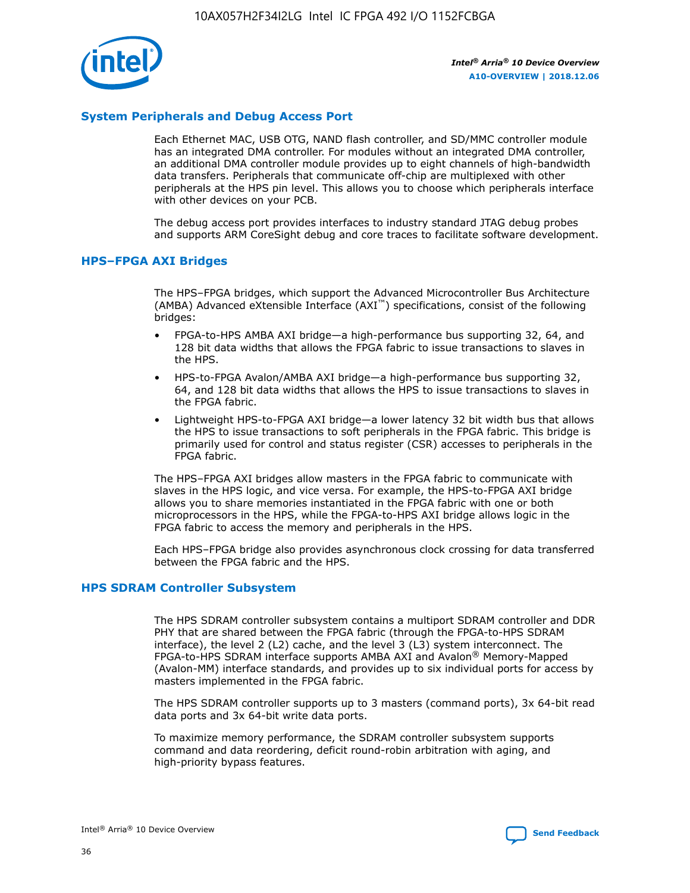## System Peripherals and Debug Access Port

Each Ethernet MAC, USB OTG, NAND flash controller, and SD/MMC controller module has an integrated DMA controller. For modules without an integrated DMA controller, an additional DMA controller module provides up to eight channels of high-bandwidth data transfers. Peripherals that communicate off-chip are multiplexed with other peripherals at the HPS pin level. This allows you to choose which peripherals interface with other devices on your PCB.

The debug access port provides interfaces to industry standard JTAG debug probes and supports ARM CoreSight debug and core traces to facilitate software development.

## HPS–FPGA AXI Bridges

The HPS–FPGA bridges, which support the Advanced Microcontroller Bus Architecture (AMBA) Advanced eXtensible Interface (AXI™) specifications, consist of the following bridges:

- FPGA-to-HPS AMBA AXI bridge—a high-performance bus supporting 32, 64, and 128 bit data widths that allows the FPGA fabric to issue transactions to slaves in the HPS.
- HPS-to-FPGA Avalon/AMBA AXI bridge—a high-performance bus supporting 32, 64, and 128 bit data widths that allows the HPS to issue transactions to slaves in the FPGA fabric.
- Lightweight HPS-to-FPGA AXI bridge—a lower latency 32 bit width bus that allows the HPS to issue transactions to soft peripherals in the FPGA fabric. This bridge is primarily used for control and status register (CSR) accesses to peripherals in the FPGA fabric.

The HPS–FPGA AXI bridges allow masters in the FPGA fabric to communicate with slaves in the HPS logic, and vice versa. For example, the HPS-to-FPGA AXI bridge allows you to share memories instantiated in the FPGA fabric with one or both microprocessors in the HPS, while the FPGA-to-HPS AXI bridge allows logic in the FPGA fabric to access the memory and peripherals in the HPS.

Each HPS–FPGA bridge also provides asynchronous clock crossing for data transferred between the FPGA fabric and the HPS.

## HPS SDRAM Controller Subsystem

The HPS SDRAM controller subsystem contains a multiport SDRAM controller and DDR PHY that are shared between the FPGA fabric (through the FPGA-to-HPS SDRAM interface), the level 2 (L2) cache, and the level 3 (L3) system interconnect. The FPGA-to-HPS SDRAM interface supports AMBA AXI and Avalon® Memory-Mapped (Avalon-MM) interface standards, and provides up to six individual ports for access by masters implemented in the FPGA fabric.

The HPS SDRAM controller supports up to 3 masters (command ports), 3x 64-bit read data ports and 3x 64-bit write data ports.

To maximize memory performance, the SDRAM controller subsystem supports command and data reordering, deficit round-robin arbitration with aging, and high-priority bypass features.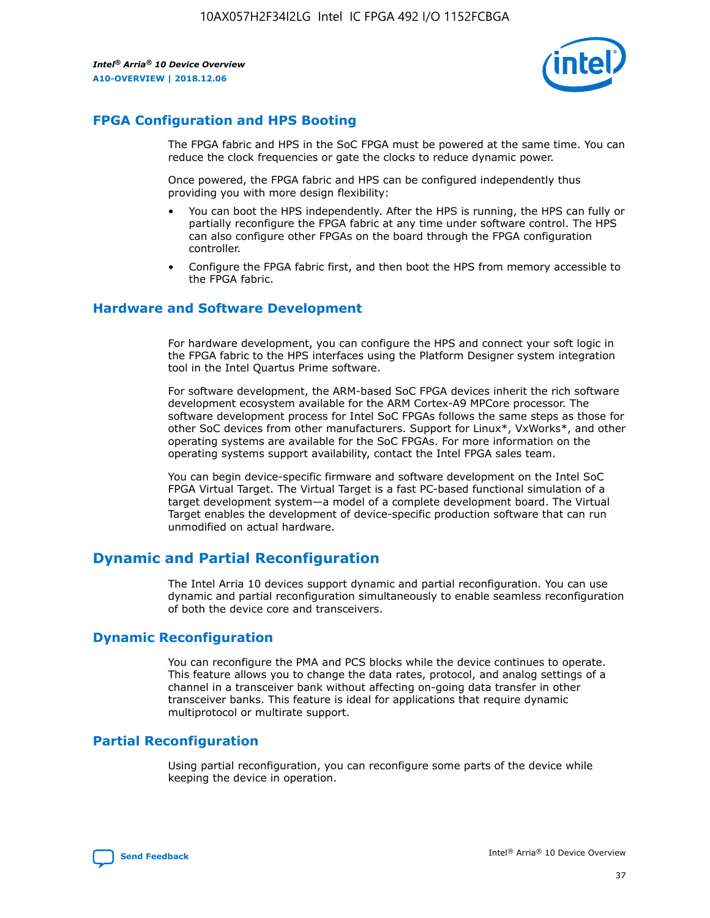## FPGA Configuration and HPS Booting

The FPGA fabric and HPS in the SoC FPGA must be powered at the same time. You can reduce the clock frequencies or gate the clocks to reduce dynamic power.

Once powered, the FPGA fabric and HPS can be configured independently thus providing you with more design flexibility:

- You can boot the HPS independently. After the HPS is running, the HPS can fully or partially reconfigure the FPGA fabric at any time under software control. The HPS can also configure other FPGAs on the board through the FPGA configuration controller.
- Configure the FPGA fabric first, and then boot the HPS from memory accessible to the FPGA fabric.

## Hardware and Software Development

For hardware development, you can configure the HPS and connect your soft logic in the FPGA fabric to the HPS interfaces using the Platform Designer system integration tool in the Intel Quartus Prime software.

For software development, the ARM-based SoC FPGA devices inherit the rich software development ecosystem available for the ARM Cortex-A9 MPCore processor. The software development process for Intel SoC FPGAs follows the same steps as those for other SoC devices from other manufacturers. Support for Linux*, VxWorks*, and other operating systems are available for the SoC FPGAs. For more information on the operating systems support availability, contact the Intel FPGA sales team.

You can begin device-specific firmware and software development on the Intel SoC FPGA Virtual Target. The Virtual Target is a fast PC-based functional simulation of a target development system—a model of a complete development board. The Virtual Target enables the development of device-specific production software that can run unmodified on actual hardware.

# Dynamic and Partial Reconfiguration

The Intel Arria 10 devices support dynamic and partial reconfiguration. You can use dynamic and partial reconfiguration simultaneously to enable seamless reconfiguration of both the device core and transceivers.

## Dynamic Reconfiguration

You can reconfigure the PMA and PCS blocks while the device continues to operate. This feature allows you to change the data rates, protocol, and analog settings of a channel in a transceiver bank without affecting on-going data transfer in other transceiver banks. This feature is ideal for applications that require dynamic multiprotocol or multirate support.

## Partial Reconfiguration

Using partial reconfiguration, you can reconfigure some parts of the device while keeping the device in operation.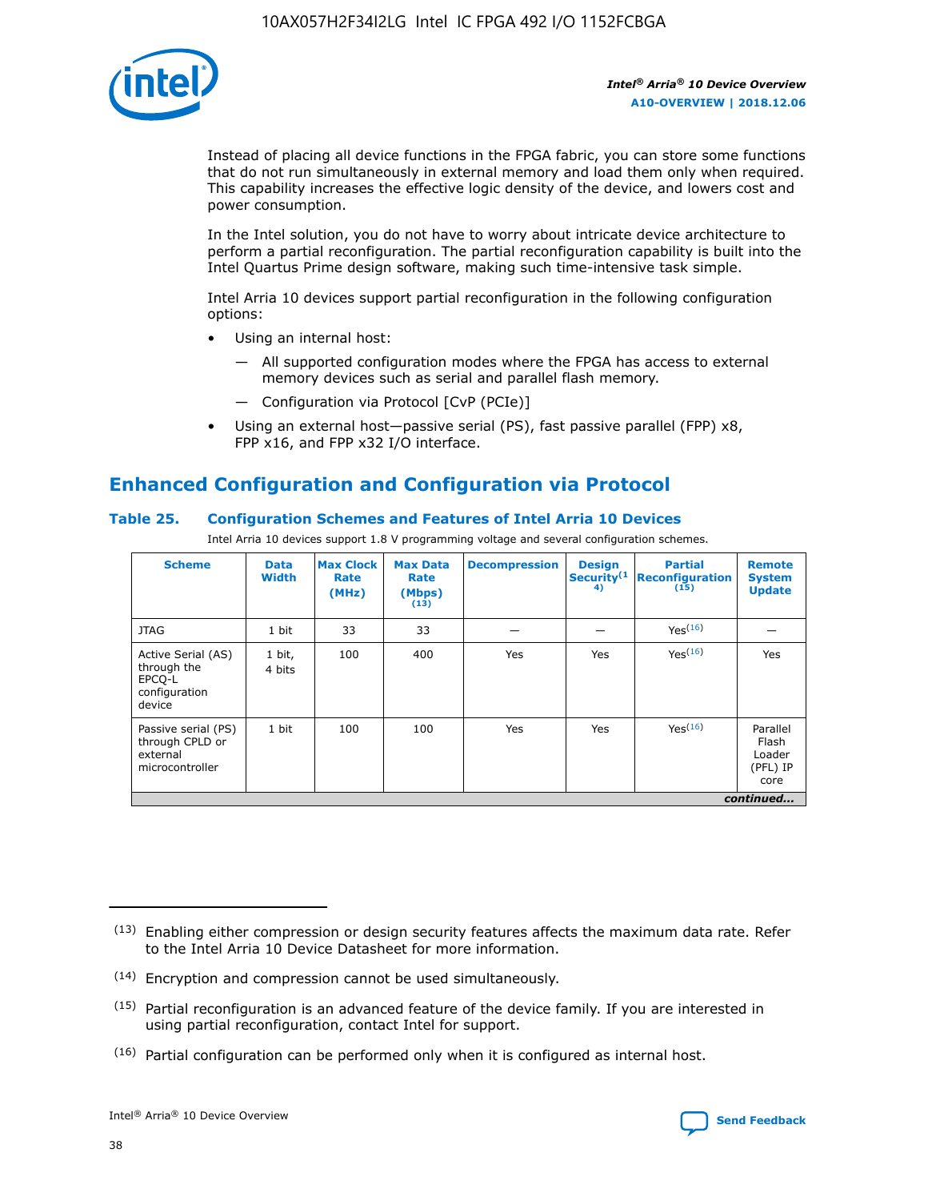Instead of placing all device functions in the FPGA fabric, you can store some functions that do not run simultaneously in external memory and load them only when required. This capability increases the effective logic density of the device, and lowers cost and power consumption.

In the Intel solution, you do not have to worry about intricate device architecture to perform a partial reconfiguration. The partial reconfiguration capability is built into the Intel Quartus Prime design software, making such time-intensive task simple.

Intel Arria 10 devices support partial reconfiguration in the following configuration options:

- Using an internal host:
  - All supported configuration modes where the FPGA has access to external memory devices such as serial and parallel flash memory.
  - Configuration via Protocol [CvP (PCIe)]
- Using an external host—passive serial (PS), fast passive parallel (FPP) x8, FPP x16, and FPP x32 I/O interface.

## Enhanced Configuration and Configuration via Protocol

### Table 25. Configuration Schemes and Features of Intel Arria 10 Devices

Intel Arria 10 devices support 1.8 V programming voltage and several configuration schemes.

| Scheme | Data Width | Max Clock Rate (MHz) | Max Data Rate (Mbps) (13) | Decompression | Design Security (14) | Partial Reconfiguration (15) | Remote System Update |
|---|---|---|---|---|---|---|---|
| JTAG | 1 bit | 33 | 33 | — | — | Yes (16) | — |
| Active Serial (AS) through the EPCQ-L configuration device | 1 bit, 4 bits | 100 | 400 | Yes | Yes | Yes (16) | Yes |
| Passive serial (PS) through CPLD or external microcontroller | 1 bit | 100 | 100 | Yes | Yes | Yes (16) | Parallel Flash Loader (PFL) IP core |

*continued...*

(13) Enabling either compression or design security features affects the maximum data rate. Refer to the Intel Arria 10 Device Datasheet for more information.

(14) Encryption and compression cannot be used simultaneously.

(15) Partial reconfiguration is an advanced feature of the device family. If you are interested in using partial reconfiguration, contact Intel for support.

(16) Partial configuration can be performed only when it is configured as internal host.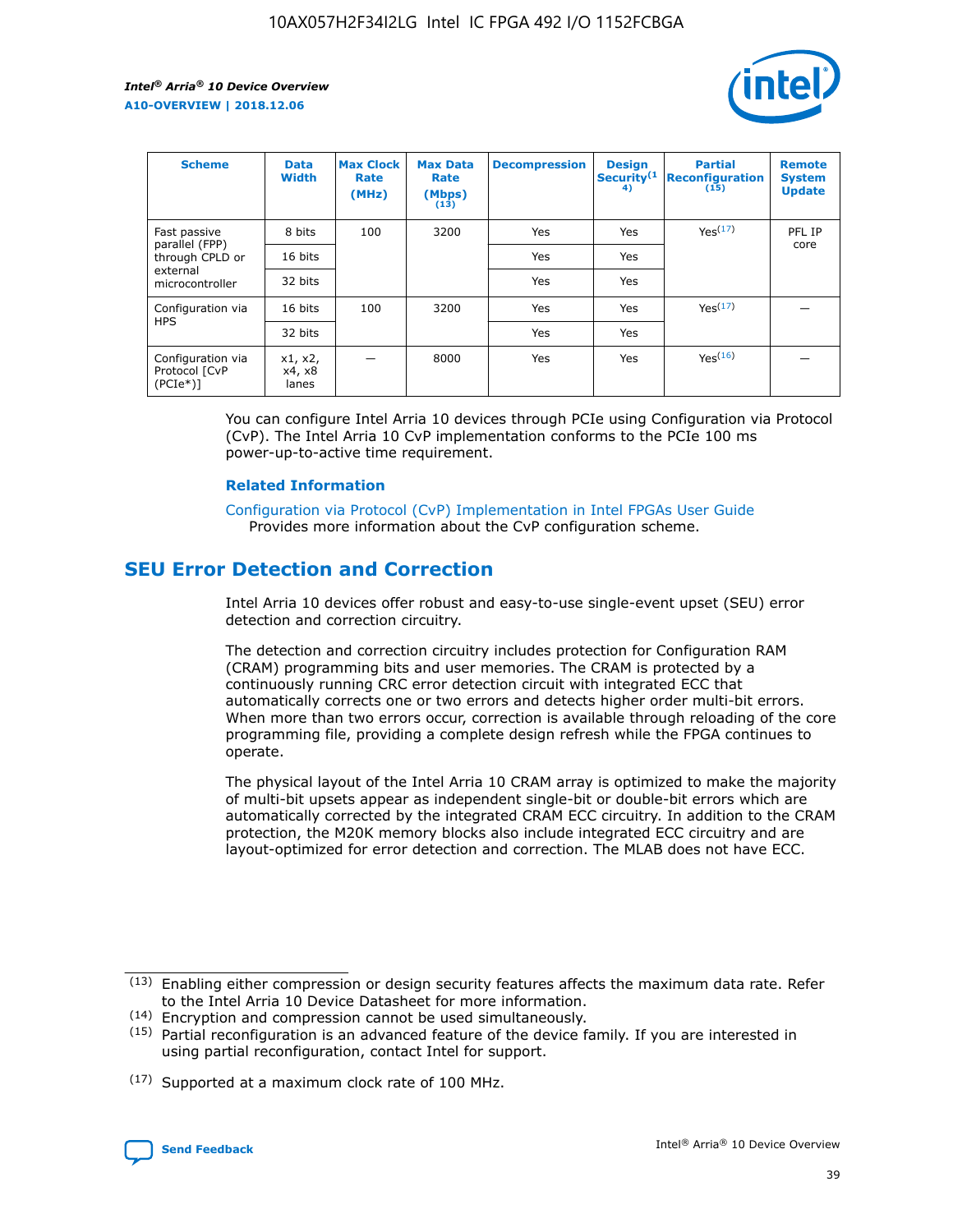| Scheme | Data Width | Max Clock Rate (MHz) | Max Data Rate (Mbps) (13) | Decompression | Design Security(14) | Partial Reconfiguration (15) | Remote System Update |
|---|---|---|---|---|---|---|---|
| Fast passive parallel (FPP) through CPLD or external microcontroller | 8 bits | 100 | 3200 | Yes | Yes | Yes(17) | PFL IP core |
| | 16 bits | | | Yes | Yes | | |
| | 32 bits | | | Yes | Yes | | |
| Configuration via HPS | 16 bits | 100 | 3200 | Yes | Yes | Yes(17) | — |
| | 32 bits | | | Yes | Yes | | |
| Configuration via Protocol [CvP (PCIe*)] | x1, x2, x4, x8 lanes | — | 8000 | Yes | Yes | Yes(16) | — |

You can configure Intel Arria 10 devices through PCIe using Configuration via Protocol (CvP). The Intel Arria 10 CvP implementation conforms to the PCIe 100 ms power-up-to-active time requirement.

### Related Information

Configuration via Protocol (CvP) Implementation in Intel FPGAs User Guide
Provides more information about the CvP configuration scheme.

## SEU Error Detection and Correction

Intel Arria 10 devices offer robust and easy-to-use single-event upset (SEU) error detection and correction circuitry.

The detection and correction circuitry includes protection for Configuration RAM (CRAM) programming bits and user memories. The CRAM is protected by a continuously running CRC error detection circuit with integrated ECC that automatically corrects one or two errors and detects higher order multi-bit errors. When more than two errors occur, correction is available through reloading of the core programming file, providing a complete design refresh while the FPGA continues to operate.

The physical layout of the Intel Arria 10 CRAM array is optimized to make the majority of multi-bit upsets appear as independent single-bit or double-bit errors which are automatically corrected by the integrated CRAM ECC circuitry. In addition to the CRAM protection, the M20K memory blocks also include integrated ECC circuitry and are layout-optimized for error detection and correction. The MLAB does not have ECC.

(13) Enabling either compression or design security features affects the maximum data rate. Refer to the Intel Arria 10 Device Datasheet for more information.

(14) Encryption and compression cannot be used simultaneously.

(15) Partial reconfiguration is an advanced feature of the device family. If you are interested in using partial reconfiguration, contact Intel for support.

(17) Supported at a maximum clock rate of 100 MHz.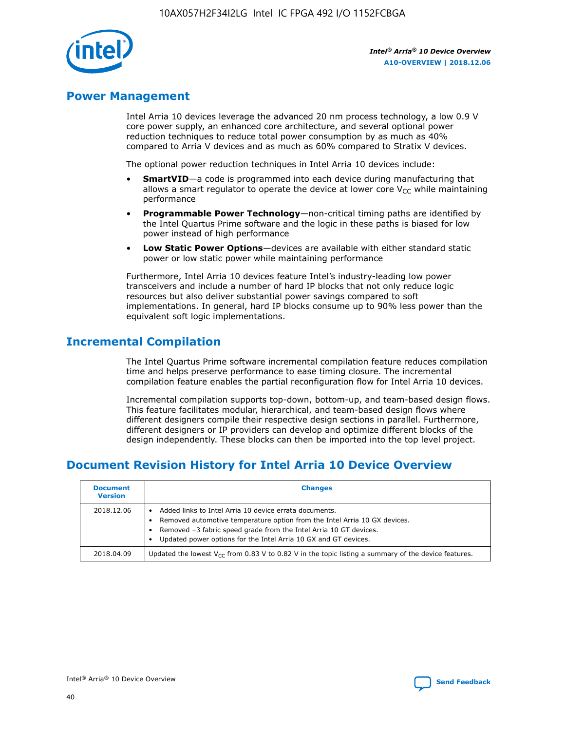## Power Management

Intel Arria 10 devices leverage the advanced 20 nm process technology, a low 0.9 V core power supply, an enhanced core architecture, and several optional power reduction techniques to reduce total power consumption by as much as 40% compared to Arria V devices and as much as 60% compared to Stratix V devices.

The optional power reduction techniques in Intel Arria 10 devices include:

- **SmartVID**—a code is programmed into each device during manufacturing that allows a smart regulator to operate the device at lower core $V_{CC}$ while maintaining performance
- **Programmable Power Technology**—non-critical timing paths are identified by the Intel Quartus Prime software and the logic in these paths is biased for low power instead of high performance
- **Low Static Power Options**—devices are available with either standard static power or low static power while maintaining performance

Furthermore, Intel Arria 10 devices feature Intel's industry-leading low power transceivers and include a number of hard IP blocks that not only reduce logic resources but also deliver substantial power savings compared to soft implementations. In general, hard IP blocks consume up to 90% less power than the equivalent soft logic implementations.

## Incremental Compilation

The Intel Quartus Prime software incremental compilation feature reduces compilation time and helps preserve performance to ease timing closure. The incremental compilation feature enables the partial reconfiguration flow for Intel Arria 10 devices.

Incremental compilation supports top-down, bottom-up, and team-based design flows. This feature facilitates modular, hierarchical, and team-based design flows where different designers compile their respective design sections in parallel. Furthermore, different designers or IP providers can develop and optimize different blocks of the design independently. These blocks can then be imported into the top level project.

## Document Revision History for Intel Arria 10 Device Overview

| Document Version | Changes |
|---|---|
| 2018.12.06 | • Added links to Intel Arria 10 device errata documents.<br>• Removed automotive temperature option from the Intel Arria 10 GX devices.<br>• Removed –3 fabric speed grade from the Intel Arria 10 GT devices.<br>• Updated power options for the Intel Arria 10 GX and GT devices. |
| 2018.04.09 | Updated the lowest $V_{CC}$ from 0.83 V to 0.82 V in the topic listing a summary of the device features. |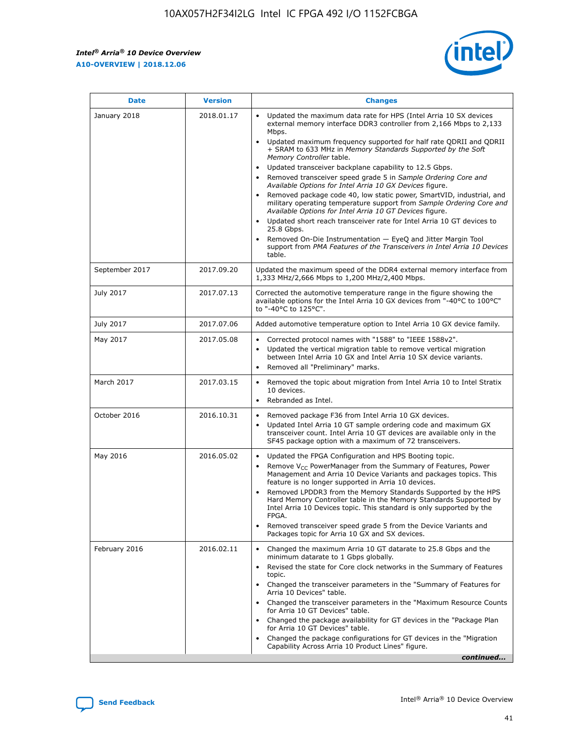| Date | Version | Changes |
| --- | --- | --- |
| January 2018 | 2018.01.17 | • Updated the maximum data rate for HPS (Intel Arria 10 SX devices external memory interface DDR3 controller from 2,166 Mbps to 2,133 Mbps.<br>• Updated maximum frequency supported for half rate QDRII and QDRII + SRAM to 633 MHz in *Memory Standards Supported by the Soft Memory Controller* table.<br>• Updated transceiver backplane capability to 12.5 Gbps.<br>• Removed transceiver speed grade 5 in *Sample Ordering Core and Available Options for Intel Arria 10 GX Devices* figure.<br>• Removed package code 40, low static power, SmartVID, industrial, and military operating temperature support from *Sample Ordering Core and Available Options for Intel Arria 10 GT Devices* figure.<br>• Updated short reach transceiver rate for Intel Arria 10 GT devices to 25.8 Gbps.<br>• Removed On-Die Instrumentation — EyeQ and Jitter Margin Tool support from *PMA Features of the Transceivers in Intel Arria 10 Devices* table. |
| September 2017 | 2017.09.20 | Updated the maximum speed of the DDR4 external memory interface from 1,333 MHz/2,666 Mbps to 1,200 MHz/2,400 Mbps. |
| July 2017 | 2017.07.13 | Corrected the automotive temperature range in the figure showing the available options for the Intel Arria 10 GX devices from "-40°C to 100°C" to "-40°C to 125°C". |
| July 2017 | 2017.07.06 | Added automotive temperature option to Intel Arria 10 GX device family. |
| May 2017 | 2017.05.08 | • Corrected protocol names with "1588" to "IEEE 1588v2".<br>• Updated the vertical migration table to remove vertical migration between Intel Arria 10 GX and Intel Arria 10 SX device variants.<br>• Removed all "Preliminary" marks. |
| March 2017 | 2017.03.15 | • Removed the topic about migration from Intel Arria 10 to Intel Stratix 10 devices.<br>• Rebranded as Intel. |
| October 2016 | 2016.10.31 | • Removed package F36 from Intel Arria 10 GX devices.<br>• Updated Intel Arria 10 GT sample ordering code and maximum GX transceiver count. Intel Arria 10 GT devices are available only in the SF45 package option with a maximum of 72 transceivers. |
| May 2016 | 2016.05.02 | • Updated the FPGA Configuration and HPS Booting topic.<br>• Remove $V_{CC}$ PowerManager from the Summary of Features, Power Management and Arria 10 Device Variants and packages topics. This feature is no longer supported in Arria 10 devices.<br>• Removed LPDDR3 from the Memory Standards Supported by the HPS Hard Memory Controller table in the Memory Standards Supported by Intel Arria 10 Devices topic. This standard is only supported by the FPGA.<br>• Removed transceiver speed grade 5 from the Device Variants and Packages topic for Arria 10 GX and SX devices. |
| February 2016 | 2016.02.11 | • Changed the maximum Arria 10 GT datarate to 25.8 Gbps and the minimum datarate to 1 Gbps globally.<br>• Revised the state for Core clock networks in the Summary of Features topic.<br>• Changed the transceiver parameters in the "Summary of Features for Arria 10 Devices" table.<br>• Changed the transceiver parameters in the "Maximum Resource Counts for Arria 10 GT Devices" table.<br>• Changed the package availability for GT devices in the "Package Plan for Arria 10 GT Devices" table.<br>• Changed the package configurations for GT devices in the "Migration Capability Across Arria 10 Product Lines" figure. |

*continued...*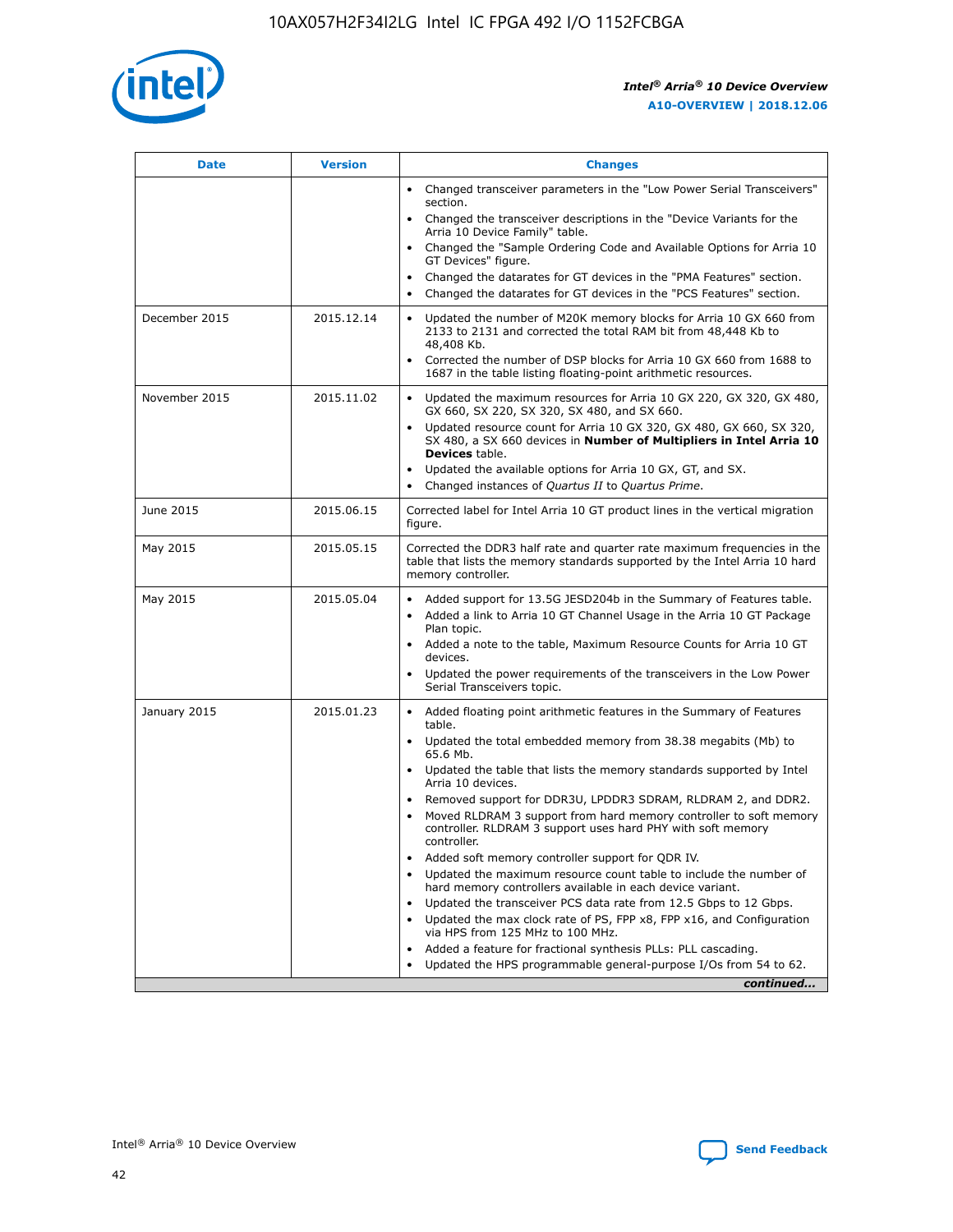| Date | Version | Changes |
| --- | --- | --- |
| | | • Changed transceiver parameters in the "Low Power Serial Transceivers" section.<br>• Changed the transceiver descriptions in the "Device Variants for the Arria 10 Device Family" table.<br>• Changed the "Sample Ordering Code and Available Options for Arria 10 GT Devices" figure.<br>• Changed the datarates for GT devices in the "PMA Features" section.<br>• Changed the datarates for GT devices in the "PCS Features" section. |
| December 2015 | 2015.12.14 | • Updated the number of M20K memory blocks for Arria 10 GX 660 from 2133 to 2131 and corrected the total RAM bit from 48,448 Kb to 48,408 Kb.<br>• Corrected the number of DSP blocks for Arria 10 GX 660 from 1688 to 1687 in the table listing floating-point arithmetic resources. |
| November 2015 | 2015.11.02 | • Updated the maximum resources for Arria 10 GX 220, GX 320, GX 480, GX 660, SX 220, SX 320, SX 480, and SX 660.<br>• Updated resource count for Arria 10 GX 320, GX 480, GX 660, SX 320, SX 480, a SX 660 devices in **Number of Multipliers in Intel Arria 10 Devices** table.<br>• Updated the available options for Arria 10 GX, GT, and SX.<br>• Changed instances of *Quartus II* to *Quartus Prime*. |
| June 2015 | 2015.06.15 | Corrected label for Intel Arria 10 GT product lines in the vertical migration figure. |
| May 2015 | 2015.05.15 | Corrected the DDR3 half rate and quarter rate maximum frequencies in the table that lists the memory standards supported by the Intel Arria 10 hard memory controller. |
| May 2015 | 2015.05.04 | • Added support for 13.5G JESD204b in the Summary of Features table.<br>• Added a link to Arria 10 GT Channel Usage in the Arria 10 GT Package Plan topic.<br>• Added a note to the table, Maximum Resource Counts for Arria 10 GT devices.<br>• Updated the power requirements of the transceivers in the Low Power Serial Transceivers topic. |
| January 2015 | 2015.01.23 | • Added floating point arithmetic features in the Summary of Features table.<br>• Updated the total embedded memory from 38.38 megabits (Mb) to 65.6 Mb.<br>• Updated the table that lists the memory standards supported by Intel Arria 10 devices.<br>• Removed support for DDR3U, LPDDR3 SDRAM, RLDRAM 2, and DDR2.<br>• Moved RLDRAM 3 support from hard memory controller to soft memory controller. RLDRAM 3 support uses hard PHY with soft memory controller.<br>• Added soft memory controller support for QDR IV.<br>• Updated the maximum resource count table to include the number of hard memory controllers available in each device variant.<br>• Updated the transceiver PCS data rate from 12.5 Gbps to 12 Gbps.<br>• Updated the max clock rate of PS, FPP x8, FPP x16, and Configuration via HPS from 125 MHz to 100 MHz.<br>• Added a feature for fractional synthesis PLLs: PLL cascading.<br>• Updated the HPS programmable general-purpose I/Os from 54 to 62. |

*continued...*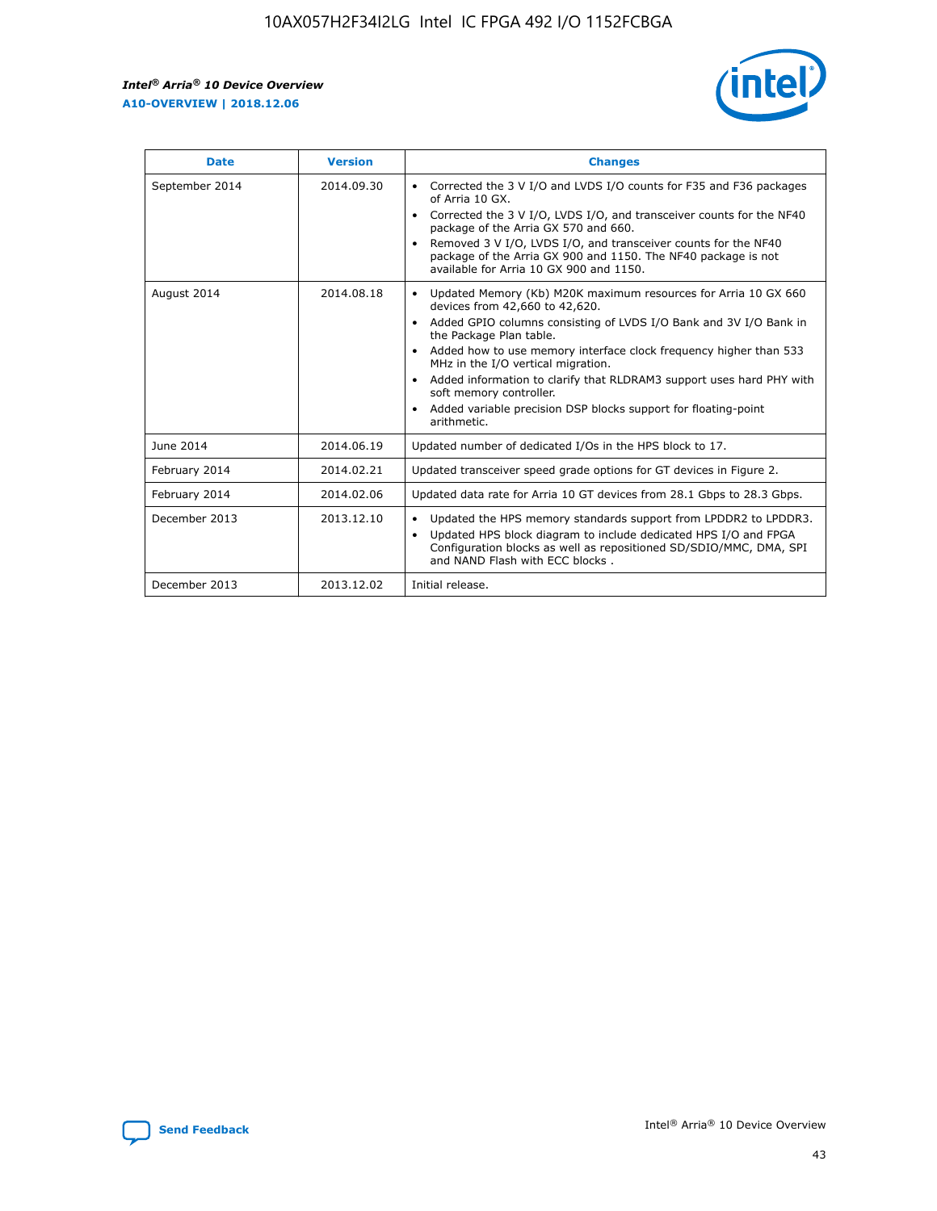| Date | Version | Changes |
| --- | --- | --- |
| September 2014 | 2014.09.30 | • Corrected the 3 V I/O and LVDS I/O counts for F35 and F36 packages of Arria 10 GX.<br>• Corrected the 3 V I/O, LVDS I/O, and transceiver counts for the NF40 package of the Arria GX 570 and 660.<br>• Removed 3 V I/O, LVDS I/O, and transceiver counts for the NF40 package of the Arria GX 900 and 1150. The NF40 package is not available for Arria 10 GX 900 and 1150. |
| August 2014 | 2014.08.18 | • Updated Memory (Kb) M20K maximum resources for Arria 10 GX 660 devices from 42,660 to 42,620.<br>• Added GPIO columns consisting of LVDS I/O Bank and 3V I/O Bank in the Package Plan table.<br>• Added how to use memory interface clock frequency higher than 533 MHz in the I/O vertical migration.<br>• Added information to clarify that RLDRAM3 support uses hard PHY with soft memory controller.<br>• Added variable precision DSP blocks support for floating-point arithmetic. |
| June 2014 | 2014.06.19 | Updated number of dedicated I/Os in the HPS block to 17. |
| February 2014 | 2014.02.21 | Updated transceiver speed grade options for GT devices in Figure 2. |
| February 2014 | 2014.02.06 | Updated data rate for Arria 10 GT devices from 28.1 Gbps to 28.3 Gbps. |
| December 2013 | 2013.12.10 | • Updated the HPS memory standards support from LPDDR2 to LPDDR3.<br>• Updated HPS block diagram to include dedicated HPS I/O and FPGA Configuration blocks as well as repositioned SD/SDIO/MMC, DMA, SPI and NAND Flash with ECC blocks . |
| December 2013 | 2013.12.02 | Initial release. |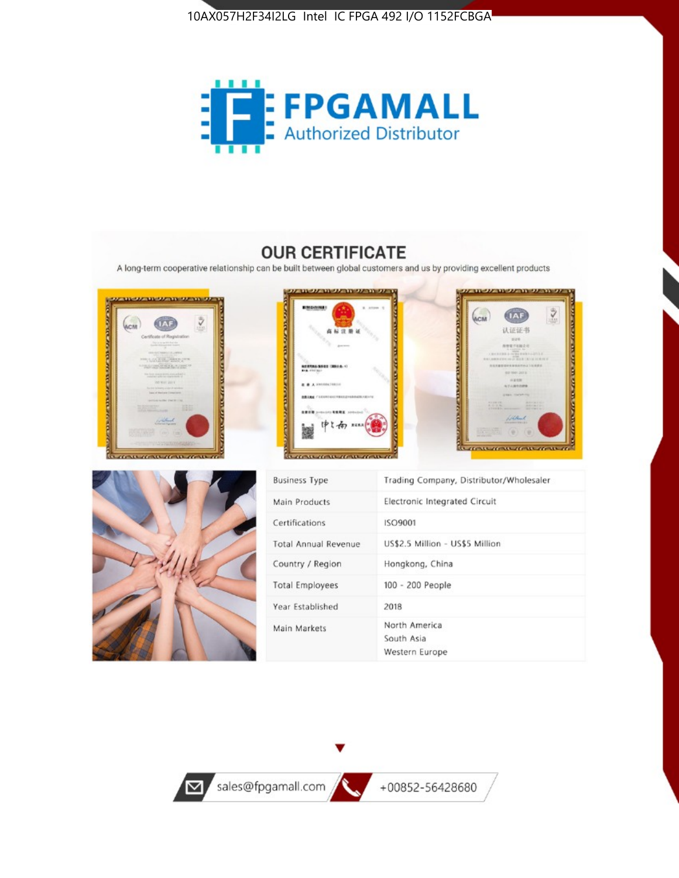FPGAMALL
Authorized Distributor

## OUR CERTIFICATE

A long-term cooperative relationship can be built between global customers and us by providing excellent products

| | |
|---|---|
| Business Type | Trading Company, Distributor/Wholesaler |
| Main Products | Electronic Integrated Circuit |
| Certifications | ISO9001 |
| Total Annual Revenue | US$2.5 Million - US$5 Million |
| Country / Region | Hongkong, China |
| Total Employees | 100 - 200 People |
| Year Established | 2018 |
| Main Markets | North America<br>South Asia<br>Western Europe |

sales@fpgamall.com

+00852-56428680